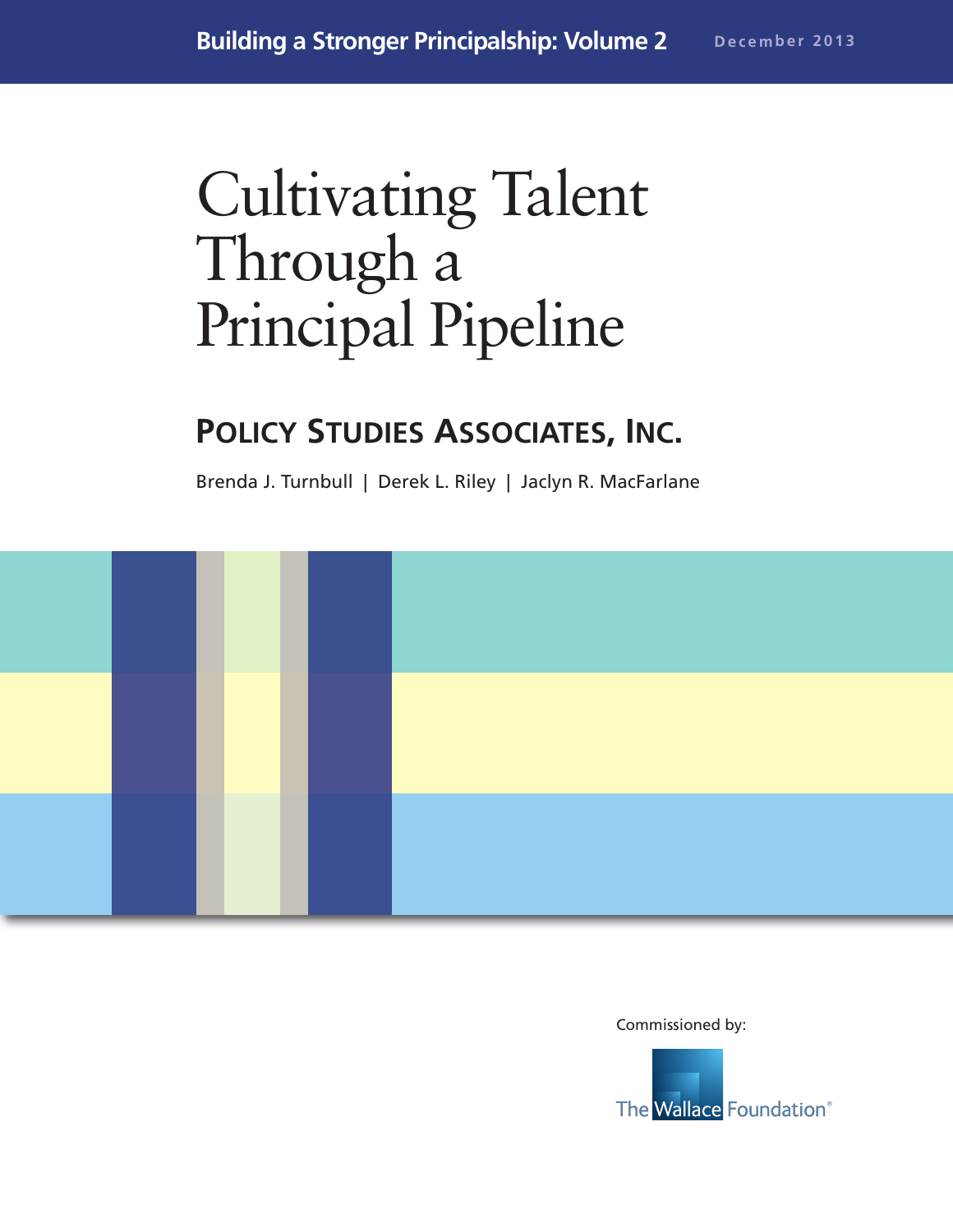Building a Stronger Principalship: Volume 2

December 2013

# Cultivating Talent Through a Principal Pipeline

## Policy Studies Associates, Inc.

Brenda J. Turnbull | Derek L. Riley | Jaclyn R. MacFarlane

Commissioned by:

The Wallace Foundation®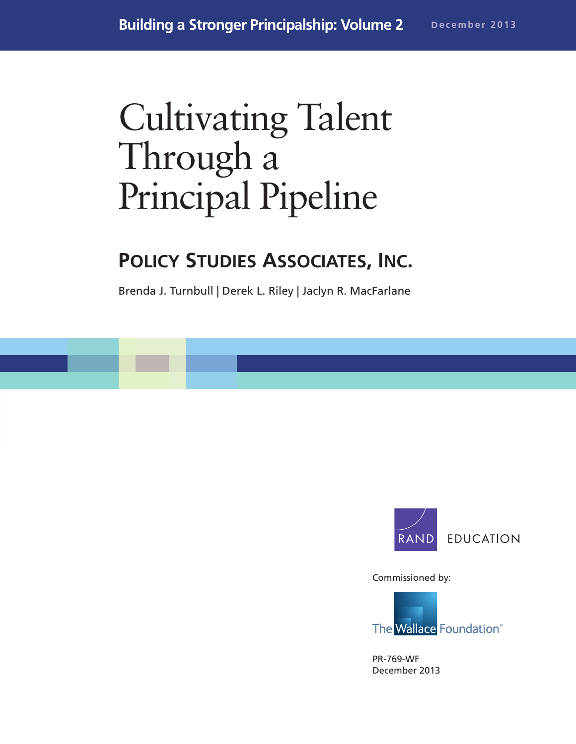Building a Stronger Principalship: Volume 2 December 2013

# Cultivating Talent Through a Principal Pipeline

## POLICY STUDIES ASSOCIATES, INC.

Brenda J. Turnbull | Derek L. Riley | Jaclyn R. MacFarlane

RAND EDUCATION

Commissioned by:

The Wallace Foundation®

PR-769-WF
December 2013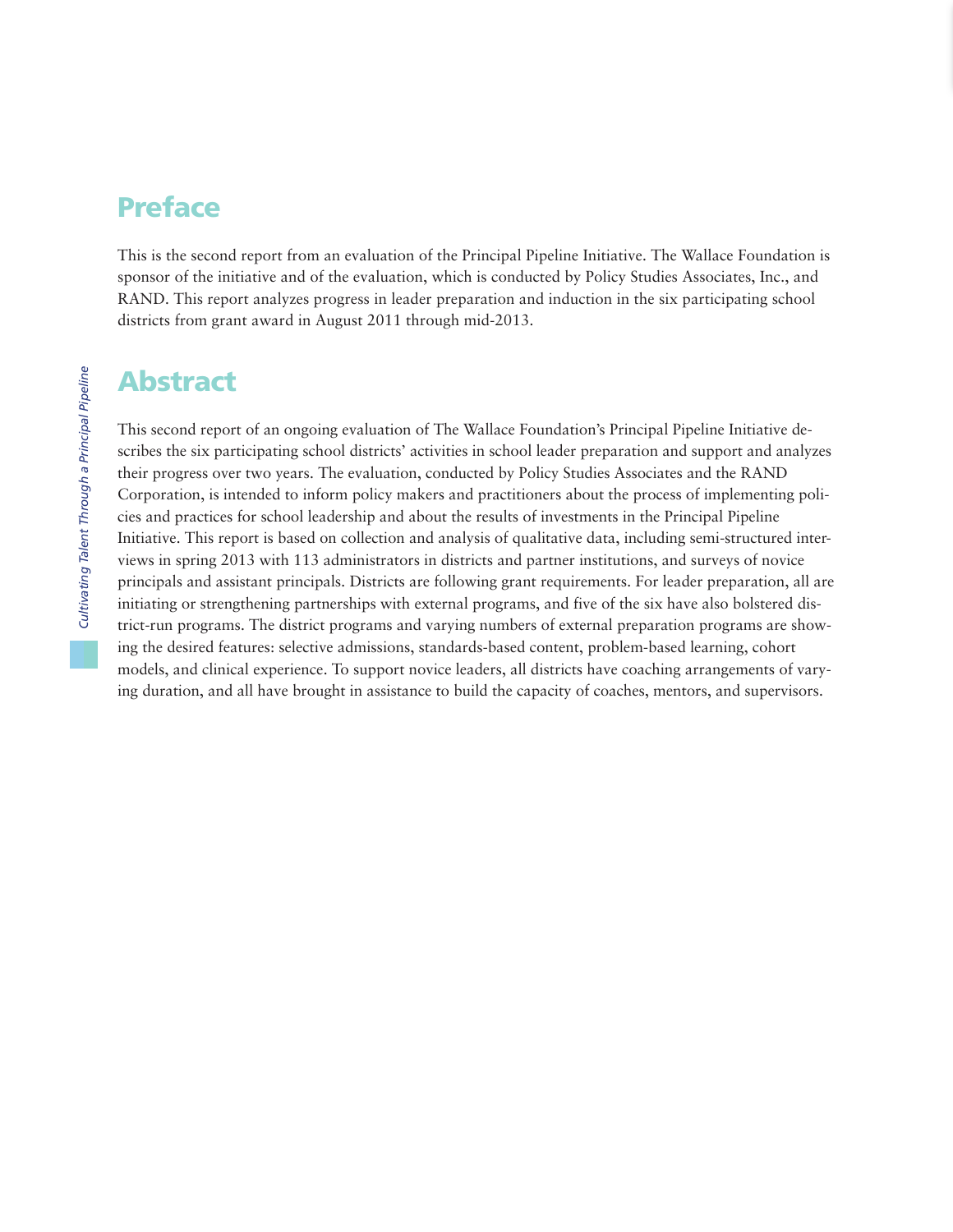## Preface

This is the second report from an evaluation of the Principal Pipeline Initiative. The Wallace Foundation is sponsor of the initiative and of the evaluation, which is conducted by Policy Studies Associates, Inc., and RAND. This report analyzes progress in leader preparation and induction in the six participating school districts from grant award in August 2011 through mid-2013.

## Abstract

This second report of an ongoing evaluation of The Wallace Foundation's Principal Pipeline Initiative describes the six participating school districts' activities in school leader preparation and support and analyzes their progress over two years. The evaluation, conducted by Policy Studies Associates and the RAND Corporation, is intended to inform policy makers and practitioners about the process of implementing policies and practices for school leadership and about the results of investments in the Principal Pipeline Initiative. This report is based on collection and analysis of qualitative data, including semi-structured interviews in spring 2013 with 113 administrators in districts and partner institutions, and surveys of novice principals and assistant principals. Districts are following grant requirements. For leader preparation, all are initiating or strengthening partnerships with external programs, and five of the six have also bolstered district-run programs. The district programs and varying numbers of external preparation programs are showing the desired features: selective admissions, standards-based content, problem-based learning, cohort models, and clinical experience. To support novice leaders, all districts have coaching arrangements of varying duration, and all have brought in assistance to build the capacity of coaches, mentors, and supervisors.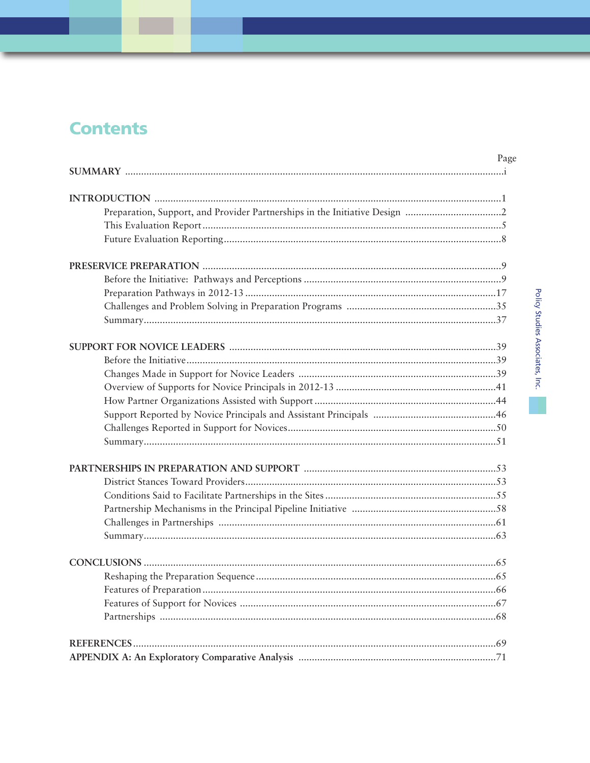# Contents

| | Page |
|---|---|
| **SUMMARY** | i |
| **INTRODUCTION** | 1 |
| Preparation, Support, and Provider Partnerships in the Initiative Design | 2 |
| This Evaluation Report | 5 |
| Future Evaluation Reporting | 8 |
| **PRESERVICE PREPARATION** | 9 |
| Before the Initiative: Pathways and Perceptions | 9 |
| Preparation Pathways in 2012-13 | 17 |
| Challenges and Problem Solving in Preparation Programs | 35 |
| Summary | 37 |
| **SUPPORT FOR NOVICE LEADERS** | 39 |
| Before the Initiative | 39 |
| Changes Made in Support for Novice Leaders | 39 |
| Overview of Supports for Novice Principals in 2012-13 | 41 |
| How Partner Organizations Assisted with Support | 44 |
| Support Reported by Novice Principals and Assistant Principals | 46 |
| Challenges Reported in Support for Novices | 50 |
| Summary | 51 |
| **PARTNERSHIPS IN PREPARATION AND SUPPORT** | 53 |
| District Stances Toward Providers | 53 |
| Conditions Said to Facilitate Partnerships in the Sites | 55 |
| Partnership Mechanisms in the Principal Pipeline Initiative | 58 |
| Challenges in Partnerships | 61 |
| Summary | 63 |
| **CONCLUSIONS** | 65 |
| Reshaping the Preparation Sequence | 65 |
| Features of Preparation | 66 |
| Features of Support for Novices | 67 |
| Partnerships | 68 |
| **REFERENCES** | 69 |
| **APPENDIX A: An Exploratory Comparative Analysis** | 71 |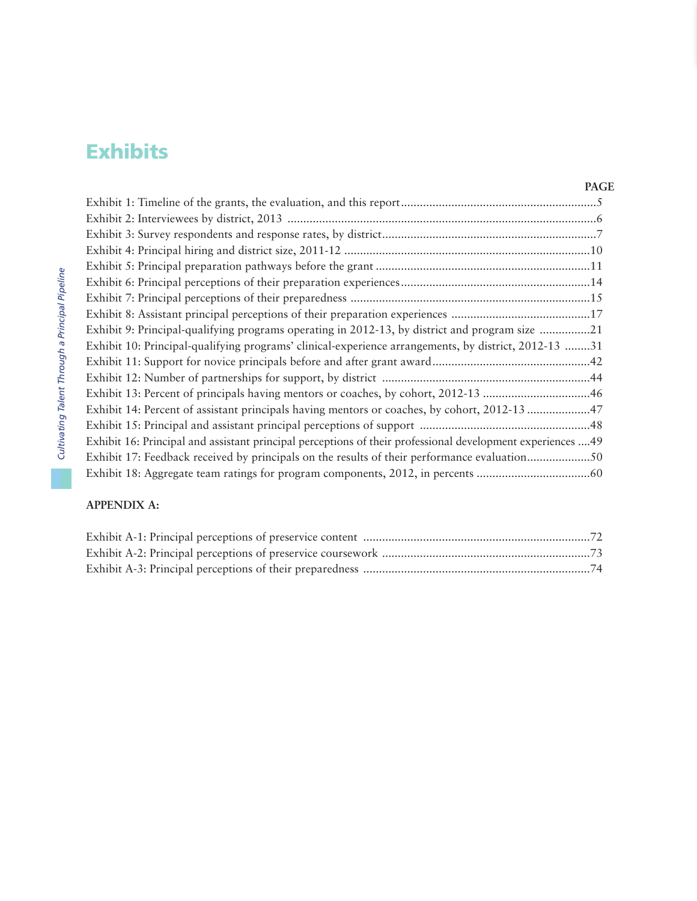# Exhibits

| | PAGE |
|---|---|
| Exhibit 1: Timeline of the grants, the evaluation, and this report | 5 |
| Exhibit 2: Interviewees by district, 2013 | 6 |
| Exhibit 3: Survey respondents and response rates, by district | 7 |
| Exhibit 4: Principal hiring and district size, 2011-12 | 10 |
| Exhibit 5: Principal preparation pathways before the grant | 11 |
| Exhibit 6: Principal perceptions of their preparation experiences | 14 |
| Exhibit 7: Principal perceptions of their preparedness | 15 |
| Exhibit 8: Assistant principal perceptions of their preparation experiences | 17 |
| Exhibit 9: Principal-qualifying programs operating in 2012-13, by district and program size | 21 |
| Exhibit 10: Principal-qualifying programs' clinical-experience arrangements, by district, 2012-13 | 31 |
| Exhibit 11: Support for novice principals before and after grant award | 42 |
| Exhibit 12: Number of partnerships for support, by district | 44 |
| Exhibit 13: Percent of principals having mentors or coaches, by cohort, 2012-13 | 46 |
| Exhibit 14: Percent of assistant principals having mentors or coaches, by cohort, 2012-13 | 47 |
| Exhibit 15: Principal and assistant principal perceptions of support | 48 |
| Exhibit 16: Principal and assistant principal perceptions of their professional development experiences | 49 |
| Exhibit 17: Feedback received by principals on the results of their performance evaluation | 50 |
| Exhibit 18: Aggregate team ratings for program components, 2012, in percents | 60 |

**APPENDIX A:**

| | |
|---|---|
| Exhibit A-1: Principal perceptions of preservice content | 72 |
| Exhibit A-2: Principal perceptions of preservice coursework | 73 |
| Exhibit A-3: Principal perceptions of their preparedness | 74 |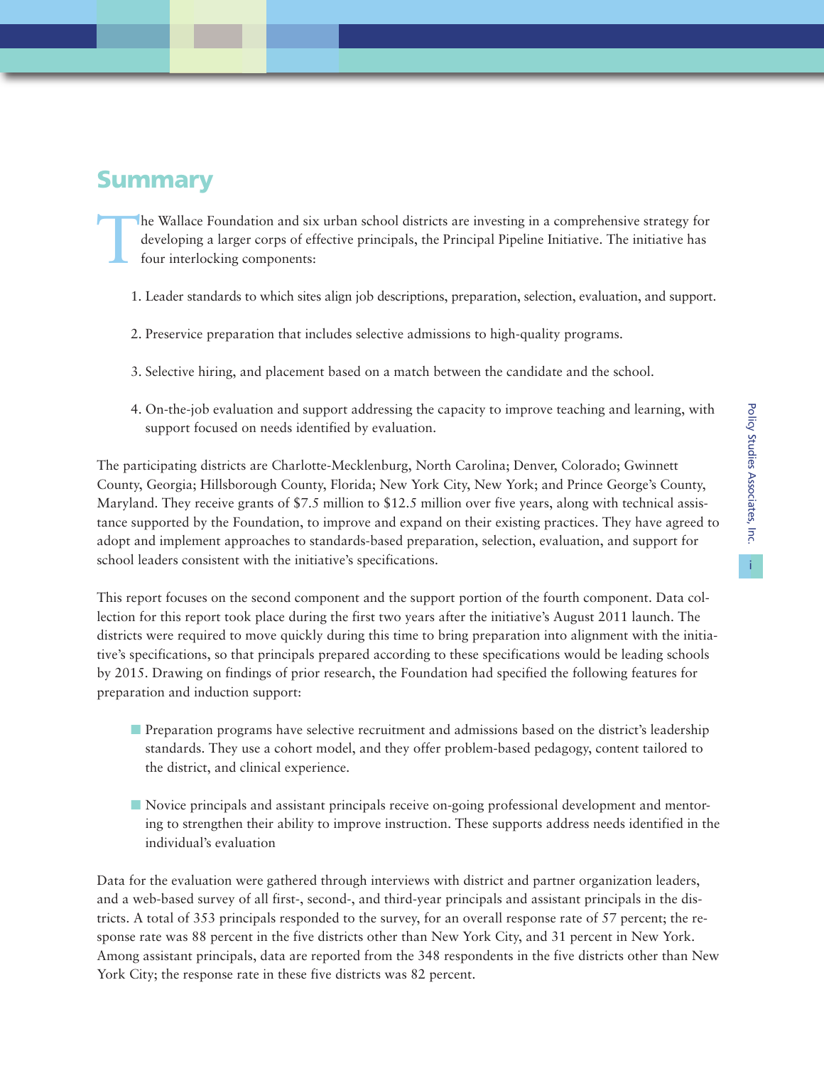## Summary

The Wallace Foundation and six urban school districts are investing in a comprehensive strategy for developing a larger corps of effective principals, the Principal Pipeline Initiative. The initiative has four interlocking components:

1. Leader standards to which sites align job descriptions, preparation, selection, evaluation, and support.

2. Preservice preparation that includes selective admissions to high-quality programs.

3. Selective hiring, and placement based on a match between the candidate and the school.

4. On-the-job evaluation and support addressing the capacity to improve teaching and learning, with support focused on needs identified by evaluation.

The participating districts are Charlotte-Mecklenburg, North Carolina; Denver, Colorado; Gwinnett County, Georgia; Hillsborough County, Florida; New York City, New York; and Prince George's County, Maryland. They receive grants of $7.5 million to $12.5 million over five years, along with technical assistance supported by the Foundation, to improve and expand on their existing practices. They have agreed to adopt and implement approaches to standards-based preparation, selection, evaluation, and support for school leaders consistent with the initiative's specifications.

This report focuses on the second component and the support portion of the fourth component. Data collection for this report took place during the first two years after the initiative's August 2011 launch. The districts were required to move quickly during this time to bring preparation into alignment with the initiative's specifications, so that principals prepared according to these specifications would be leading schools by 2015. Drawing on findings of prior research, the Foundation had specified the following features for preparation and induction support:

- Preparation programs have selective recruitment and admissions based on the district's leadership standards. They use a cohort model, and they offer problem-based pedagogy, content tailored to the district, and clinical experience.

- Novice principals and assistant principals receive on-going professional development and mentoring to strengthen their ability to improve instruction. These supports address needs identified in the individual's evaluation

Data for the evaluation were gathered through interviews with district and partner organization leaders, and a web-based survey of all first-, second-, and third-year principals and assistant principals in the districts. A total of 353 principals responded to the survey, for an overall response rate of 57 percent; the response rate was 88 percent in the five districts other than New York City, and 31 percent in New York. Among assistant principals, data are reported from the 348 respondents in the five districts other than New York City; the response rate in these five districts was 82 percent.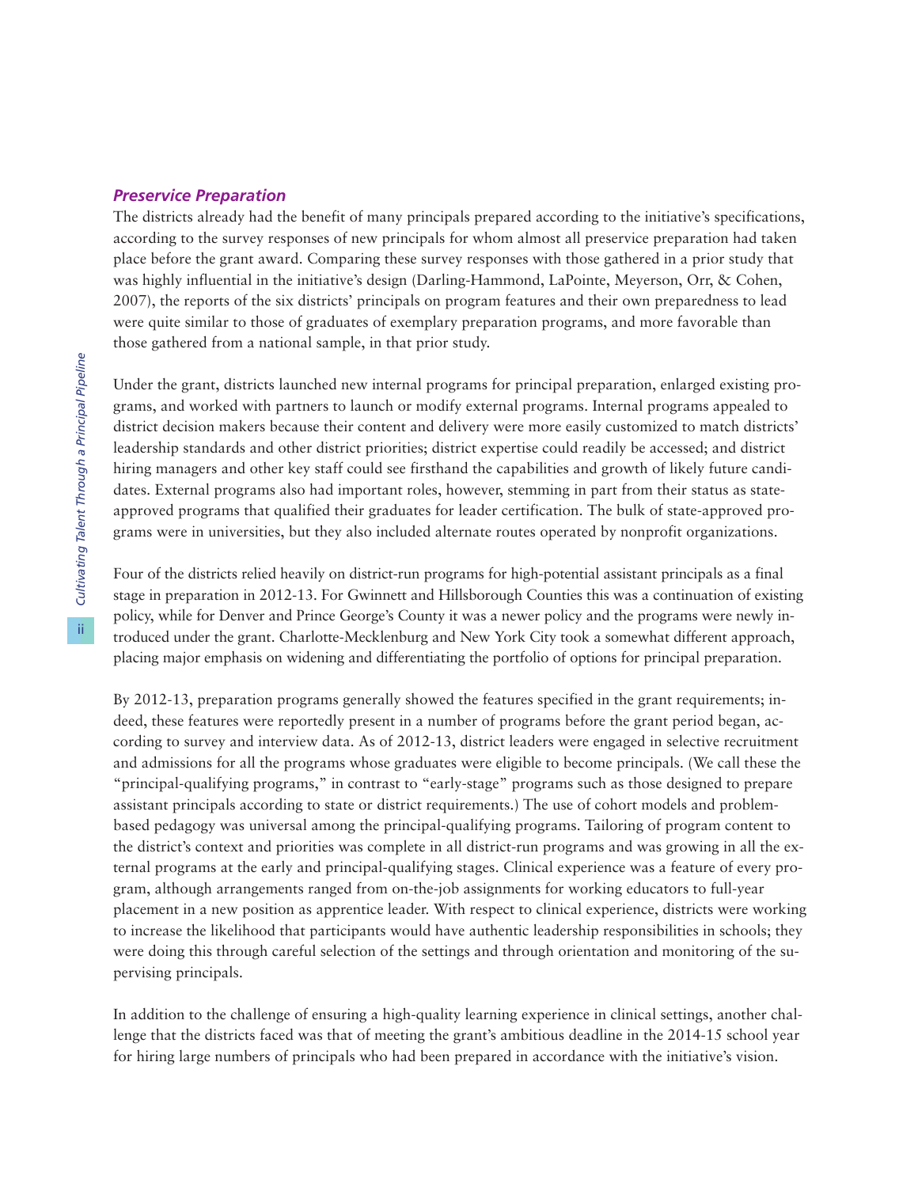### *Preservice Preparation*

The districts already had the benefit of many principals prepared according to the initiative's specifications, according to the survey responses of new principals for whom almost all preservice preparation had taken place before the grant award. Comparing these survey responses with those gathered in a prior study that was highly influential in the initiative's design (Darling-Hammond, LaPointe, Meyerson, Orr, & Cohen, 2007), the reports of the six districts' principals on program features and their own preparedness to lead were quite similar to those of graduates of exemplary preparation programs, and more favorable than those gathered from a national sample, in that prior study.

Under the grant, districts launched new internal programs for principal preparation, enlarged existing programs, and worked with partners to launch or modify external programs. Internal programs appealed to district decision makers because their content and delivery were more easily customized to match districts' leadership standards and other district priorities; district expertise could readily be accessed; and district hiring managers and other key staff could see firsthand the capabilities and growth of likely future candidates. External programs also had important roles, however, stemming in part from their status as state-approved programs that qualified their graduates for leader certification. The bulk of state-approved programs were in universities, but they also included alternate routes operated by nonprofit organizations.

Four of the districts relied heavily on district-run programs for high-potential assistant principals as a final stage in preparation in 2012-13. For Gwinnett and Hillsborough Counties this was a continuation of existing policy, while for Denver and Prince George's County it was a newer policy and the programs were newly introduced under the grant. Charlotte-Mecklenburg and New York City took a somewhat different approach, placing major emphasis on widening and differentiating the portfolio of options for principal preparation.

By 2012-13, preparation programs generally showed the features specified in the grant requirements; indeed, these features were reportedly present in a number of programs before the grant period began, according to survey and interview data. As of 2012-13, district leaders were engaged in selective recruitment and admissions for all the programs whose graduates were eligible to become principals. (We call these the "principal-qualifying programs," in contrast to "early-stage" programs such as those designed to prepare assistant principals according to state or district requirements.) The use of cohort models and problem-based pedagogy was universal among the principal-qualifying programs. Tailoring of program content to the district's context and priorities was complete in all district-run programs and was growing in all the external programs at the early and principal-qualifying stages. Clinical experience was a feature of every program, although arrangements ranged from on-the-job assignments for working educators to full-year placement in a new position as apprentice leader. With respect to clinical experience, districts were working to increase the likelihood that participants would have authentic leadership responsibilities in schools; they were doing this through careful selection of the settings and through orientation and monitoring of the supervising principals.

In addition to the challenge of ensuring a high-quality learning experience in clinical settings, another challenge that the districts faced was that of meeting the grant's ambitious deadline in the 2014-15 school year for hiring large numbers of principals who had been prepared in accordance with the initiative's vision.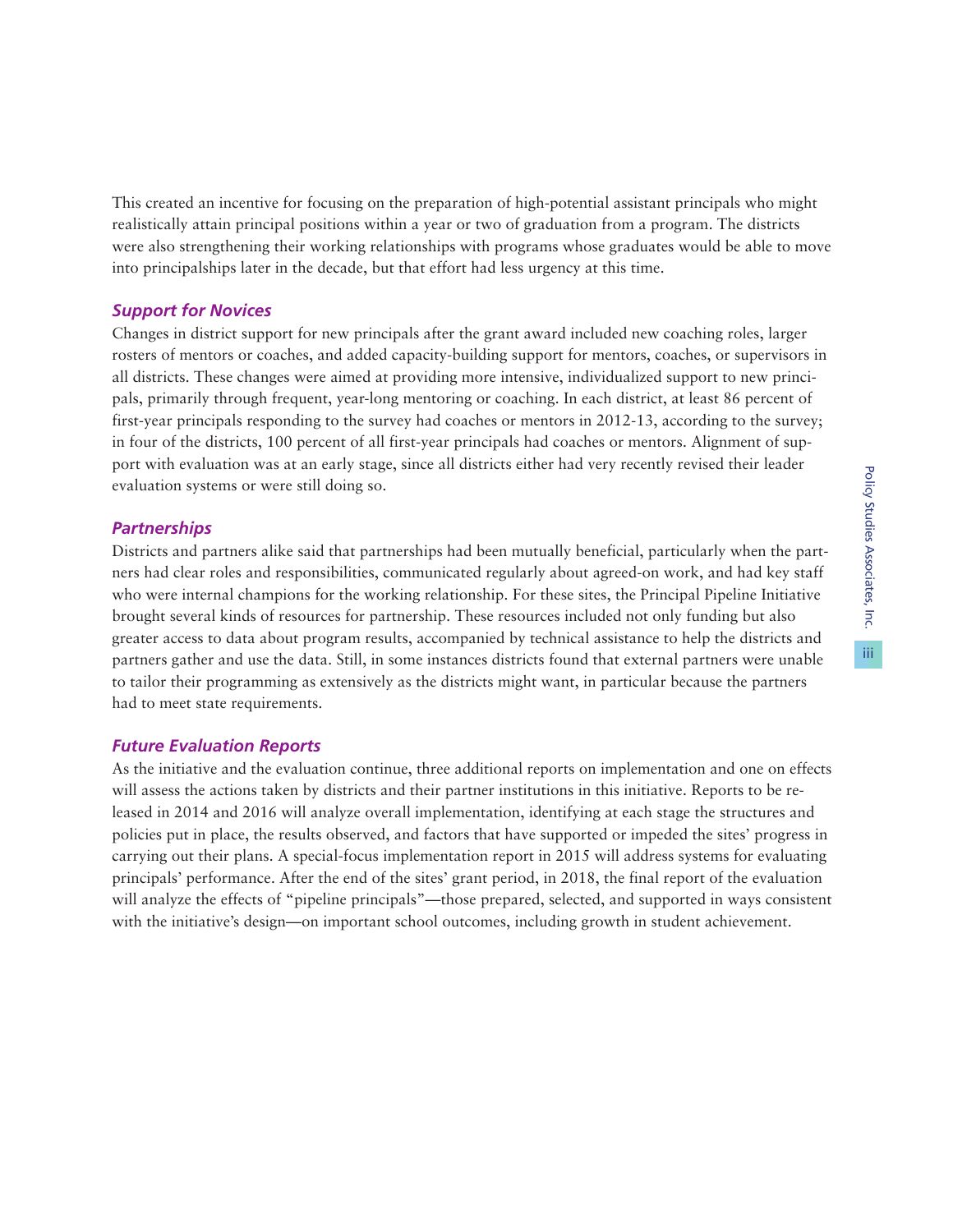This created an incentive for focusing on the preparation of high-potential assistant principals who might realistically attain principal positions within a year or two of graduation from a program. The districts were also strengthening their working relationships with programs whose graduates would be able to move into principalships later in the decade, but that effort had less urgency at this time.

### *Support for Novices*

Changes in district support for new principals after the grant award included new coaching roles, larger rosters of mentors or coaches, and added capacity-building support for mentors, coaches, or supervisors in all districts. These changes were aimed at providing more intensive, individualized support to new principals, primarily through frequent, year-long mentoring or coaching. In each district, at least 86 percent of first-year principals responding to the survey had coaches or mentors in 2012-13, according to the survey; in four of the districts, 100 percent of all first-year principals had coaches or mentors. Alignment of support with evaluation was at an early stage, since all districts either had very recently revised their leader evaluation systems or were still doing so.

### *Partnerships*

Districts and partners alike said that partnerships had been mutually beneficial, particularly when the partners had clear roles and responsibilities, communicated regularly about agreed-on work, and had key staff who were internal champions for the working relationship. For these sites, the Principal Pipeline Initiative brought several kinds of resources for partnership. These resources included not only funding but also greater access to data about program results, accompanied by technical assistance to help the districts and partners gather and use the data. Still, in some instances districts found that external partners were unable to tailor their programming as extensively as the districts might want, in particular because the partners had to meet state requirements.

### *Future Evaluation Reports*

As the initiative and the evaluation continue, three additional reports on implementation and one on effects will assess the actions taken by districts and their partner institutions in this initiative. Reports to be released in 2014 and 2016 will analyze overall implementation, identifying at each stage the structures and policies put in place, the results observed, and factors that have supported or impeded the sites' progress in carrying out their plans. A special-focus implementation report in 2015 will address systems for evaluating principals' performance. After the end of the sites' grant period, in 2018, the final report of the evaluation will analyze the effects of "pipeline principals"—those prepared, selected, and supported in ways consistent with the initiative's design—on important school outcomes, including growth in student achievement.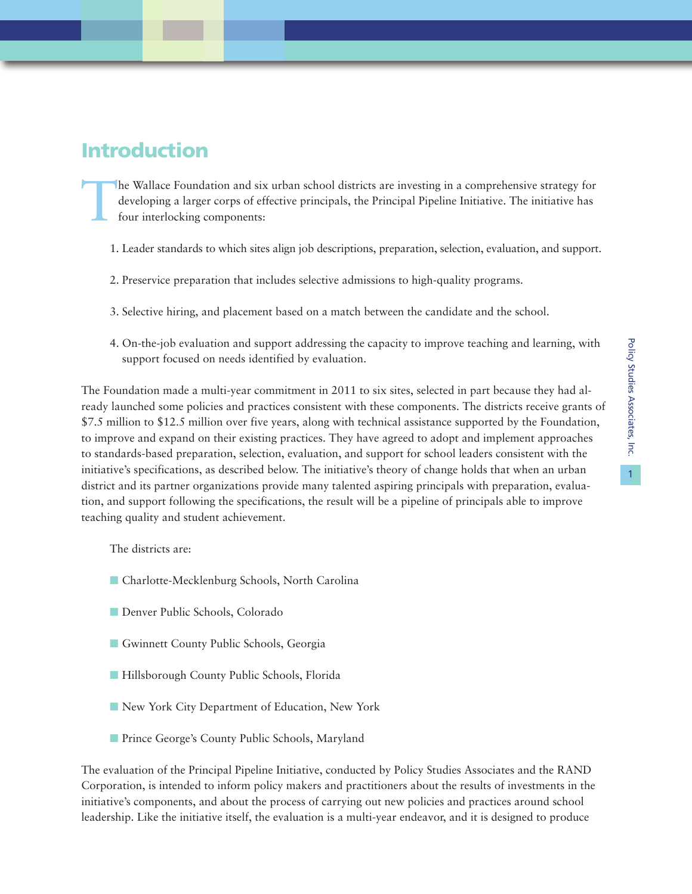# Introduction

The Wallace Foundation and six urban school districts are investing in a comprehensive strategy for developing a larger corps of effective principals, the Principal Pipeline Initiative. The initiative has four interlocking components:

1. Leader standards to which sites align job descriptions, preparation, selection, evaluation, and support.

2. Preservice preparation that includes selective admissions to high-quality programs.

3. Selective hiring, and placement based on a match between the candidate and the school.

4. On-the-job evaluation and support addressing the capacity to improve teaching and learning, with support focused on needs identified by evaluation.

The Foundation made a multi-year commitment in 2011 to six sites, selected in part because they had already launched some policies and practices consistent with these components. The districts receive grants of $7.5 million to $12.5 million over five years, along with technical assistance supported by the Foundation, to improve and expand on their existing practices. They have agreed to adopt and implement approaches to standards-based preparation, selection, evaluation, and support for school leaders consistent with the initiative's specifications, as described below. The initiative's theory of change holds that when an urban district and its partner organizations provide many talented aspiring principals with preparation, evaluation, and support following the specifications, the result will be a pipeline of principals able to improve teaching quality and student achievement.

The districts are:

- Charlotte-Mecklenburg Schools, North Carolina
- Denver Public Schools, Colorado
- Gwinnett County Public Schools, Georgia
- Hillsborough County Public Schools, Florida
- New York City Department of Education, New York
- Prince George's County Public Schools, Maryland

The evaluation of the Principal Pipeline Initiative, conducted by Policy Studies Associates and the RAND Corporation, is intended to inform policy makers and practitioners about the results of investments in the initiative's components, and about the process of carrying out new policies and practices around school leadership. Like the initiative itself, the evaluation is a multi-year endeavor, and it is designed to produce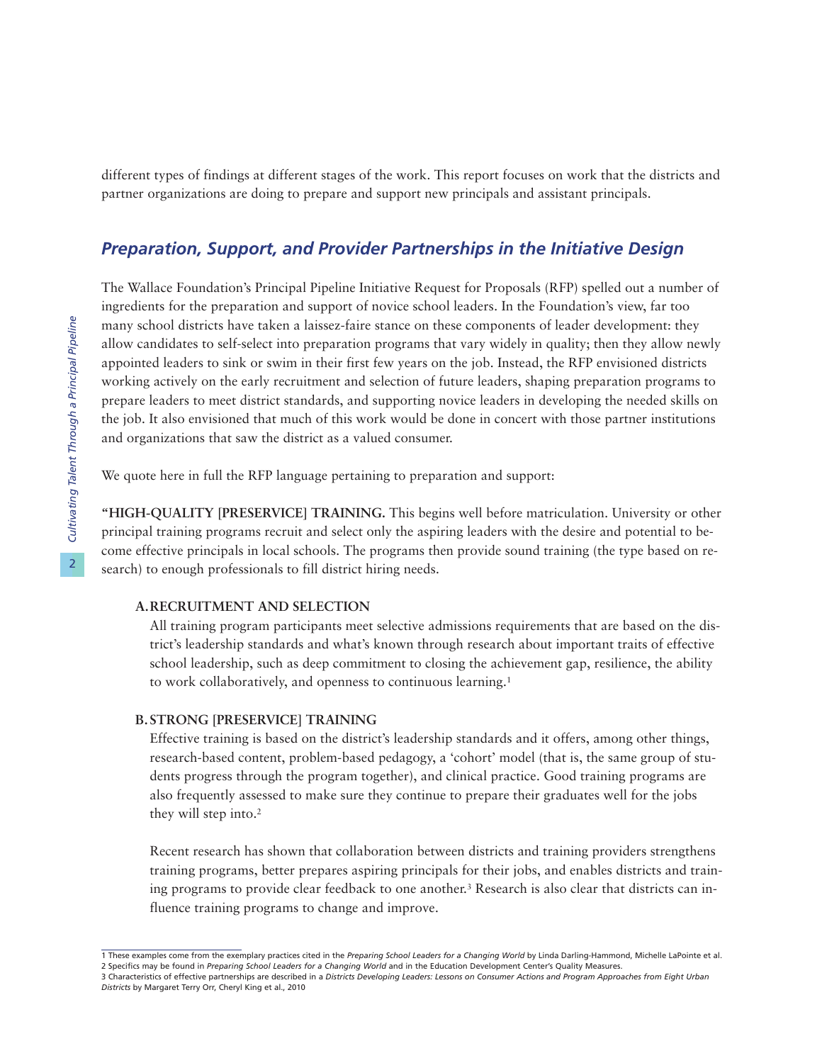different types of findings at different stages of the work. This report focuses on work that the districts and partner organizations are doing to prepare and support new principals and assistant principals.

## *Preparation, Support, and Provider Partnerships in the Initiative Design*

The Wallace Foundation's Principal Pipeline Initiative Request for Proposals (RFP) spelled out a number of ingredients for the preparation and support of novice school leaders. In the Foundation's view, far too many school districts have taken a laissez-faire stance on these components of leader development: they allow candidates to self-select into preparation programs that vary widely in quality; then they allow newly appointed leaders to sink or swim in their first few years on the job. Instead, the RFP envisioned districts working actively on the early recruitment and selection of future leaders, shaping preparation programs to prepare leaders to meet district standards, and supporting novice leaders in developing the needed skills on the job. It also envisioned that much of this work would be done in concert with those partner institutions and organizations that saw the district as a valued consumer.

We quote here in full the RFP language pertaining to preparation and support:

**"HIGH-QUALITY [PRESERVICE] TRAINING.** This begins well before matriculation. University or other principal training programs recruit and select only the aspiring leaders with the desire and potential to become effective principals in local schools. The programs then provide sound training (the type based on research) to enough professionals to fill district hiring needs.

**A. RECRUITMENT AND SELECTION**

All training program participants meet selective admissions requirements that are based on the district's leadership standards and what's known through research about important traits of effective school leadership, such as deep commitment to closing the achievement gap, resilience, the ability to work collaboratively, and openness to continuous learning.[1]

**B. STRONG [PRESERVICE] TRAINING**

Effective training is based on the district's leadership standards and it offers, among other things, research-based content, problem-based pedagogy, a 'cohort' model (that is, the same group of students progress through the program together), and clinical practice. Good training programs are also frequently assessed to make sure they continue to prepare their graduates well for the jobs they will step into.[2]

Recent research has shown that collaboration between districts and training providers strengthens training programs, better prepares aspiring principals for their jobs, and enables districts and training programs to provide clear feedback to one another.[3] Research is also clear that districts can influence training programs to change and improve.

---

1 These examples come from the exemplary practices cited in the *Preparing School Leaders for a Changing World* by Linda Darling-Hammond, Michelle LaPointe et al.

2 Specifics may be found in *Preparing School Leaders for a Changing World* and in the Education Development Center's Quality Measures.

3 Characteristics of effective partnerships are described in a *Districts Developing Leaders: Lessons on Consumer Actions and Program Approaches from Eight Urban Districts* by Margaret Terry Orr, Cheryl King et al., 2010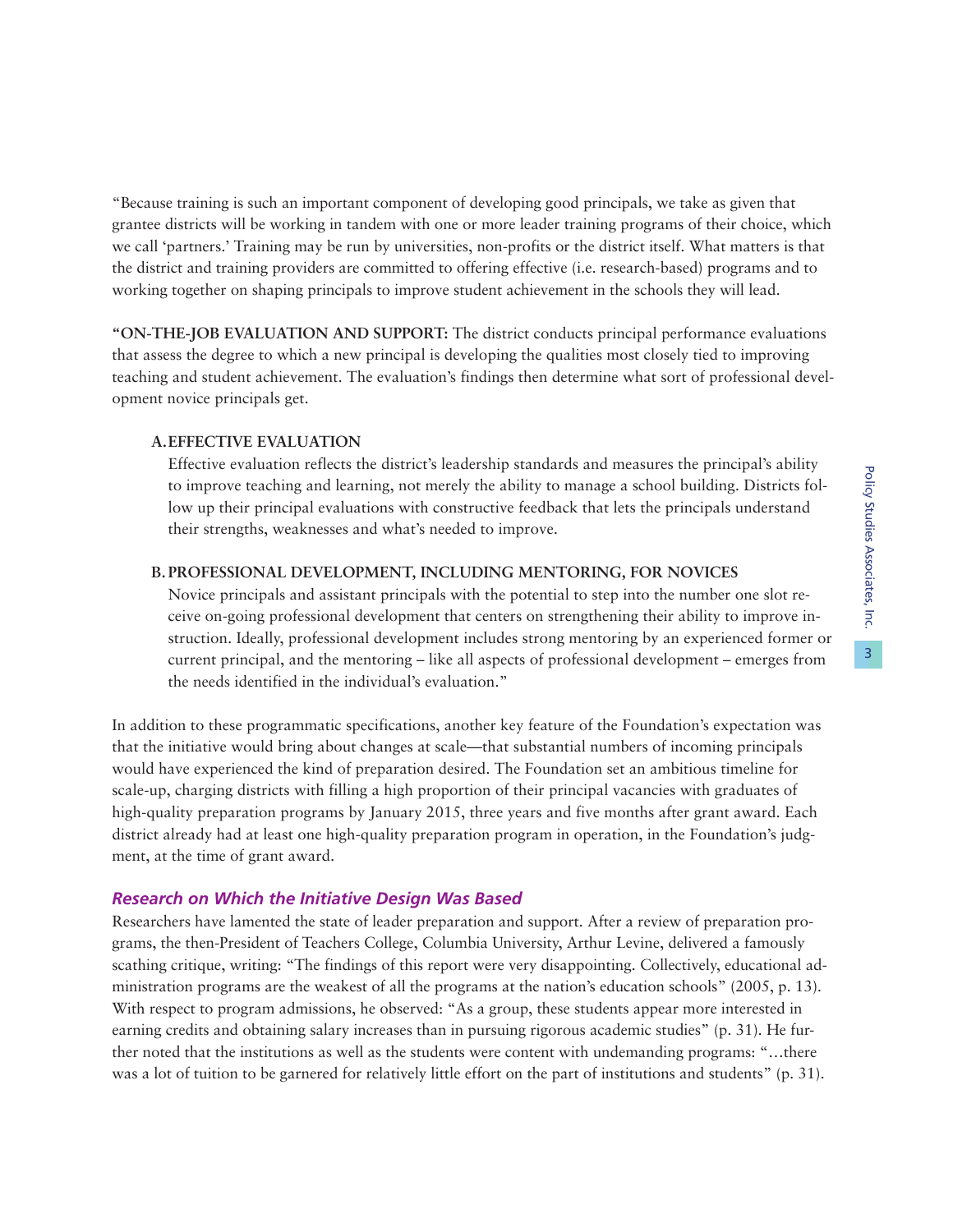"Because training is such an important component of developing good principals, we take as given that grantee districts will be working in tandem with one or more leader training programs of their choice, which we call 'partners.' Training may be run by universities, non-profits or the district itself. What matters is that the district and training providers are committed to offering effective (i.e. research-based) programs and to working together on shaping principals to improve student achievement in the schools they will lead.

**"ON-THE-JOB EVALUATION AND SUPPORT:** The district conducts principal performance evaluations that assess the degree to which a new principal is developing the qualities most closely tied to improving teaching and student achievement. The evaluation's findings then determine what sort of professional development novice principals get.

**A. EFFECTIVE EVALUATION**

Effective evaluation reflects the district's leadership standards and measures the principal's ability to improve teaching and learning, not merely the ability to manage a school building. Districts follow up their principal evaluations with constructive feedback that lets the principals understand their strengths, weaknesses and what's needed to improve.

**B. PROFESSIONAL DEVELOPMENT, INCLUDING MENTORING, FOR NOVICES**

Novice principals and assistant principals with the potential to step into the number one slot receive on-going professional development that centers on strengthening their ability to improve instruction. Ideally, professional development includes strong mentoring by an experienced former or current principal, and the mentoring – like all aspects of professional development – emerges from the needs identified in the individual's evaluation."

In addition to these programmatic specifications, another key feature of the Foundation's expectation was that the initiative would bring about changes at scale—that substantial numbers of incoming principals would have experienced the kind of preparation desired. The Foundation set an ambitious timeline for scale-up, charging districts with filling a high proportion of their principal vacancies with graduates of high-quality preparation programs by January 2015, three years and five months after grant award. Each district already had at least one high-quality preparation program in operation, in the Foundation's judgment, at the time of grant award.

### *Research on Which the Initiative Design Was Based*

Researchers have lamented the state of leader preparation and support. After a review of preparation programs, the then-President of Teachers College, Columbia University, Arthur Levine, delivered a famously scathing critique, writing: "The findings of this report were very disappointing. Collectively, educational administration programs are the weakest of all the programs at the nation's education schools" (2005, p. 13). With respect to program admissions, he observed: "As a group, these students appear more interested in earning credits and obtaining salary increases than in pursuing rigorous academic studies" (p. 31). He further noted that the institutions as well as the students were content with undemanding programs: "…there was a lot of tuition to be garnered for relatively little effort on the part of institutions and students" (p. 31).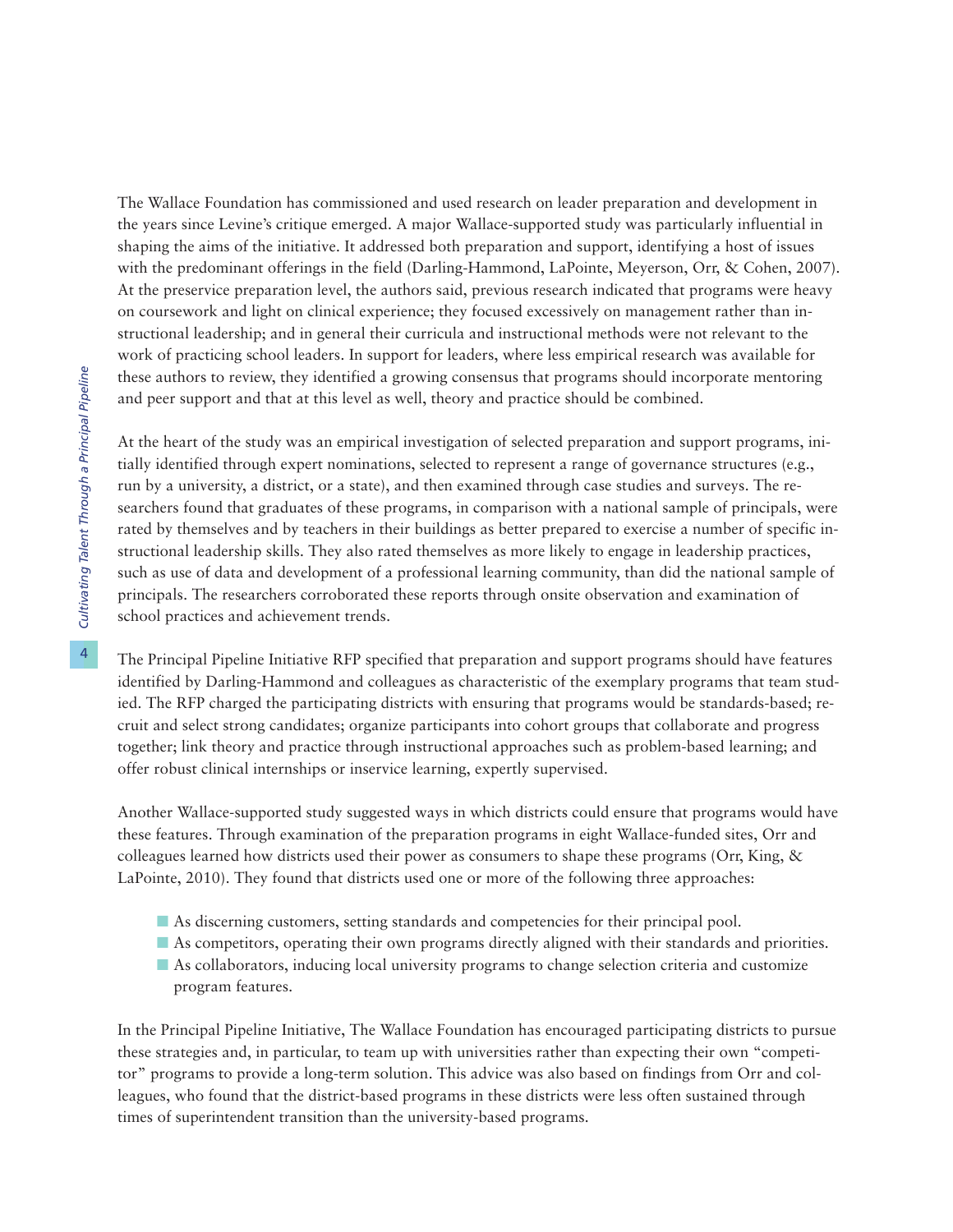The Wallace Foundation has commissioned and used research on leader preparation and development in the years since Levine's critique emerged. A major Wallace-supported study was particularly influential in shaping the aims of the initiative. It addressed both preparation and support, identifying a host of issues with the predominant offerings in the field (Darling-Hammond, LaPointe, Meyerson, Orr, & Cohen, 2007). At the preservice preparation level, the authors said, previous research indicated that programs were heavy on coursework and light on clinical experience; they focused excessively on management rather than instructional leadership; and in general their curricula and instructional methods were not relevant to the work of practicing school leaders. In support for leaders, where less empirical research was available for these authors to review, they identified a growing consensus that programs should incorporate mentoring and peer support and that at this level as well, theory and practice should be combined.

At the heart of the study was an empirical investigation of selected preparation and support programs, initially identified through expert nominations, selected to represent a range of governance structures (e.g., run by a university, a district, or a state), and then examined through case studies and surveys. The researchers found that graduates of these programs, in comparison with a national sample of principals, were rated by themselves and by teachers in their buildings as better prepared to exercise a number of specific instructional leadership skills. They also rated themselves as more likely to engage in leadership practices, such as use of data and development of a professional learning community, than did the national sample of principals. The researchers corroborated these reports through onsite observation and examination of school practices and achievement trends.

The Principal Pipeline Initiative RFP specified that preparation and support programs should have features identified by Darling-Hammond and colleagues as characteristic of the exemplary programs that team studied. The RFP charged the participating districts with ensuring that programs would be standards-based; recruit and select strong candidates; organize participants into cohort groups that collaborate and progress together; link theory and practice through instructional approaches such as problem-based learning; and offer robust clinical internships or inservice learning, expertly supervised.

Another Wallace-supported study suggested ways in which districts could ensure that programs would have these features. Through examination of the preparation programs in eight Wallace-funded sites, Orr and colleagues learned how districts used their power as consumers to shape these programs (Orr, King, & LaPointe, 2010). They found that districts used one or more of the following three approaches:

- As discerning customers, setting standards and competencies for their principal pool.
- As competitors, operating their own programs directly aligned with their standards and priorities.
- As collaborators, inducing local university programs to change selection criteria and customize program features.

In the Principal Pipeline Initiative, The Wallace Foundation has encouraged participating districts to pursue these strategies and, in particular, to team up with universities rather than expecting their own "competitor" programs to provide a long-term solution. This advice was also based on findings from Orr and colleagues, who found that the district-based programs in these districts were less often sustained through times of superintendent transition than the university-based programs.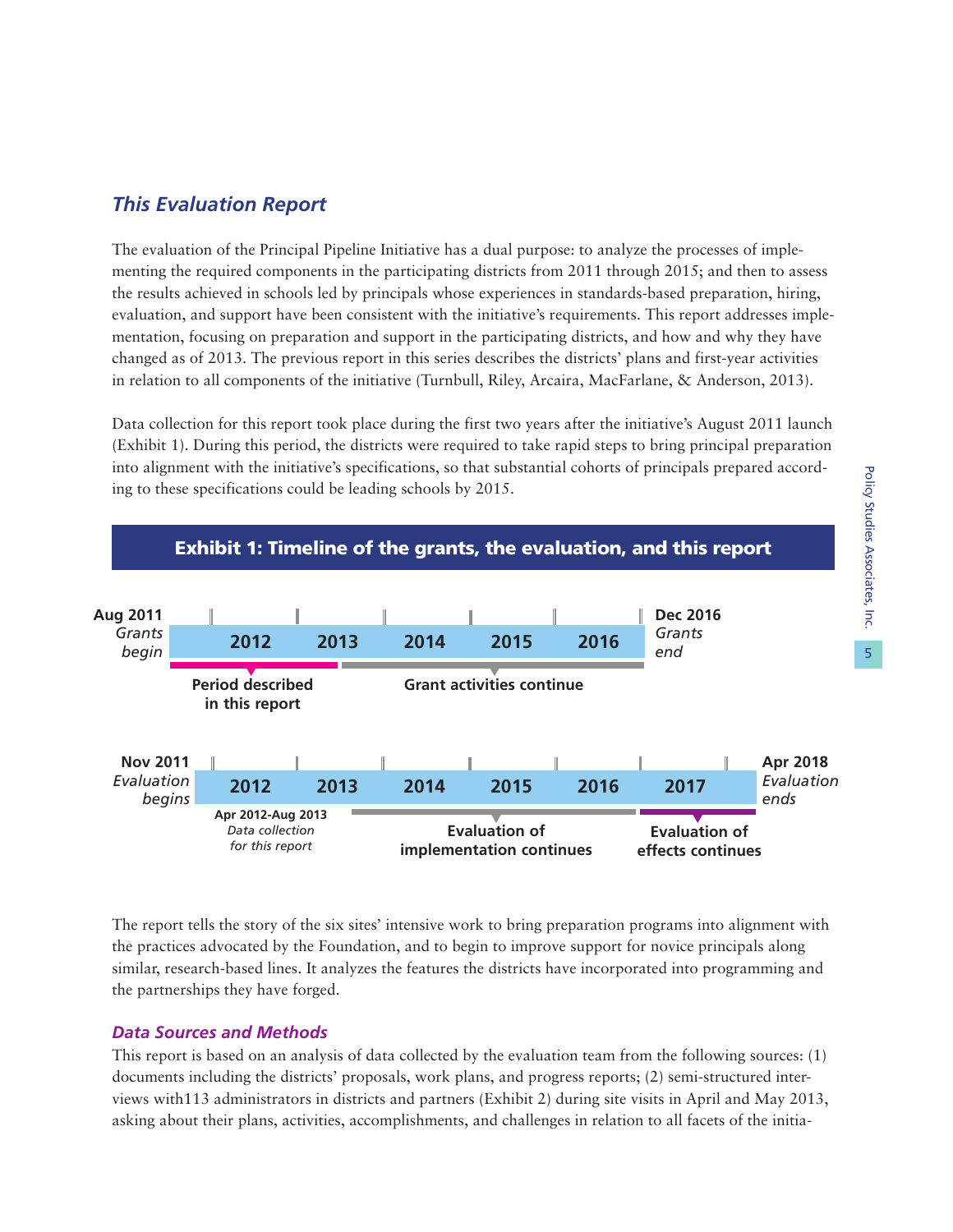## *This Evaluation Report*

The evaluation of the Principal Pipeline Initiative has a dual purpose: to analyze the processes of implementing the required components in the participating districts from 2011 through 2015; and then to assess the results achieved in schools led by principals whose experiences in standards-based preparation, hiring, evaluation, and support have been consistent with the initiative's requirements. This report addresses implementation, focusing on preparation and support in the participating districts, and how and why they have changed as of 2013. The previous report in this series describes the districts' plans and first-year activities in relation to all components of the initiative (Turnbull, Riley, Arcaira, MacFarlane, & Anderson, 2013).

Data collection for this report took place during the first two years after the initiative's August 2011 launch (Exhibit 1). During this period, the districts were required to take rapid steps to bring principal preparation into alignment with the initiative's specifications, so that substantial cohorts of principals prepared according to these specifications could be leading schools by 2015.

**Exhibit 1: Timeline of the grants, the evaluation, and this report**

**Aug 2011** *Grants begin* — 2012 — 2013 — 2014 — 2015 — 2016 — **Dec 2016** *Grants end*

- **Period described in this report** (2012–2013)
- **Grant activities continue** (2013–2016)

**Nov 2011** *Evaluation begins* — 2012 — 2013 — 2014 — 2015 — 2016 — 2017 — **Apr 2018** *Evaluation ends*

- **Apr 2012-Aug 2013** *Data collection for this report*
- **Evaluation of implementation continues** (2013–2016)
- **Evaluation of effects continues** (2017–2018)

The report tells the story of the six sites' intensive work to bring preparation programs into alignment with the practices advocated by the Foundation, and to begin to improve support for novice principals along similar, research-based lines. It analyzes the features the districts have incorporated into programming and the partnerships they have forged.

### *Data Sources and Methods*

This report is based on an analysis of data collected by the evaluation team from the following sources: (1) documents including the districts' proposals, work plans, and progress reports; (2) semi-structured interviews with113 administrators in districts and partners (Exhibit 2) during site visits in April and May 2013, asking about their plans, activities, accomplishments, and challenges in relation to all facets of the initia-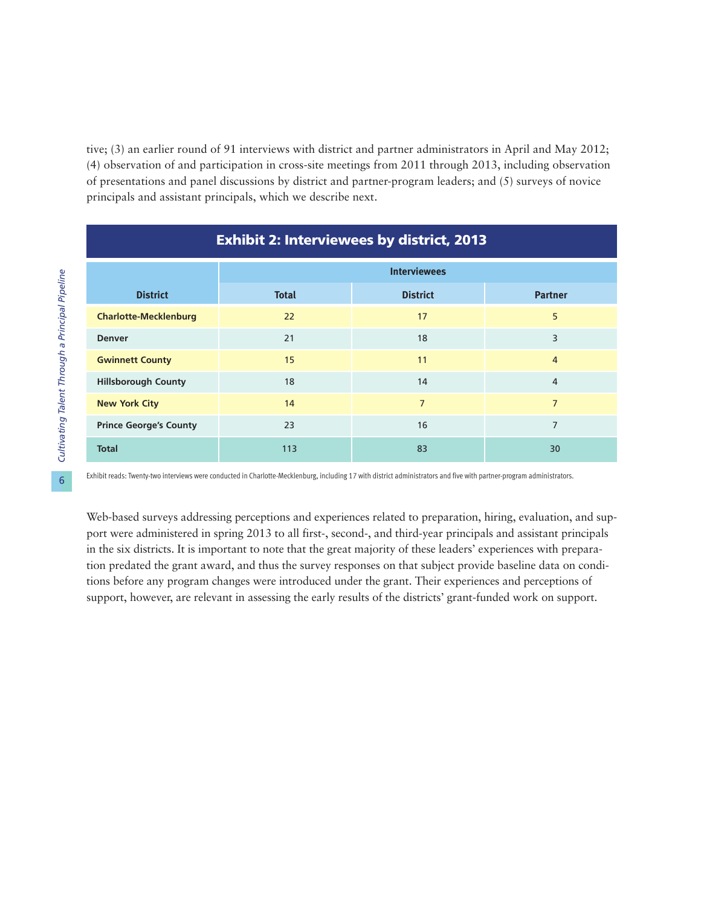tive; (3) an earlier round of 91 interviews with district and partner administrators in April and May 2012; (4) observation of and participation in cross-site meetings from 2011 through 2013, including observation of presentations and panel discussions by district and partner-program leaders; and (5) surveys of novice principals and assistant principals, which we describe next.

**Exhibit 2: Interviewees by district, 2013**

| District | Interviewees | | |
|---|---|---|---|
| | Total | District | Partner |
| **Charlotte-Mecklenburg** | 22 | 17 | 5 |
| **Denver** | 21 | 18 | 3 |
| **Gwinnett County** | 15 | 11 | 4 |
| **Hillsborough County** | 18 | 14 | 4 |
| **New York City** | 14 | 7 | 7 |
| **Prince George's County** | 23 | 16 | 7 |
| **Total** | 113 | 83 | 30 |

Exhibit reads: Twenty-two interviews were conducted in Charlotte-Mecklenburg, including 17 with district administrators and five with partner-program administrators.

Web-based surveys addressing perceptions and experiences related to preparation, hiring, evaluation, and support were administered in spring 2013 to all first-, second-, and third-year principals and assistant principals in the six districts. It is important to note that the great majority of these leaders' experiences with preparation predated the grant award, and thus the survey responses on that subject provide baseline data on conditions before any program changes were introduced under the grant. Their experiences and perceptions of support, however, are relevant in assessing the early results of the districts' grant-funded work on support.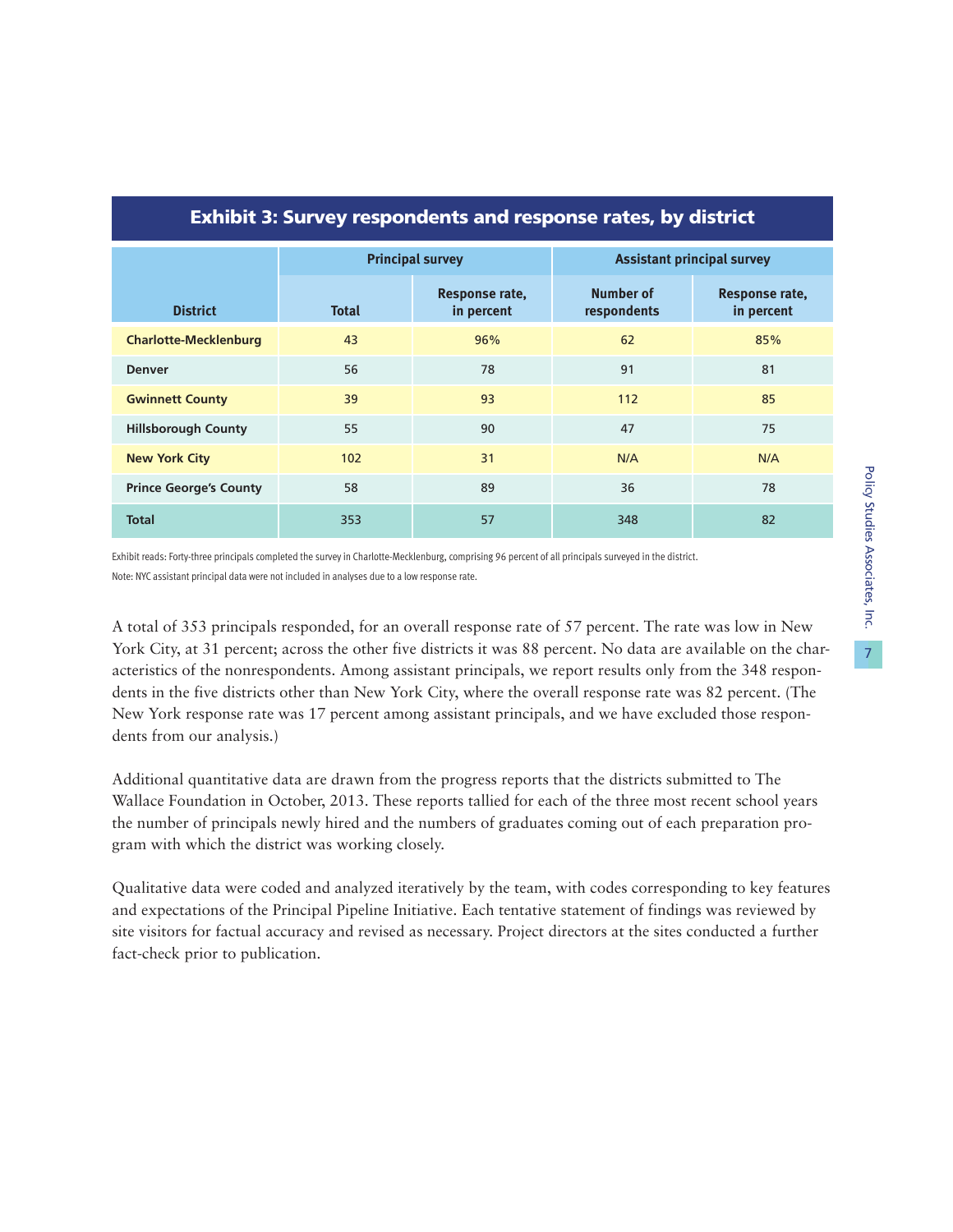### Exhibit 3: Survey respondents and response rates, by district

| District | Principal survey | | Assistant principal survey | |
|---|---|---|---|---|
| | Total | Response rate, in percent | Number of respondents | Response rate, in percent |
| **Charlotte-Mecklenburg** | 43 | 96% | 62 | 85% |
| **Denver** | 56 | 78 | 91 | 81 |
| **Gwinnett County** | 39 | 93 | 112 | 85 |
| **Hillsborough County** | 55 | 90 | 47 | 75 |
| **New York City** | 102 | 31 | N/A | N/A |
| **Prince George's County** | 58 | 89 | 36 | 78 |
| **Total** | 353 | 57 | 348 | 82 |

Exhibit reads: Forty-three principals completed the survey in Charlotte-Mecklenburg, comprising 96 percent of all principals surveyed in the district.

Note: NYC assistant principal data were not included in analyses due to a low response rate.

A total of 353 principals responded, for an overall response rate of 57 percent. The rate was low in New York City, at 31 percent; across the other five districts it was 88 percent. No data are available on the characteristics of the nonrespondents. Among assistant principals, we report results only from the 348 respondents in the five districts other than New York City, where the overall response rate was 82 percent. (The New York response rate was 17 percent among assistant principals, and we have excluded those respondents from our analysis.)

Additional quantitative data are drawn from the progress reports that the districts submitted to The Wallace Foundation in October, 2013. These reports tallied for each of the three most recent school years the number of principals newly hired and the numbers of graduates coming out of each preparation program with which the district was working closely.

Qualitative data were coded and analyzed iteratively by the team, with codes corresponding to key features and expectations of the Principal Pipeline Initiative. Each tentative statement of findings was reviewed by site visitors for factual accuracy and revised as necessary. Project directors at the sites conducted a further fact-check prior to publication.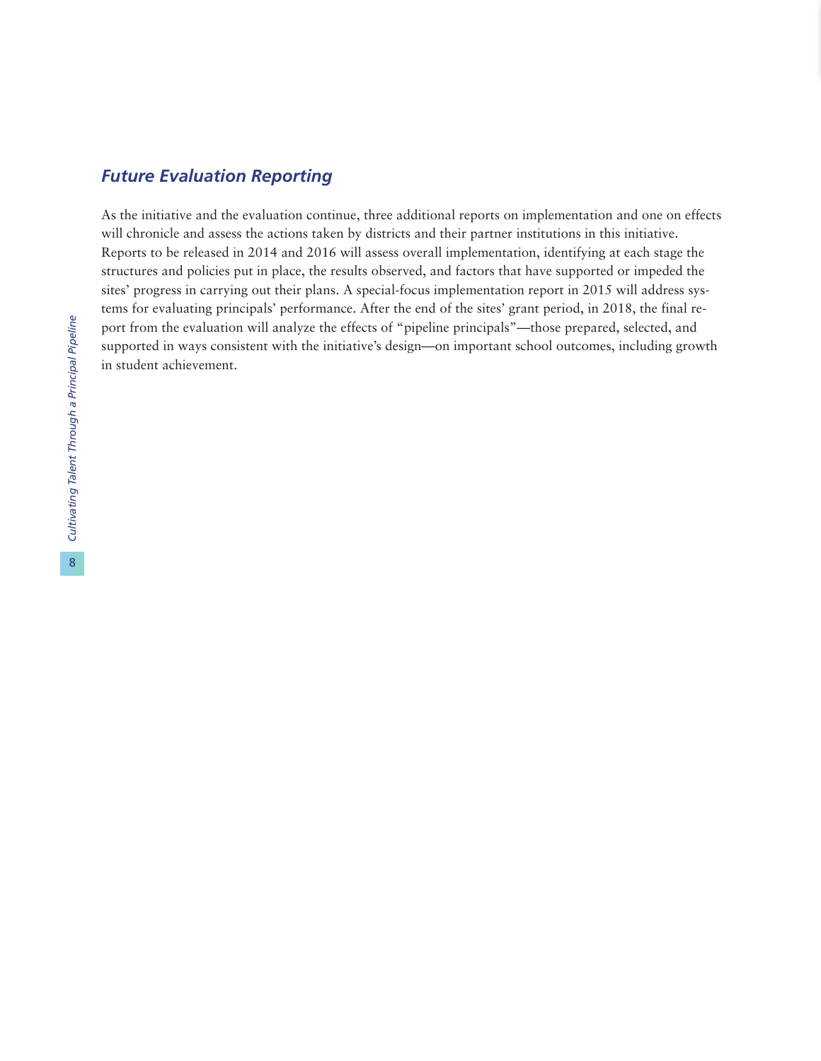### *Future Evaluation Reporting*

As the initiative and the evaluation continue, three additional reports on implementation and one on effects will chronicle and assess the actions taken by districts and their partner institutions in this initiative. Reports to be released in 2014 and 2016 will assess overall implementation, identifying at each stage the structures and policies put in place, the results observed, and factors that have supported or impeded the sites' progress in carrying out their plans. A special-focus implementation report in 2015 will address systems for evaluating principals' performance. After the end of the sites' grant period, in 2018, the final report from the evaluation will analyze the effects of "pipeline principals"—those prepared, selected, and supported in ways consistent with the initiative's design—on important school outcomes, including growth in student achievement.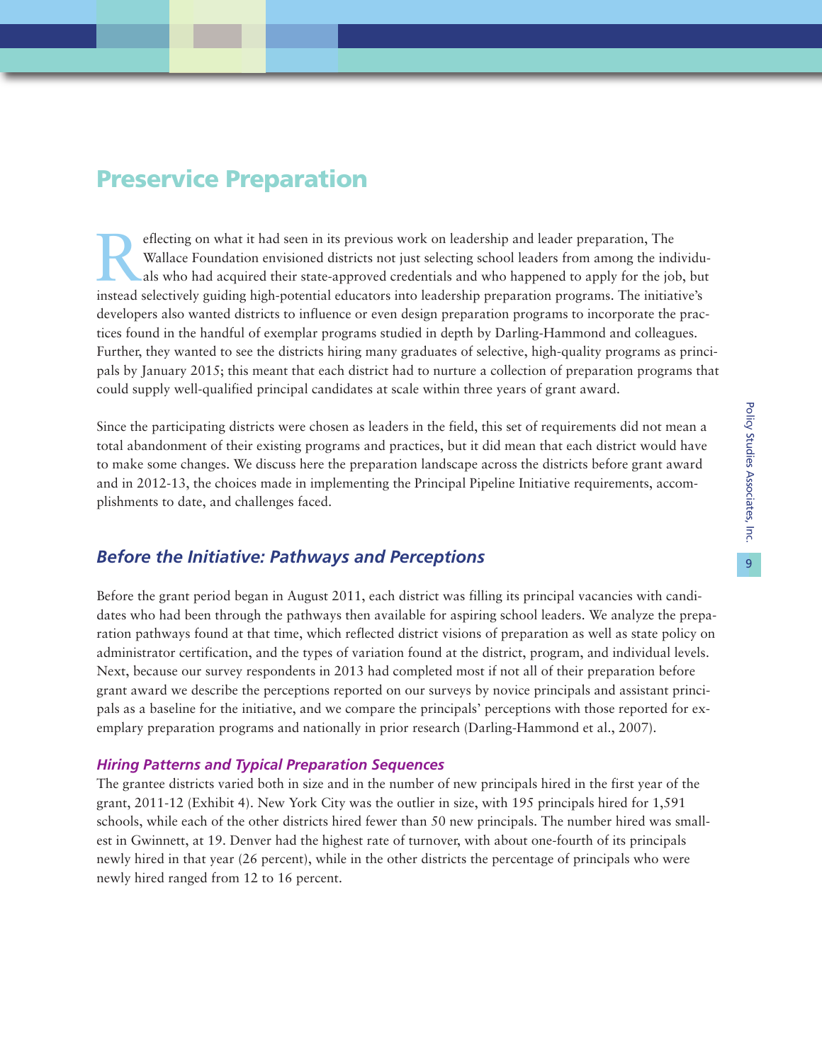## Preservice Preparation

Reflecting on what it had seen in its previous work on leadership and leader preparation, The Wallace Foundation envisioned districts not just selecting school leaders from among the individuals who had acquired their state-approved credentials and who happened to apply for the job, but instead selectively guiding high-potential educators into leadership preparation programs. The initiative's developers also wanted districts to influence or even design preparation programs to incorporate the practices found in the handful of exemplar programs studied in depth by Darling-Hammond and colleagues. Further, they wanted to see the districts hiring many graduates of selective, high-quality programs as principals by January 2015; this meant that each district had to nurture a collection of preparation programs that could supply well-qualified principal candidates at scale within three years of grant award.

Since the participating districts were chosen as leaders in the field, this set of requirements did not mean a total abandonment of their existing programs and practices, but it did mean that each district would have to make some changes. We discuss here the preparation landscape across the districts before grant award and in 2012-13, the choices made in implementing the Principal Pipeline Initiative requirements, accomplishments to date, and challenges faced.

### *Before the Initiative: Pathways and Perceptions*

Before the grant period began in August 2011, each district was filling its principal vacancies with candidates who had been through the pathways then available for aspiring school leaders. We analyze the preparation pathways found at that time, which reflected district visions of preparation as well as state policy on administrator certification, and the types of variation found at the district, program, and individual levels. Next, because our survey respondents in 2013 had completed most if not all of their preparation before grant award we describe the perceptions reported on our surveys by novice principals and assistant principals as a baseline for the initiative, and we compare the principals' perceptions with those reported for exemplary preparation programs and nationally in prior research (Darling-Hammond et al., 2007).

#### *Hiring Patterns and Typical Preparation Sequences*

The grantee districts varied both in size and in the number of new principals hired in the first year of the grant, 2011-12 (Exhibit 4). New York City was the outlier in size, with 195 principals hired for 1,591 schools, while each of the other districts hired fewer than 50 new principals. The number hired was smallest in Gwinnett, at 19. Denver had the highest rate of turnover, with about one-fourth of its principals newly hired in that year (26 percent), while in the other districts the percentage of principals who were newly hired ranged from 12 to 16 percent.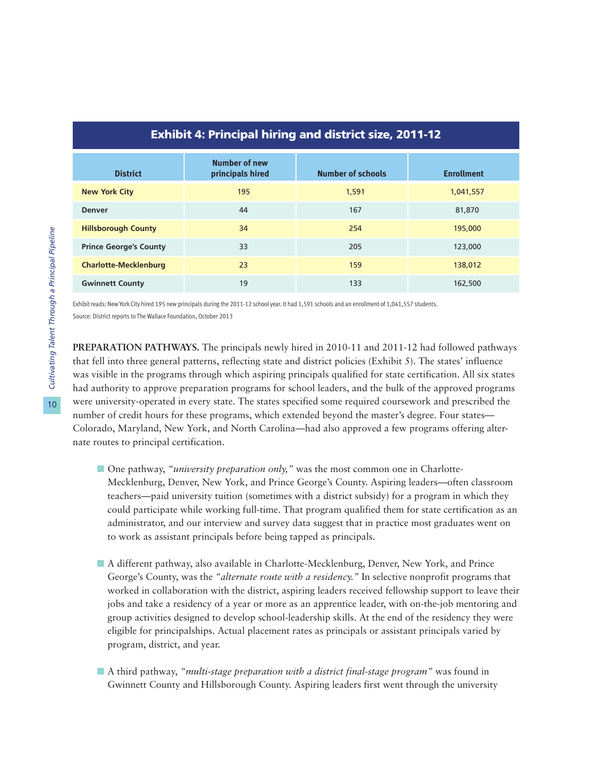### Exhibit 4: Principal hiring and district size, 2011-12

| District | Number of new principals hired | Number of schools | Enrollment |
|---|---|---|---|
| **New York City** | 195 | 1,591 | 1,041,557 |
| **Denver** | 44 | 167 | 81,870 |
| **Hillsborough County** | 34 | 254 | 195,000 |
| **Prince George's County** | 33 | 205 | 123,000 |
| **Charlotte-Mecklenburg** | 23 | 159 | 138,012 |
| **Gwinnett County** | 19 | 133 | 162,500 |

Exhibit reads: New York City hired 195 new principals during the 2011-12 school year. It had 1,591 schools and an enrollment of 1,041,557 students.

Source: District reports to The Wallace Foundation, October 2013

**PREPARATION PATHWAYS.** The principals newly hired in 2010-11 and 2011-12 had followed pathways that fell into three general patterns, reflecting state and district policies (Exhibit 5). The states' influence was visible in the programs through which aspiring principals qualified for state certification. All six states had authority to approve preparation programs for school leaders, and the bulk of the approved programs were university-operated in every state. The states specified some required coursework and prescribed the number of credit hours for these programs, which extended beyond the master's degree. Four states—Colorado, Maryland, New York, and North Carolina—had also approved a few programs offering alternate routes to principal certification.

- One pathway, *"university preparation only,"* was the most common one in Charlotte-Mecklenburg, Denver, New York, and Prince George's County. Aspiring leaders—often classroom teachers—paid university tuition (sometimes with a district subsidy) for a program in which they could participate while working full-time. That program qualified them for state certification as an administrator, and our interview and survey data suggest that in practice most graduates went on to work as assistant principals before being tapped as principals.

- A different pathway, also available in Charlotte-Mecklenburg, Denver, New York, and Prince George's County, was the *"alternate route with a residency."* In selective nonprofit programs that worked in collaboration with the district, aspiring leaders received fellowship support to leave their jobs and take a residency of a year or more as an apprentice leader, with on-the-job mentoring and group activities designed to develop school-leadership skills. At the end of the residency they were eligible for principalships. Actual placement rates as principals or assistant principals varied by program, district, and year.

- A third pathway, *"multi-stage preparation with a district final-stage program"* was found in Gwinnett County and Hillsborough County. Aspiring leaders first went through the university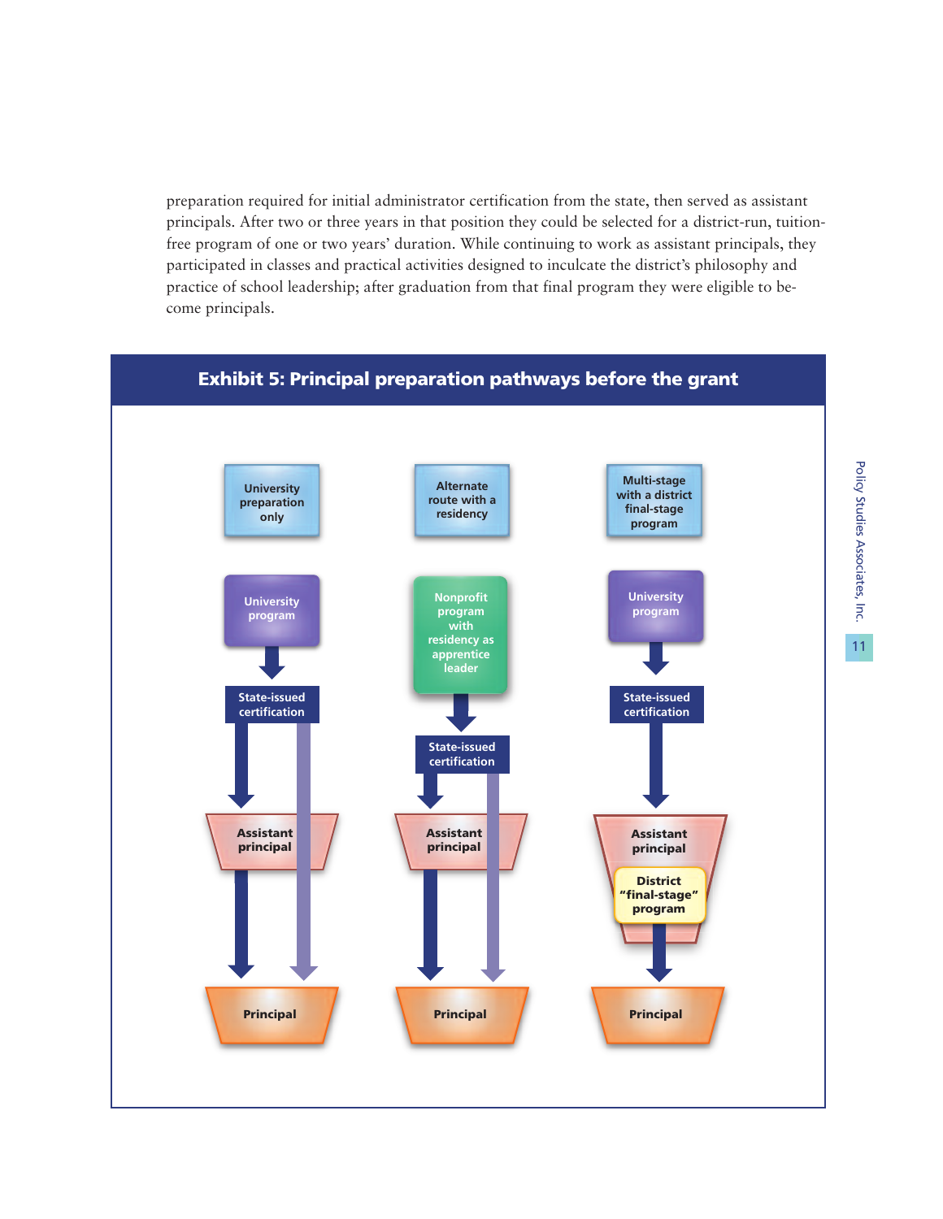preparation required for initial administrator certification from the state, then served as assistant principals. After two or three years in that position they could be selected for a district-run, tuition-free program of one or two years' duration. While continuing to work as assistant principals, they participated in classes and practical activities designed to inculcate the district's philosophy and practice of school leadership; after graduation from that final program they were eligible to become principals.

## Exhibit 5: Principal preparation pathways before the grant

| University preparation only | Alternate route with a residency | Multi-stage with a district final-stage program |
|---|---|---|
| University program | Nonprofit program with residency as apprentice leader | University program |
| ↓ | ↓ | ↓ |
| State-issued certification | State-issued certification | State-issued certification |
| ↓ Assistant principal, or directly ↓ Principal | ↓ Assistant principal, or directly ↓ Principal | ↓ Assistant principal → District "final-stage" program |
| ↓ | ↓ | ↓ |
| Principal | Principal | Principal |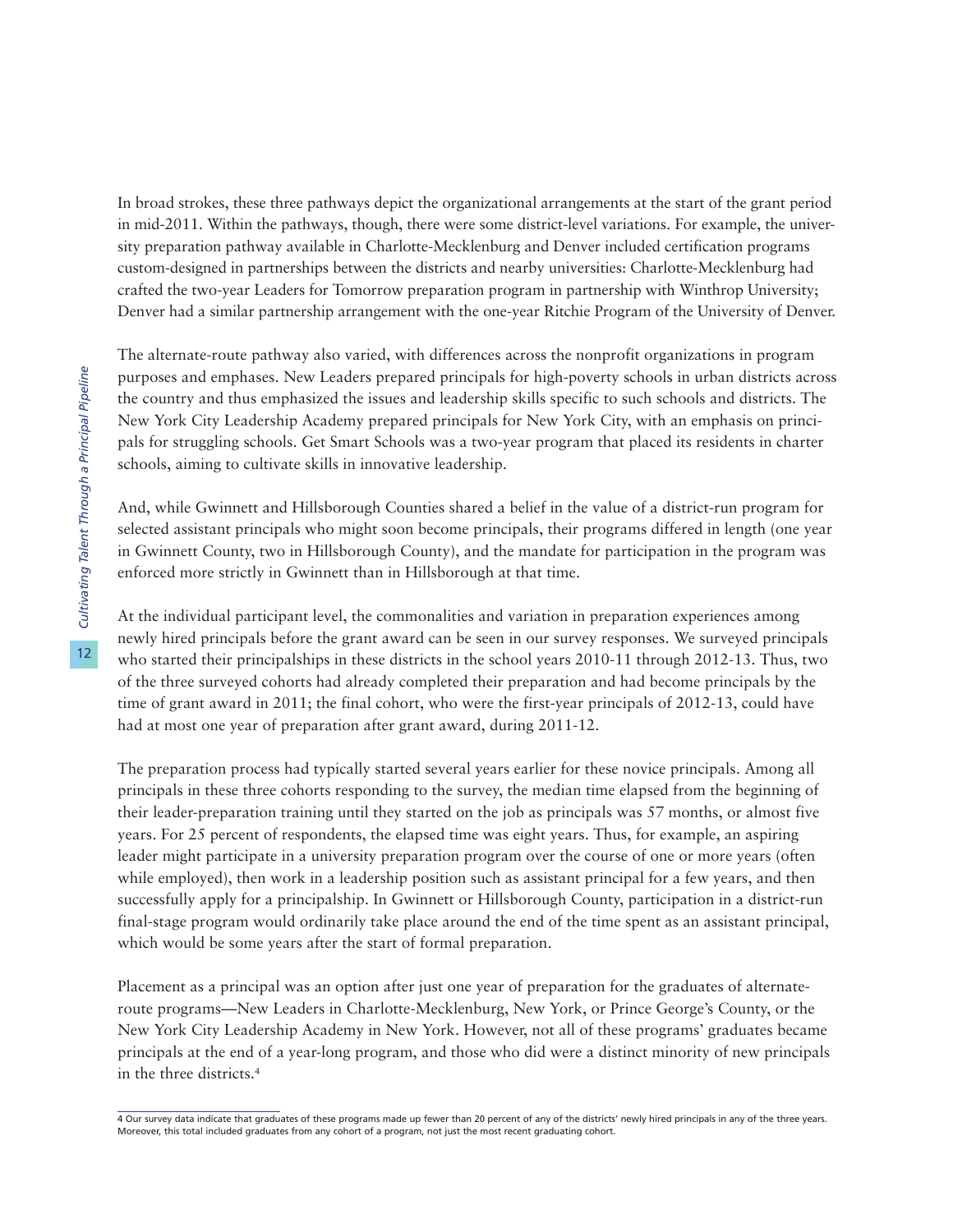In broad strokes, these three pathways depict the organizational arrangements at the start of the grant period in mid-2011. Within the pathways, though, there were some district-level variations. For example, the university preparation pathway available in Charlotte-Mecklenburg and Denver included certification programs custom-designed in partnerships between the districts and nearby universities: Charlotte-Mecklenburg had crafted the two-year Leaders for Tomorrow preparation program in partnership with Winthrop University; Denver had a similar partnership arrangement with the one-year Ritchie Program of the University of Denver.

The alternate-route pathway also varied, with differences across the nonprofit organizations in program purposes and emphases. New Leaders prepared principals for high-poverty schools in urban districts across the country and thus emphasized the issues and leadership skills specific to such schools and districts. The New York City Leadership Academy prepared principals for New York City, with an emphasis on principals for struggling schools. Get Smart Schools was a two-year program that placed its residents in charter schools, aiming to cultivate skills in innovative leadership.

And, while Gwinnett and Hillsborough Counties shared a belief in the value of a district-run program for selected assistant principals who might soon become principals, their programs differed in length (one year in Gwinnett County, two in Hillsborough County), and the mandate for participation in the program was enforced more strictly in Gwinnett than in Hillsborough at that time.

At the individual participant level, the commonalities and variation in preparation experiences among newly hired principals before the grant award can be seen in our survey responses. We surveyed principals who started their principalships in these districts in the school years 2010-11 through 2012-13. Thus, two of the three surveyed cohorts had already completed their preparation and had become principals by the time of grant award in 2011; the final cohort, who were the first-year principals of 2012-13, could have had at most one year of preparation after grant award, during 2011-12.

The preparation process had typically started several years earlier for these novice principals. Among all principals in these three cohorts responding to the survey, the median time elapsed from the beginning of their leader-preparation training until they started on the job as principals was 57 months, or almost five years. For 25 percent of respondents, the elapsed time was eight years. Thus, for example, an aspiring leader might participate in a university preparation program over the course of one or more years (often while employed), then work in a leadership position such as assistant principal for a few years, and then successfully apply for a principalship. In Gwinnett or Hillsborough County, participation in a district-run final-stage program would ordinarily take place around the end of the time spent as an assistant principal, which would be some years after the start of formal preparation.

Placement as a principal was an option after just one year of preparation for the graduates of alternate-route programs—New Leaders in Charlotte-Mecklenburg, New York, or Prince George's County, or the New York City Leadership Academy in New York. However, not all of these programs' graduates became principals at the end of a year-long program, and those who did were a distinct minority of new principals in the three districts.[4]

[4] Our survey data indicate that graduates of these programs made up fewer than 20 percent of any of the districts' newly hired principals in any of the three years. Moreover, this total included graduates from any cohort of a program, not just the most recent graduating cohort.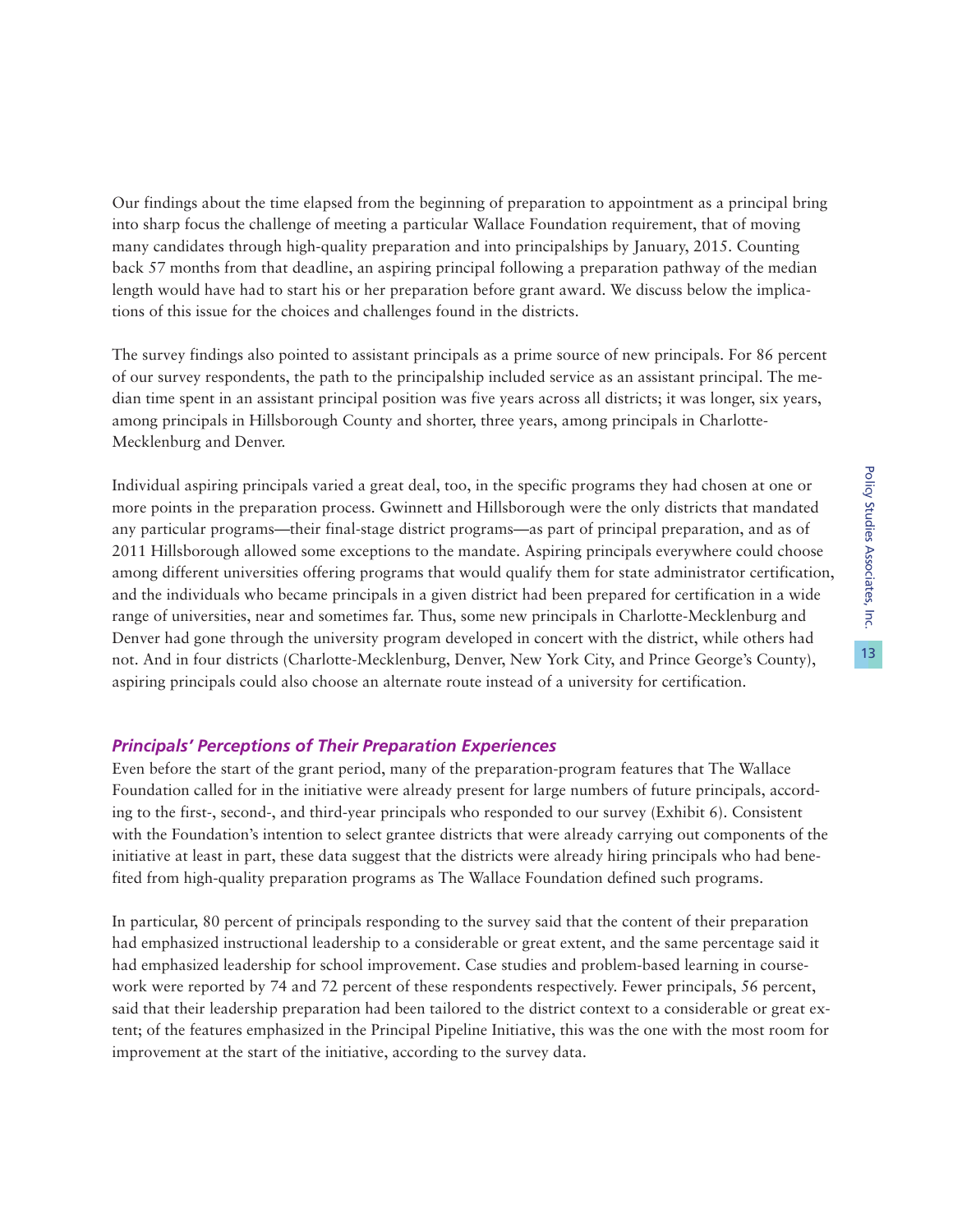Our findings about the time elapsed from the beginning of preparation to appointment as a principal bring into sharp focus the challenge of meeting a particular Wallace Foundation requirement, that of moving many candidates through high-quality preparation and into principalships by January, 2015. Counting back 57 months from that deadline, an aspiring principal following a preparation pathway of the median length would have had to start his or her preparation before grant award. We discuss below the implications of this issue for the choices and challenges found in the districts.

The survey findings also pointed to assistant principals as a prime source of new principals. For 86 percent of our survey respondents, the path to the principalship included service as an assistant principal. The median time spent in an assistant principal position was five years across all districts; it was longer, six years, among principals in Hillsborough County and shorter, three years, among principals in Charlotte-Mecklenburg and Denver.

Individual aspiring principals varied a great deal, too, in the specific programs they had chosen at one or more points in the preparation process. Gwinnett and Hillsborough were the only districts that mandated any particular programs—their final-stage district programs—as part of principal preparation, and as of 2011 Hillsborough allowed some exceptions to the mandate. Aspiring principals everywhere could choose among different universities offering programs that would qualify them for state administrator certification, and the individuals who became principals in a given district had been prepared for certification in a wide range of universities, near and sometimes far. Thus, some new principals in Charlotte-Mecklenburg and Denver had gone through the university program developed in concert with the district, while others had not. And in four districts (Charlotte-Mecklenburg, Denver, New York City, and Prince George's County), aspiring principals could also choose an alternate route instead of a university for certification.

### *Principals' Perceptions of Their Preparation Experiences*

Even before the start of the grant period, many of the preparation-program features that The Wallace Foundation called for in the initiative were already present for large numbers of future principals, according to the first-, second-, and third-year principals who responded to our survey (Exhibit 6). Consistent with the Foundation's intention to select grantee districts that were already carrying out components of the initiative at least in part, these data suggest that the districts were already hiring principals who had benefited from high-quality preparation programs as The Wallace Foundation defined such programs.

In particular, 80 percent of principals responding to the survey said that the content of their preparation had emphasized instructional leadership to a considerable or great extent, and the same percentage said it had emphasized leadership for school improvement. Case studies and problem-based learning in coursework were reported by 74 and 72 percent of these respondents respectively. Fewer principals, 56 percent, said that their leadership preparation had been tailored to the district context to a considerable or great extent; of the features emphasized in the Principal Pipeline Initiative, this was the one with the most room for improvement at the start of the initiative, according to the survey data.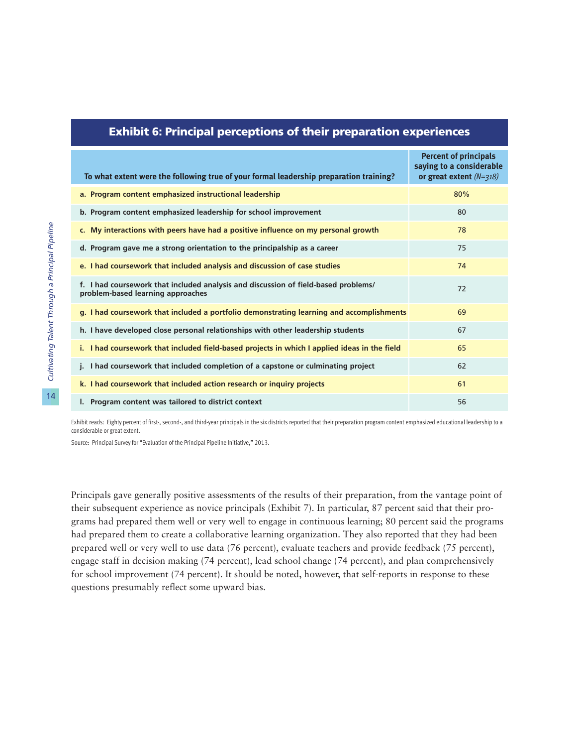## Exhibit 6: Principal perceptions of their preparation experiences

| To what extent were the following true of your formal leadership preparation training? | Percent of principals saying to a considerable or great extent *(N=318)* |
|---|---|
| a. Program content emphasized instructional leadership | 80% |
| b. Program content emphasized leadership for school improvement | 80 |
| c. My interactions with peers have had a positive influence on my personal growth | 78 |
| d. Program gave me a strong orientation to the principalship as a career | 75 |
| e. I had coursework that included analysis and discussion of case studies | 74 |
| f. I had coursework that included analysis and discussion of field-based problems/ problem-based learning approaches | 72 |
| g. I had coursework that included a portfolio demonstrating learning and accomplishments | 69 |
| h. I have developed close personal relationships with other leadership students | 67 |
| i. I had coursework that included field-based projects in which I applied ideas in the field | 65 |
| j. I had coursework that included completion of a capstone or culminating project | 62 |
| k. I had coursework that included action research or inquiry projects | 61 |
| l. Program content was tailored to district context | 56 |

Exhibit reads: Eighty percent of first-, second-, and third-year principals in the six districts reported that their preparation program content emphasized educational leadership to a considerable or great extent.

Source: Principal Survey for "Evaluation of the Principal Pipeline Initiative," 2013.

Principals gave generally positive assessments of the results of their preparation, from the vantage point of their subsequent experience as novice principals (Exhibit 7). In particular, 87 percent said that their programs had prepared them well or very well to engage in continuous learning; 80 percent said the programs had prepared them to create a collaborative learning organization. They also reported that they had been prepared well or very well to use data (76 percent), evaluate teachers and provide feedback (75 percent), engage staff in decision making (74 percent), lead school change (74 percent), and plan comprehensively for school improvement (74 percent). It should be noted, however, that self-reports in response to these questions presumably reflect some upward bias.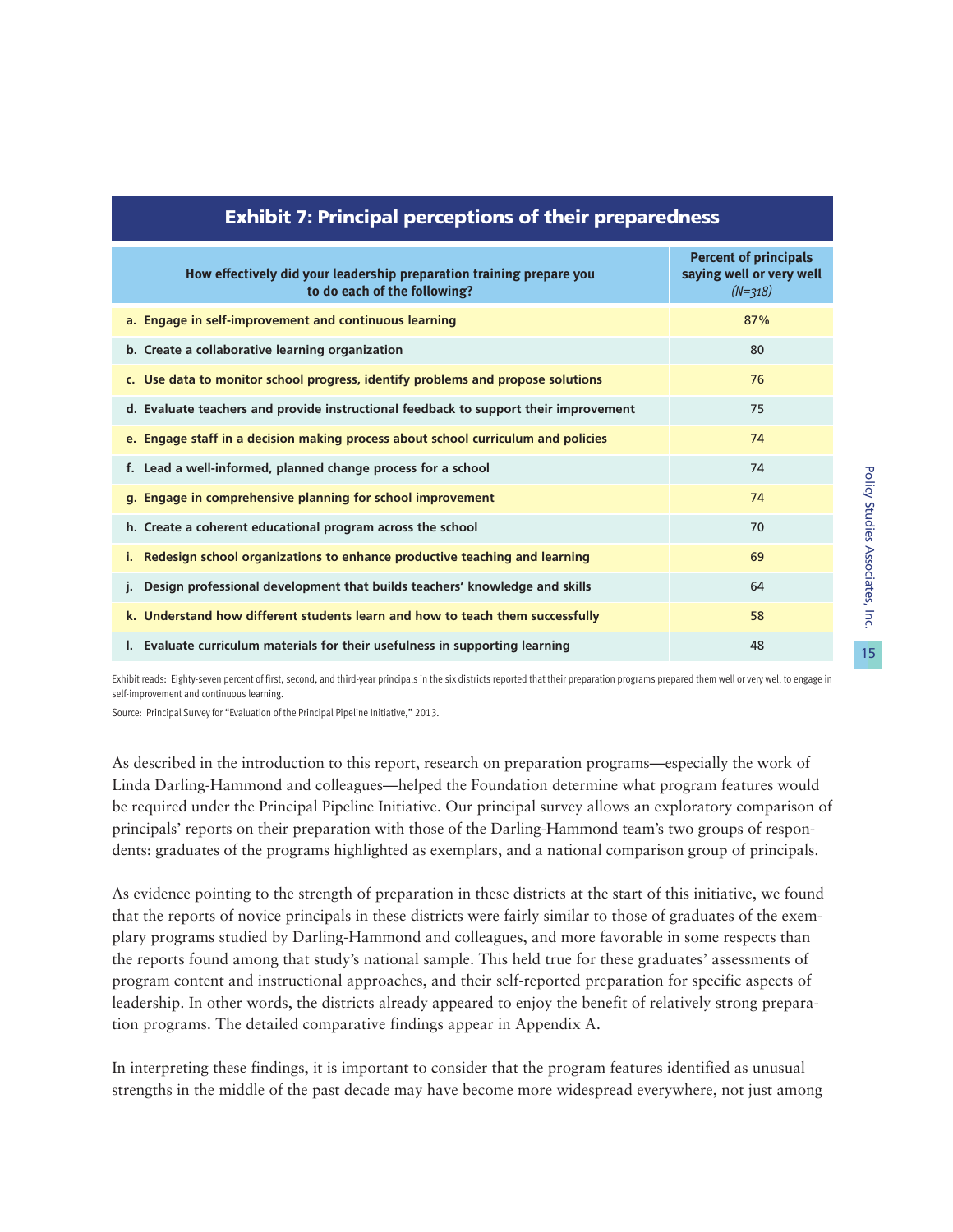## Exhibit 7: Principal perceptions of their preparedness

| How effectively did your leadership preparation training prepare you to do each of the following? | Percent of principals saying well or very well *(N=318)* |
|---|---|
| **a. Engage in self-improvement and continuous learning** | 87% |
| **b. Create a collaborative learning organization** | 80 |
| **c. Use data to monitor school progress, identify problems and propose solutions** | 76 |
| **d. Evaluate teachers and provide instructional feedback to support their improvement** | 75 |
| **e. Engage staff in a decision making process about school curriculum and policies** | 74 |
| **f. Lead a well-informed, planned change process for a school** | 74 |
| **g. Engage in comprehensive planning for school improvement** | 74 |
| **h. Create a coherent educational program across the school** | 70 |
| **i. Redesign school organizations to enhance productive teaching and learning** | 69 |
| **j. Design professional development that builds teachers' knowledge and skills** | 64 |
| **k. Understand how different students learn and how to teach them successfully** | 58 |
| **l. Evaluate curriculum materials for their usefulness in supporting learning** | 48 |

Exhibit reads: Eighty-seven percent of first, second, and third-year principals in the six districts reported that their preparation programs prepared them well or very well to engage in self-improvement and continuous learning.

Source: Principal Survey for "Evaluation of the Principal Pipeline Initiative," 2013.

As described in the introduction to this report, research on preparation programs—especially the work of Linda Darling-Hammond and colleagues—helped the Foundation determine what program features would be required under the Principal Pipeline Initiative. Our principal survey allows an exploratory comparison of principals' reports on their preparation with those of the Darling-Hammond team's two groups of respondents: graduates of the programs highlighted as exemplars, and a national comparison group of principals.

As evidence pointing to the strength of preparation in these districts at the start of this initiative, we found that the reports of novice principals in these districts were fairly similar to those of graduates of the exemplary programs studied by Darling-Hammond and colleagues, and more favorable in some respects than the reports found among that study's national sample. This held true for these graduates' assessments of program content and instructional approaches, and their self-reported preparation for specific aspects of leadership. In other words, the districts already appeared to enjoy the benefit of relatively strong preparation programs. The detailed comparative findings appear in Appendix A.

In interpreting these findings, it is important to consider that the program features identified as unusual strengths in the middle of the past decade may have become more widespread everywhere, not just among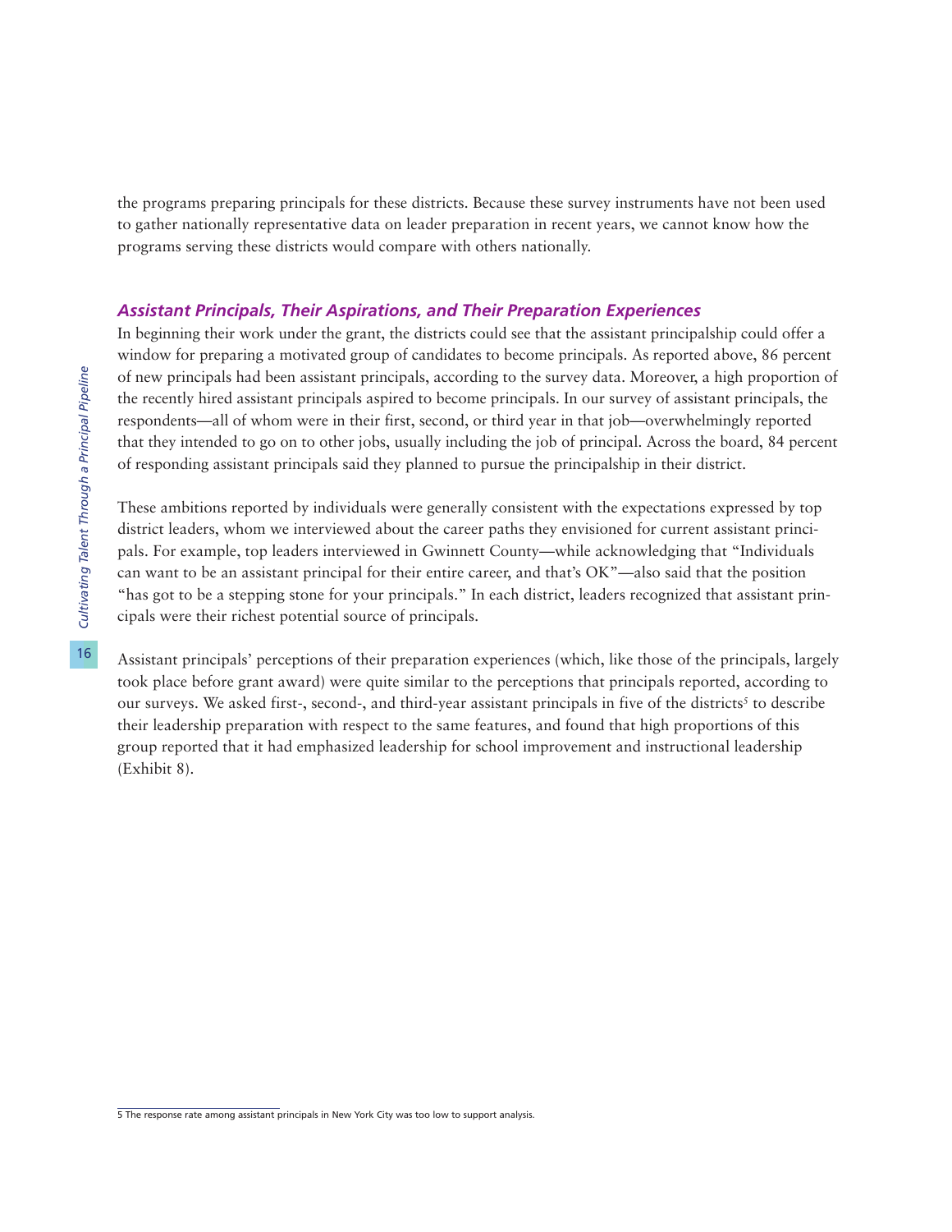the programs preparing principals for these districts. Because these survey instruments have not been used to gather nationally representative data on leader preparation in recent years, we cannot know how the programs serving these districts would compare with others nationally.

### *Assistant Principals, Their Aspirations, and Their Preparation Experiences*

In beginning their work under the grant, the districts could see that the assistant principalship could offer a window for preparing a motivated group of candidates to become principals. As reported above, 86 percent of new principals had been assistant principals, according to the survey data. Moreover, a high proportion of the recently hired assistant principals aspired to become principals. In our survey of assistant principals, the respondents—all of whom were in their first, second, or third year in that job—overwhelmingly reported that they intended to go on to other jobs, usually including the job of principal. Across the board, 84 percent of responding assistant principals said they planned to pursue the principalship in their district.

These ambitions reported by individuals were generally consistent with the expectations expressed by top district leaders, whom we interviewed about the career paths they envisioned for current assistant principals. For example, top leaders interviewed in Gwinnett County—while acknowledging that "Individuals can want to be an assistant principal for their entire career, and that's OK"—also said that the position "has got to be a stepping stone for your principals." In each district, leaders recognized that assistant principals were their richest potential source of principals.

Assistant principals' perceptions of their preparation experiences (which, like those of the principals, largely took place before grant award) were quite similar to the perceptions that principals reported, according to our surveys. We asked first-, second-, and third-year assistant principals in five of the districts[5] to describe their leadership preparation with respect to the same features, and found that high proportions of this group reported that it had emphasized leadership for school improvement and instructional leadership (Exhibit 8).

---

5 The response rate among assistant principals in New York City was too low to support analysis.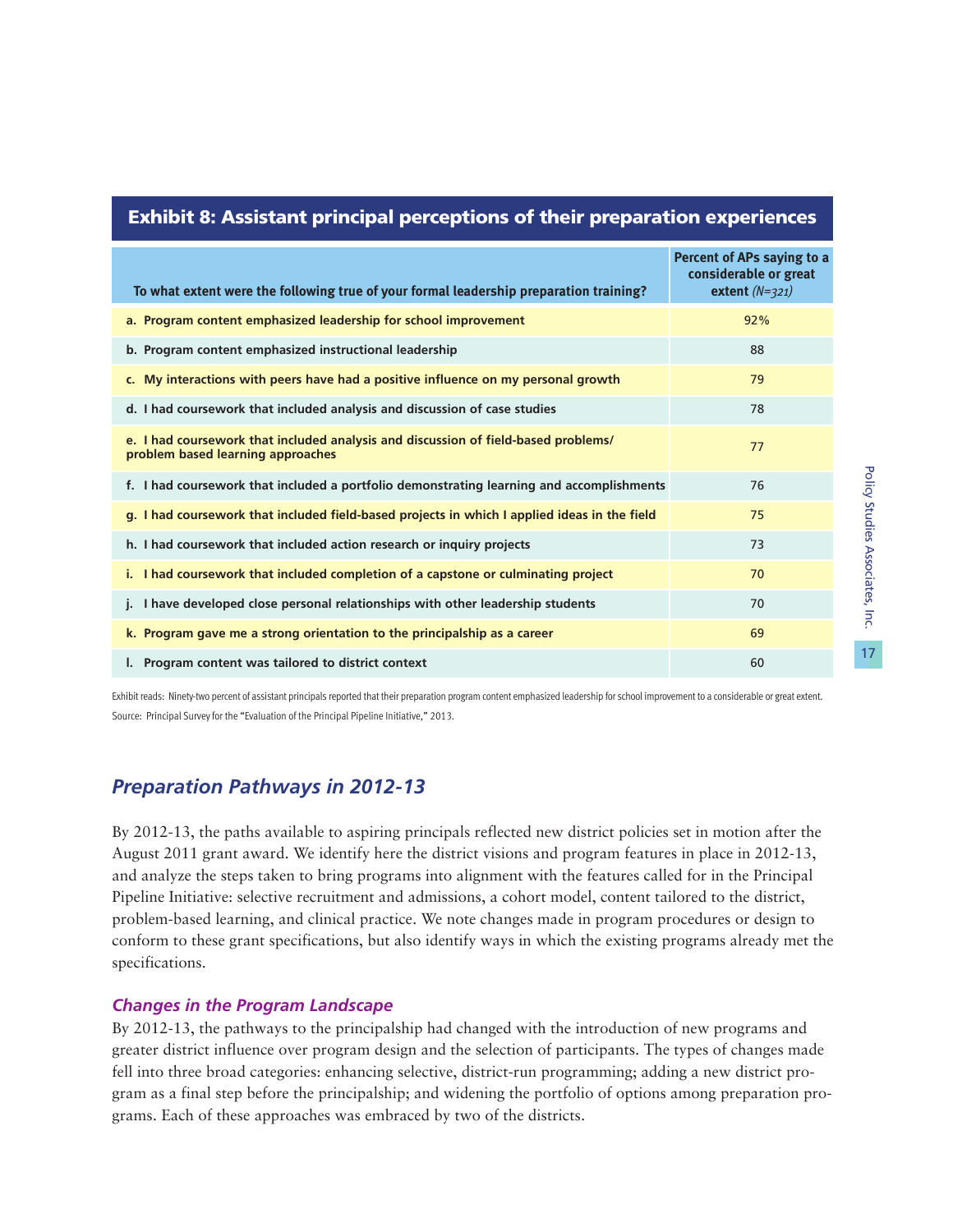**Exhibit 8: Assistant principal perceptions of their preparation experiences**

| To what extent were the following true of your formal leadership preparation training? | Percent of APs saying to a considerable or great extent *(N=321)* |
|---|---|
| a. Program content emphasized leadership for school improvement | 92% |
| b. Program content emphasized instructional leadership | 88 |
| c. My interactions with peers have had a positive influence on my personal growth | 79 |
| d. I had coursework that included analysis and discussion of case studies | 78 |
| e. I had coursework that included analysis and discussion of field-based problems/ problem based learning approaches | 77 |
| f. I had coursework that included a portfolio demonstrating learning and accomplishments | 76 |
| g. I had coursework that included field-based projects in which I applied ideas in the field | 75 |
| h. I had coursework that included action research or inquiry projects | 73 |
| i. I had coursework that included completion of a capstone or culminating project | 70 |
| j. I have developed close personal relationships with other leadership students | 70 |
| k. Program gave me a strong orientation to the principalship as a career | 69 |
| l. Program content was tailored to district context | 60 |

Exhibit reads: Ninety-two percent of assistant principals reported that their preparation program content emphasized leadership for school improvement to a considerable or great extent.

Source: Principal Survey for the "Evaluation of the Principal Pipeline Initiative," 2013.

## *Preparation Pathways in 2012-13*

By 2012-13, the paths available to aspiring principals reflected new district policies set in motion after the August 2011 grant award. We identify here the district visions and program features in place in 2012-13, and analyze the steps taken to bring programs into alignment with the features called for in the Principal Pipeline Initiative: selective recruitment and admissions, a cohort model, content tailored to the district, problem-based learning, and clinical practice. We note changes made in program procedures or design to conform to these grant specifications, but also identify ways in which the existing programs already met the specifications.

### *Changes in the Program Landscape*

By 2012-13, the pathways to the principalship had changed with the introduction of new programs and greater district influence over program design and the selection of participants. The types of changes made fell into three broad categories: enhancing selective, district-run programming; adding a new district program as a final step before the principalship; and widening the portfolio of options among preparation programs. Each of these approaches was embraced by two of the districts.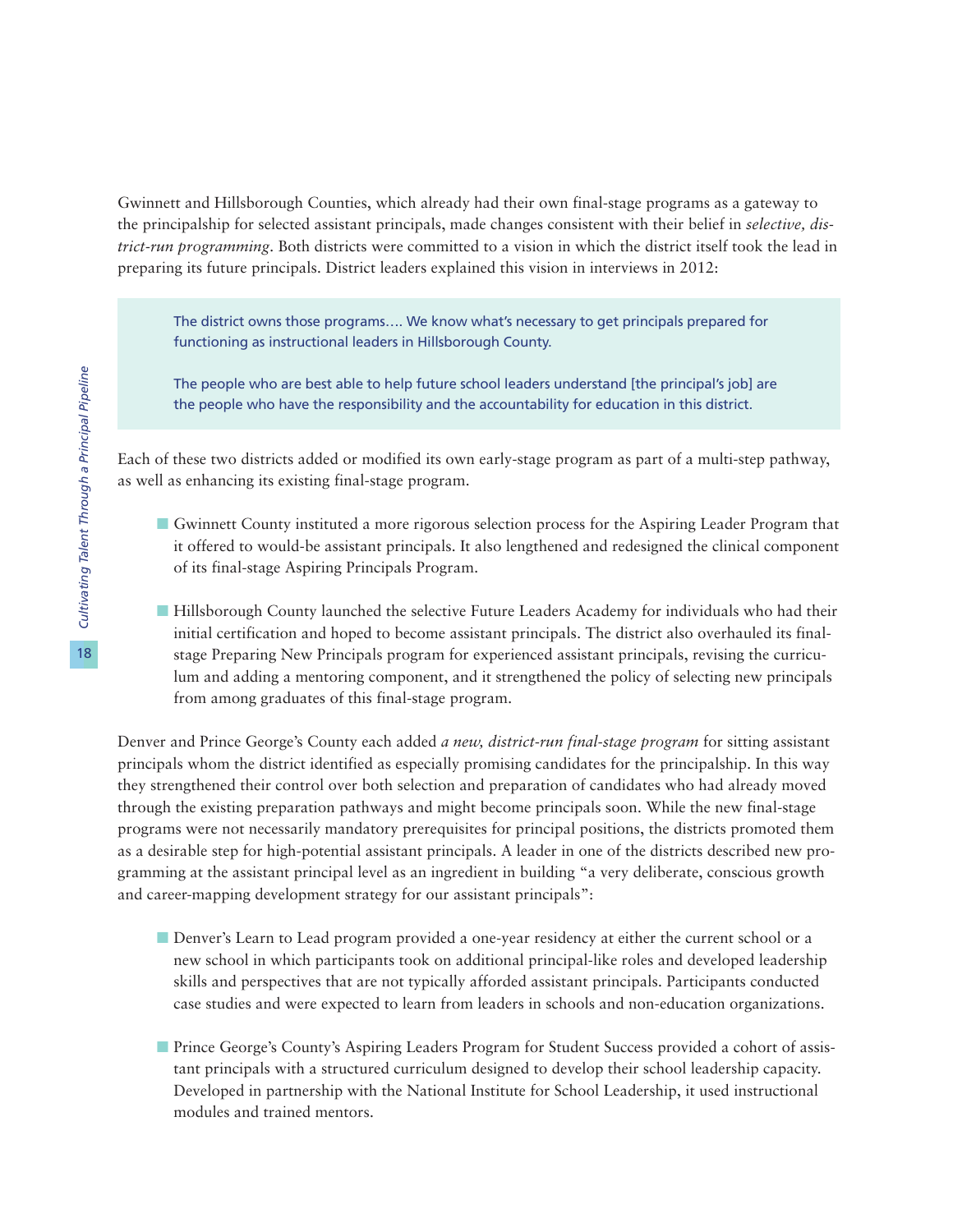Gwinnett and Hillsborough Counties, which already had their own final-stage programs as a gateway to the principalship for selected assistant principals, made changes consistent with their belief in *selective, district-run programming*. Both districts were committed to a vision in which the district itself took the lead in preparing its future principals. District leaders explained this vision in interviews in 2012:

> The district owns those programs…. We know what's necessary to get principals prepared for functioning as instructional leaders in Hillsborough County.
>
> The people who are best able to help future school leaders understand [the principal's job] are the people who have the responsibility and the accountability for education in this district.

Each of these two districts added or modified its own early-stage program as part of a multi-step pathway, as well as enhancing its existing final-stage program.

- Gwinnett County instituted a more rigorous selection process for the Aspiring Leader Program that it offered to would-be assistant principals. It also lengthened and redesigned the clinical component of its final-stage Aspiring Principals Program.

- Hillsborough County launched the selective Future Leaders Academy for individuals who had their initial certification and hoped to become assistant principals. The district also overhauled its final-stage Preparing New Principals program for experienced assistant principals, revising the curriculum and adding a mentoring component, and it strengthened the policy of selecting new principals from among graduates of this final-stage program.

Denver and Prince George's County each added *a new, district-run final-stage program* for sitting assistant principals whom the district identified as especially promising candidates for the principalship. In this way they strengthened their control over both selection and preparation of candidates who had already moved through the existing preparation pathways and might become principals soon. While the new final-stage programs were not necessarily mandatory prerequisites for principal positions, the districts promoted them as a desirable step for high-potential assistant principals. A leader in one of the districts described new programming at the assistant principal level as an ingredient in building "a very deliberate, conscious growth and career-mapping development strategy for our assistant principals":

- Denver's Learn to Lead program provided a one-year residency at either the current school or a new school in which participants took on additional principal-like roles and developed leadership skills and perspectives that are not typically afforded assistant principals. Participants conducted case studies and were expected to learn from leaders in schools and non-education organizations.

- Prince George's County's Aspiring Leaders Program for Student Success provided a cohort of assistant principals with a structured curriculum designed to develop their school leadership capacity. Developed in partnership with the National Institute for School Leadership, it used instructional modules and trained mentors.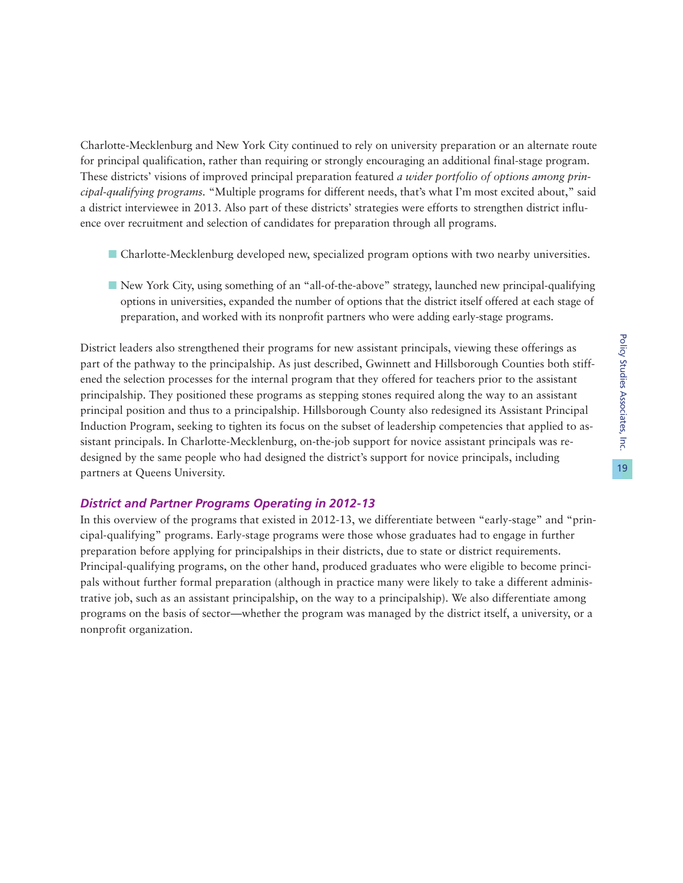Charlotte-Mecklenburg and New York City continued to rely on university preparation or an alternate route for principal qualification, rather than requiring or strongly encouraging an additional final-stage program. These districts' visions of improved principal preparation featured *a wider portfolio of options among principal-qualifying programs.* "Multiple programs for different needs, that's what I'm most excited about," said a district interviewee in 2013. Also part of these districts' strategies were efforts to strengthen district influence over recruitment and selection of candidates for preparation through all programs.

- Charlotte-Mecklenburg developed new, specialized program options with two nearby universities.
- New York City, using something of an "all-of-the-above" strategy, launched new principal-qualifying options in universities, expanded the number of options that the district itself offered at each stage of preparation, and worked with its nonprofit partners who were adding early-stage programs.

District leaders also strengthened their programs for new assistant principals, viewing these offerings as part of the pathway to the principalship. As just described, Gwinnett and Hillsborough Counties both stiffened the selection processes for the internal program that they offered for teachers prior to the assistant principalship. They positioned these programs as stepping stones required along the way to an assistant principal position and thus to a principalship. Hillsborough County also redesigned its Assistant Principal Induction Program, seeking to tighten its focus on the subset of leadership competencies that applied to assistant principals. In Charlotte-Mecklenburg, on-the-job support for novice assistant principals was redesigned by the same people who had designed the district's support for novice principals, including partners at Queens University.

### *District and Partner Programs Operating in 2012-13*

In this overview of the programs that existed in 2012-13, we differentiate between "early-stage" and "principal-qualifying" programs. Early-stage programs were those whose graduates had to engage in further preparation before applying for principalships in their districts, due to state or district requirements. Principal-qualifying programs, on the other hand, produced graduates who were eligible to become principals without further formal preparation (although in practice many were likely to take a different administrative job, such as an assistant principalship, on the way to a principalship). We also differentiate among programs on the basis of sector—whether the program was managed by the district itself, a university, or a nonprofit organization.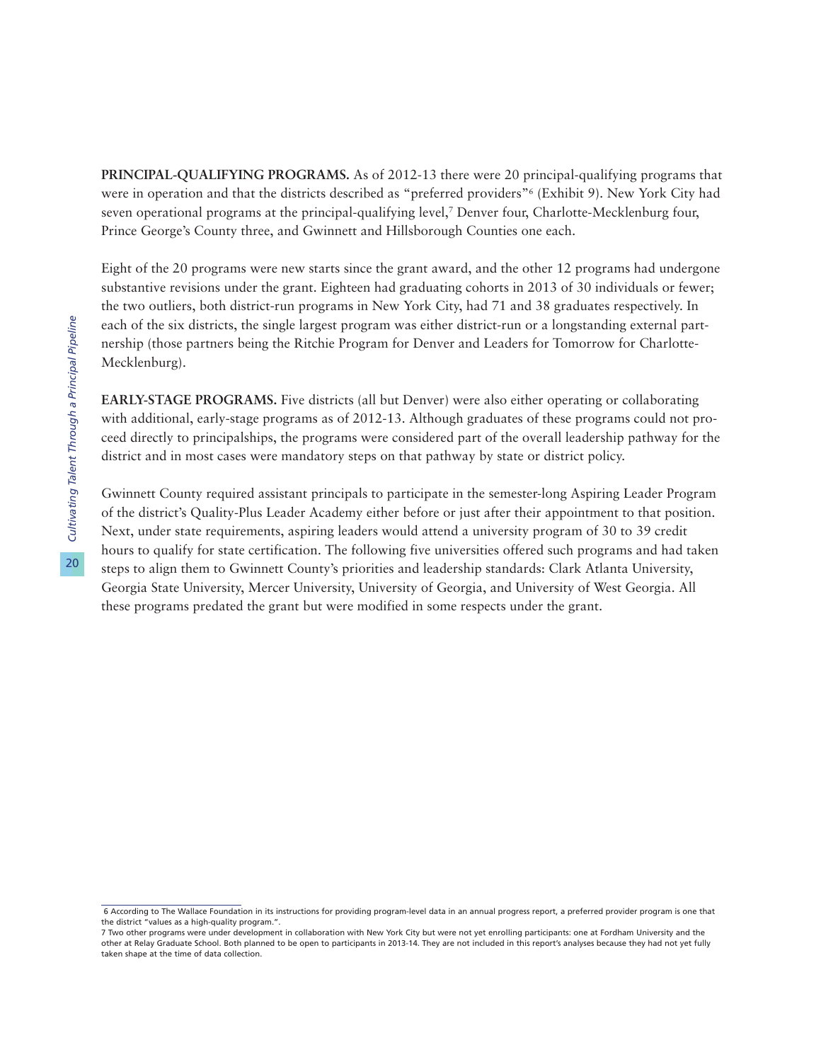**PRINCIPAL-QUALIFYING PROGRAMS.** As of 2012-13 there were 20 principal-qualifying programs that were in operation and that the districts described as "preferred providers"[6] (Exhibit 9). New York City had seven operational programs at the principal-qualifying level,[7] Denver four, Charlotte-Mecklenburg four, Prince George's County three, and Gwinnett and Hillsborough Counties one each.

Eight of the 20 programs were new starts since the grant award, and the other 12 programs had undergone substantive revisions under the grant. Eighteen had graduating cohorts in 2013 of 30 individuals or fewer; the two outliers, both district-run programs in New York City, had 71 and 38 graduates respectively. In each of the six districts, the single largest program was either district-run or a longstanding external partnership (those partners being the Ritchie Program for Denver and Leaders for Tomorrow for Charlotte-Mecklenburg).

**EARLY-STAGE PROGRAMS.** Five districts (all but Denver) were also either operating or collaborating with additional, early-stage programs as of 2012-13. Although graduates of these programs could not proceed directly to principalships, the programs were considered part of the overall leadership pathway for the district and in most cases were mandatory steps on that pathway by state or district policy.

Gwinnett County required assistant principals to participate in the semester-long Aspiring Leader Program of the district's Quality-Plus Leader Academy either before or just after their appointment to that position. Next, under state requirements, aspiring leaders would attend a university program of 30 to 39 credit hours to qualify for state certification. The following five universities offered such programs and had taken steps to align them to Gwinnett County's priorities and leadership standards: Clark Atlanta University, Georgia State University, Mercer University, University of Georgia, and University of West Georgia. All these programs predated the grant but were modified in some respects under the grant.

---

6 According to The Wallace Foundation in its instructions for providing program-level data in an annual progress report, a preferred provider program is one that the district "values as a high-quality program.".

7 Two other programs were under development in collaboration with New York City but were not yet enrolling participants: one at Fordham University and the other at Relay Graduate School. Both planned to be open to participants in 2013-14. They are not included in this report's analyses because they had not yet fully taken shape at the time of data collection.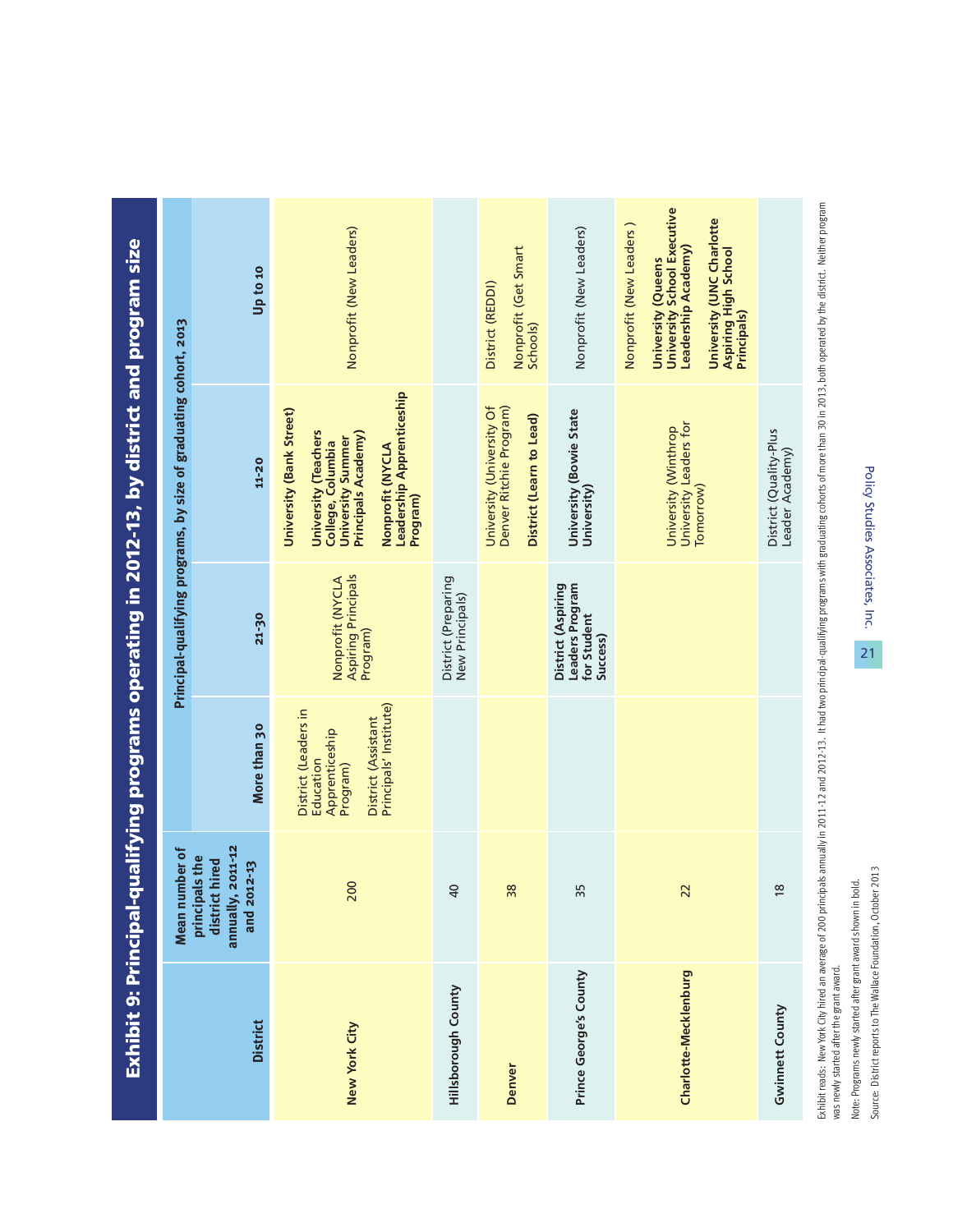## Exhibit 9: Principal-qualifying programs operating in 2012-13, by district and program size

| District | Mean number of principals the district hired annually, 2011-12 and 2012-13 | Principal-qualifying programs, by size of graduating cohort, 2013 | | | |
|---|---|---|---|---|---|
| | | More than 30 | 21-30 | 11-20 | Up to 10 |
| New York City | 200 | District (Leaders in Education Apprenticeship Program)<br><br>District (Assistant Principals' Institute) | Nonprofit (NYCLA Aspiring Principals Program) | **University (Bank Street)**<br><br>**University (Teachers College, Columbia University Summer Principals Academy)**<br><br>**Nonprofit (NYCLA Leadership Apprenticeship Program)** | Nonprofit (New Leaders) |
| Hillsborough County | 40 | | District (Preparing New Principals) | | |
| Denver | 38 | | | University (University Of Denver Ritchie Program)<br><br>**District (Learn to Lead)** | District (REDDI)<br><br>Nonprofit (Get Smart Schools) |
| Prince George's County | 35 | | **District (Aspiring Leaders Program for Student Success)** | **University (Bowie State University)** | Nonprofit (New Leaders) |
| Charlotte-Mecklenburg | 22 | | | University (Winthrop University Leaders for Tomorrow) | Nonprofit (New Leaders )<br><br>**University (Queens University School Executive Leadership Academy)**<br><br>**University (UNC Charlotte Aspiring High School Principals)** |
| Gwinnett County | 18 | | | District (Quality-Plus Leader Academy) | |

Exhibit reads: New York City hired an average of 200 principals annually in 2011-12 and 2012-13. It had two principal-qualifying programs with graduating cohorts of more than 30 in 2013, both operated by the district. Neither program was newly started after the grant award.

Note: Programs newly started after grant award shown in bold.

Source: District reports to The Wallace Foundation, October 2013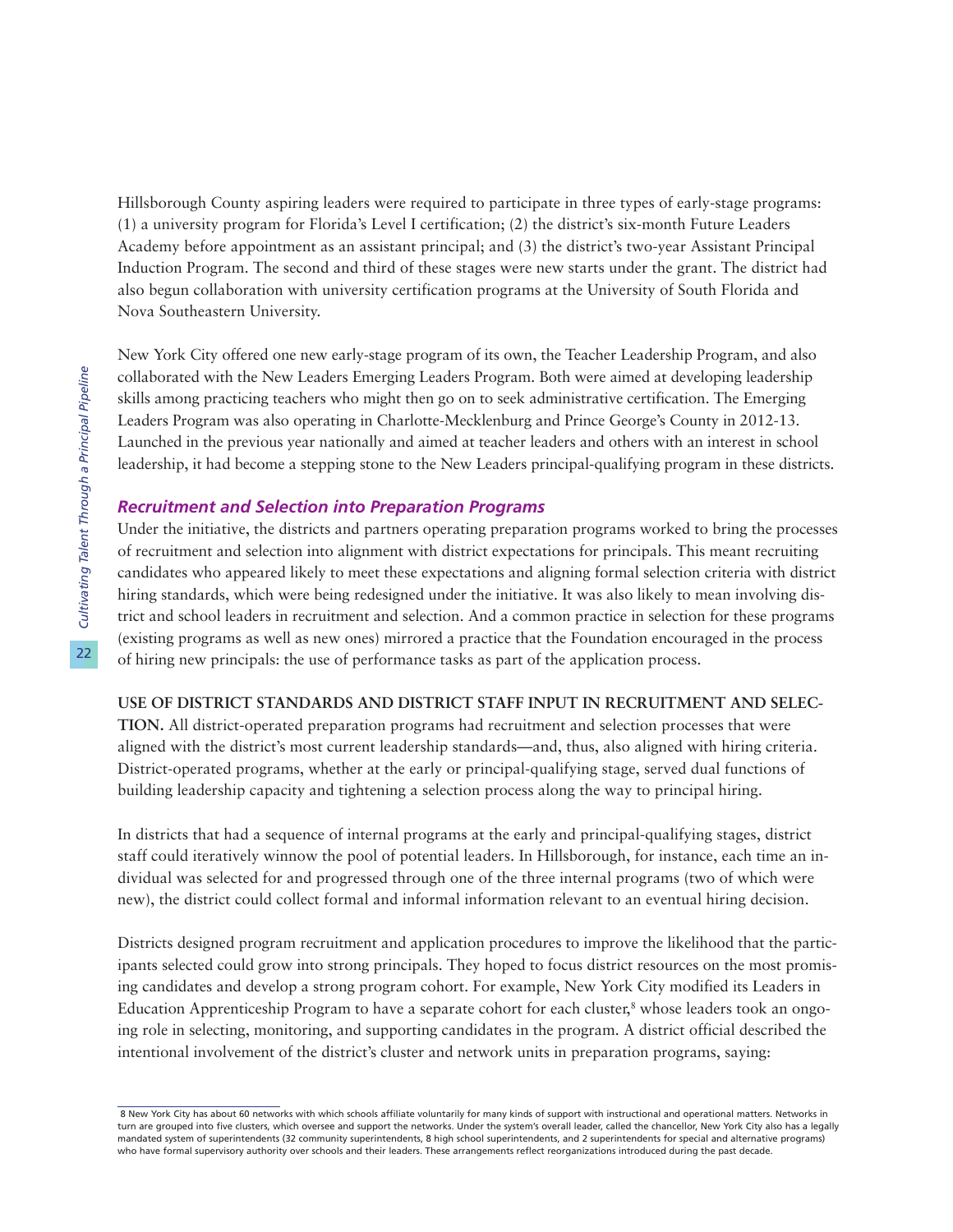Hillsborough County aspiring leaders were required to participate in three types of early-stage programs: (1) a university program for Florida's Level I certification; (2) the district's six-month Future Leaders Academy before appointment as an assistant principal; and (3) the district's two-year Assistant Principal Induction Program. The second and third of these stages were new starts under the grant. The district had also begun collaboration with university certification programs at the University of South Florida and Nova Southeastern University.

New York City offered one new early-stage program of its own, the Teacher Leadership Program, and also collaborated with the New Leaders Emerging Leaders Program. Both were aimed at developing leadership skills among practicing teachers who might then go on to seek administrative certification. The Emerging Leaders Program was also operating in Charlotte-Mecklenburg and Prince George's County in 2012-13. Launched in the previous year nationally and aimed at teacher leaders and others with an interest in school leadership, it had become a stepping stone to the New Leaders principal-qualifying program in these districts.

### *Recruitment and Selection into Preparation Programs*

Under the initiative, the districts and partners operating preparation programs worked to bring the processes of recruitment and selection into alignment with district expectations for principals. This meant recruiting candidates who appeared likely to meet these expectations and aligning formal selection criteria with district hiring standards, which were being redesigned under the initiative. It was also likely to mean involving district and school leaders in recruitment and selection. And a common practice in selection for these programs (existing programs as well as new ones) mirrored a practice that the Foundation encouraged in the process of hiring new principals: the use of performance tasks as part of the application process.

**USE OF DISTRICT STANDARDS AND DISTRICT STAFF INPUT IN RECRUITMENT AND SELECTION.** All district-operated preparation programs had recruitment and selection processes that were aligned with the district's most current leadership standards—and, thus, also aligned with hiring criteria. District-operated programs, whether at the early or principal-qualifying stage, served dual functions of building leadership capacity and tightening a selection process along the way to principal hiring.

In districts that had a sequence of internal programs at the early and principal-qualifying stages, district staff could iteratively winnow the pool of potential leaders. In Hillsborough, for instance, each time an individual was selected for and progressed through one of the three internal programs (two of which were new), the district could collect formal and informal information relevant to an eventual hiring decision.

Districts designed program recruitment and application procedures to improve the likelihood that the participants selected could grow into strong principals. They hoped to focus district resources on the most promising candidates and develop a strong program cohort. For example, New York City modified its Leaders in Education Apprenticeship Program to have a separate cohort for each cluster,[8] whose leaders took an ongoing role in selecting, monitoring, and supporting candidates in the program. A district official described the intentional involvement of the district's cluster and network units in preparation programs, saying:

---

8 New York City has about 60 networks with which schools affiliate voluntarily for many kinds of support with instructional and operational matters. Networks in turn are grouped into five clusters, which oversee and support the networks. Under the system's overall leader, called the chancellor, New York City also has a legally mandated system of superintendents (32 community superintendents, 8 high school superintendents, and 2 superintendents for special and alternative programs) who have formal supervisory authority over schools and their leaders. These arrangements reflect reorganizations introduced during the past decade.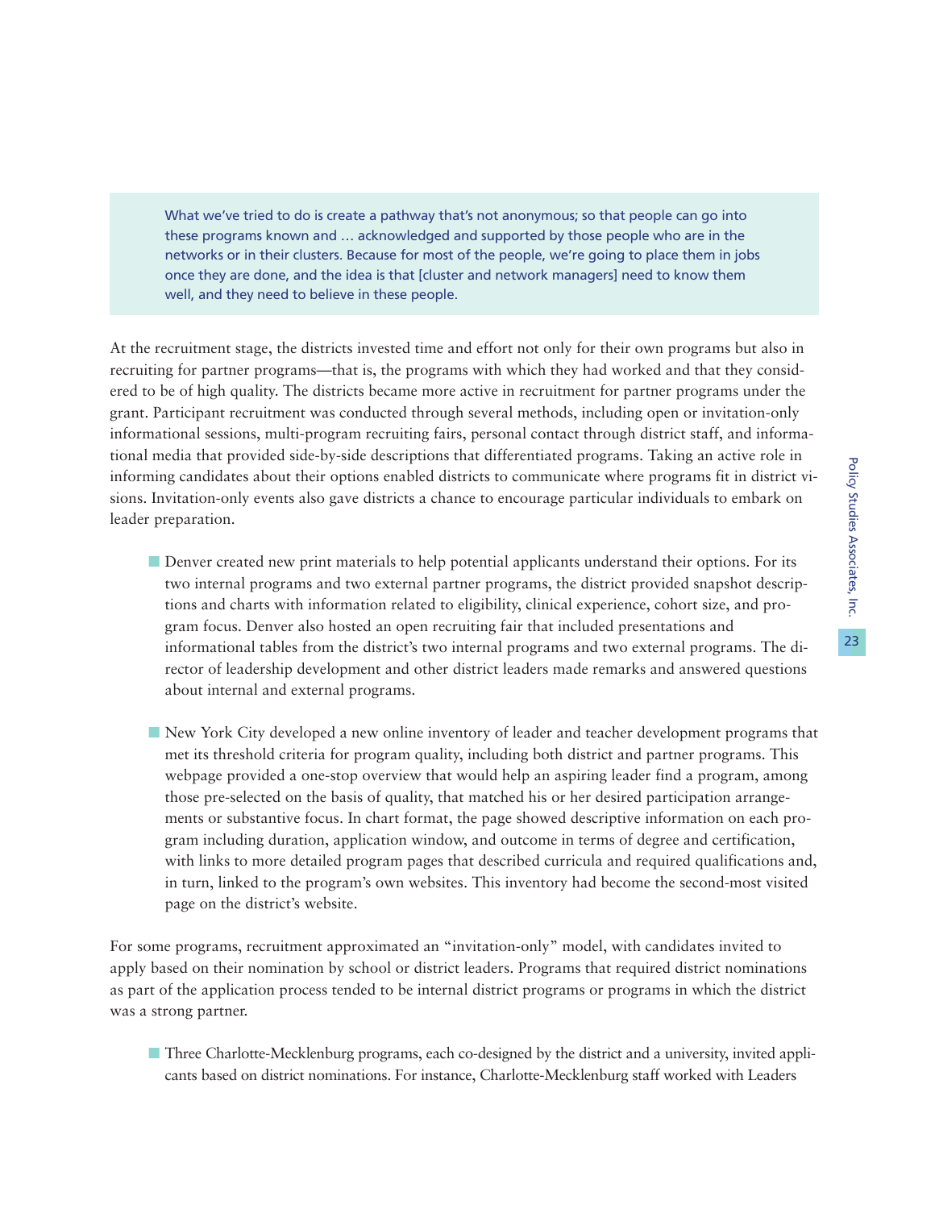> What we've tried to do is create a pathway that's not anonymous; so that people can go into these programs known and … acknowledged and supported by those people who are in the networks or in their clusters. Because for most of the people, we're going to place them in jobs once they are done, and the idea is that [cluster and network managers] need to know them well, and they need to believe in these people.

At the recruitment stage, the districts invested time and effort not only for their own programs but also in recruiting for partner programs—that is, the programs with which they had worked and that they considered to be of high quality. The districts became more active in recruitment for partner programs under the grant. Participant recruitment was conducted through several methods, including open or invitation-only informational sessions, multi-program recruiting fairs, personal contact through district staff, and informational media that provided side-by-side descriptions that differentiated programs. Taking an active role in informing candidates about their options enabled districts to communicate where programs fit in district visions. Invitation-only events also gave districts a chance to encourage particular individuals to embark on leader preparation.

- Denver created new print materials to help potential applicants understand their options. For its two internal programs and two external partner programs, the district provided snapshot descriptions and charts with information related to eligibility, clinical experience, cohort size, and program focus. Denver also hosted an open recruiting fair that included presentations and informational tables from the district's two internal programs and two external programs. The director of leadership development and other district leaders made remarks and answered questions about internal and external programs.

- New York City developed a new online inventory of leader and teacher development programs that met its threshold criteria for program quality, including both district and partner programs. This webpage provided a one-stop overview that would help an aspiring leader find a program, among those pre-selected on the basis of quality, that matched his or her desired participation arrangements or substantive focus. In chart format, the page showed descriptive information on each program including duration, application window, and outcome in terms of degree and certification, with links to more detailed program pages that described curricula and required qualifications and, in turn, linked to the program's own websites. This inventory had become the second-most visited page on the district's website.

For some programs, recruitment approximated an "invitation-only" model, with candidates invited to apply based on their nomination by school or district leaders. Programs that required district nominations as part of the application process tended to be internal district programs or programs in which the district was a strong partner.

- Three Charlotte-Mecklenburg programs, each co-designed by the district and a university, invited applicants based on district nominations. For instance, Charlotte-Mecklenburg staff worked with Leaders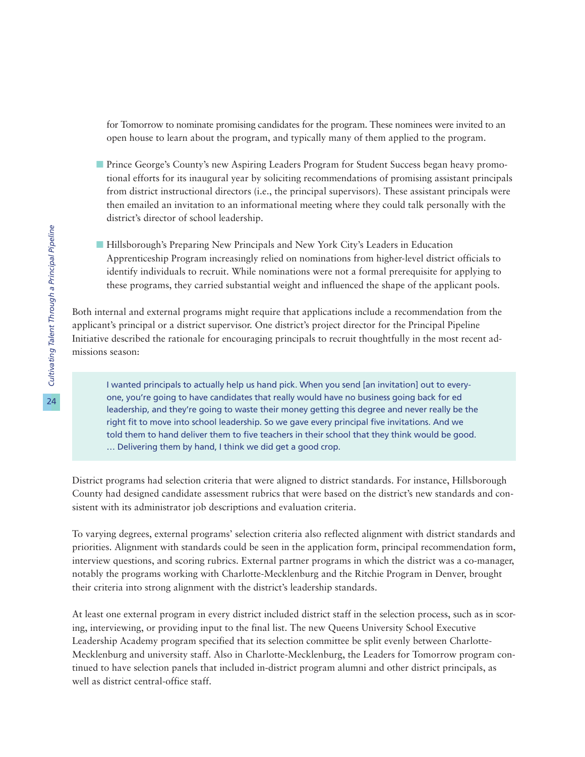for Tomorrow to nominate promising candidates for the program. These nominees were invited to an open house to learn about the program, and typically many of them applied to the program.

- Prince George's County's new Aspiring Leaders Program for Student Success began heavy promotional efforts for its inaugural year by soliciting recommendations of promising assistant principals from district instructional directors (i.e., the principal supervisors). These assistant principals were then emailed an invitation to an informational meeting where they could talk personally with the district's director of school leadership.

- Hillsborough's Preparing New Principals and New York City's Leaders in Education Apprenticeship Program increasingly relied on nominations from higher-level district officials to identify individuals to recruit. While nominations were not a formal prerequisite for applying to these programs, they carried substantial weight and influenced the shape of the applicant pools.

Both internal and external programs might require that applications include a recommendation from the applicant's principal or a district supervisor. One district's project director for the Principal Pipeline Initiative described the rationale for encouraging principals to recruit thoughtfully in the most recent admissions season:

> I wanted principals to actually help us hand pick. When you send [an invitation] out to everyone, you're going to have candidates that really would have no business going back for ed leadership, and they're going to waste their money getting this degree and never really be the right fit to move into school leadership. So we gave every principal five invitations. And we told them to hand deliver them to five teachers in their school that they think would be good. … Delivering them by hand, I think we did get a good crop.

District programs had selection criteria that were aligned to district standards. For instance, Hillsborough County had designed candidate assessment rubrics that were based on the district's new standards and consistent with its administrator job descriptions and evaluation criteria.

To varying degrees, external programs' selection criteria also reflected alignment with district standards and priorities. Alignment with standards could be seen in the application form, principal recommendation form, interview questions, and scoring rubrics. External partner programs in which the district was a co-manager, notably the programs working with Charlotte-Mecklenburg and the Ritchie Program in Denver, brought their criteria into strong alignment with the district's leadership standards.

At least one external program in every district included district staff in the selection process, such as in scoring, interviewing, or providing input to the final list. The new Queens University School Executive Leadership Academy program specified that its selection committee be split evenly between Charlotte-Mecklenburg and university staff. Also in Charlotte-Mecklenburg, the Leaders for Tomorrow program continued to have selection panels that included in-district program alumni and other district principals, as well as district central-office staff.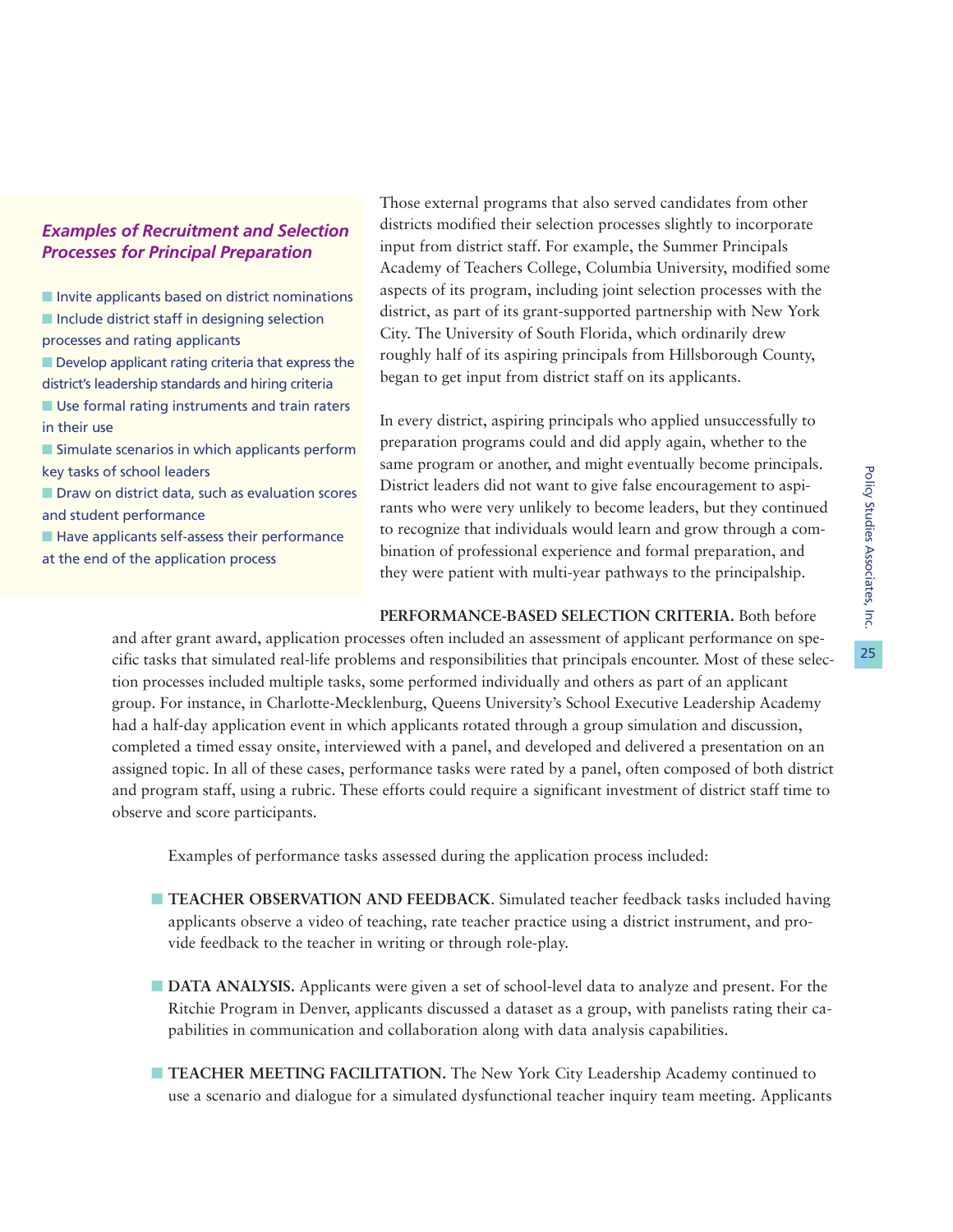### *Examples of Recruitment and Selection Processes for Principal Preparation*

- Invite applicants based on district nominations
- Include district staff in designing selection processes and rating applicants
- Develop applicant rating criteria that express the district's leadership standards and hiring criteria
- Use formal rating instruments and train raters in their use
- Simulate scenarios in which applicants perform key tasks of school leaders
- Draw on district data, such as evaluation scores and student performance
- Have applicants self-assess their performance at the end of the application process

Those external programs that also served candidates from other districts modified their selection processes slightly to incorporate input from district staff. For example, the Summer Principals Academy of Teachers College, Columbia University, modified some aspects of its program, including joint selection processes with the district, as part of its grant-supported partnership with New York City. The University of South Florida, which ordinarily drew roughly half of its aspiring principals from Hillsborough County, began to get input from district staff on its applicants.

In every district, aspiring principals who applied unsuccessfully to preparation programs could and did apply again, whether to the same program or another, and might eventually become principals. District leaders did not want to give false encouragement to aspirants who were very unlikely to become leaders, but they continued to recognize that individuals would learn and grow through a combination of professional experience and formal preparation, and they were patient with multi-year pathways to the principalship.

**PERFORMANCE-BASED SELECTION CRITERIA.** Both before and after grant award, application processes often included an assessment of applicant performance on specific tasks that simulated real-life problems and responsibilities that principals encounter. Most of these selection processes included multiple tasks, some performed individually and others as part of an applicant group. For instance, in Charlotte-Mecklenburg, Queens University's School Executive Leadership Academy had a half-day application event in which applicants rotated through a group simulation and discussion, completed a timed essay onsite, interviewed with a panel, and developed and delivered a presentation on an assigned topic. In all of these cases, performance tasks were rated by a panel, often composed of both district and program staff, using a rubric. These efforts could require a significant investment of district staff time to observe and score participants.

Examples of performance tasks assessed during the application process included:

- **TEACHER OBSERVATION AND FEEDBACK**. Simulated teacher feedback tasks included having applicants observe a video of teaching, rate teacher practice using a district instrument, and provide feedback to the teacher in writing or through role-play.

- **DATA ANALYSIS.** Applicants were given a set of school-level data to analyze and present. For the Ritchie Program in Denver, applicants discussed a dataset as a group, with panelists rating their capabilities in communication and collaboration along with data analysis capabilities.

- **TEACHER MEETING FACILITATION.** The New York City Leadership Academy continued to use a scenario and dialogue for a simulated dysfunctional teacher inquiry team meeting. Applicants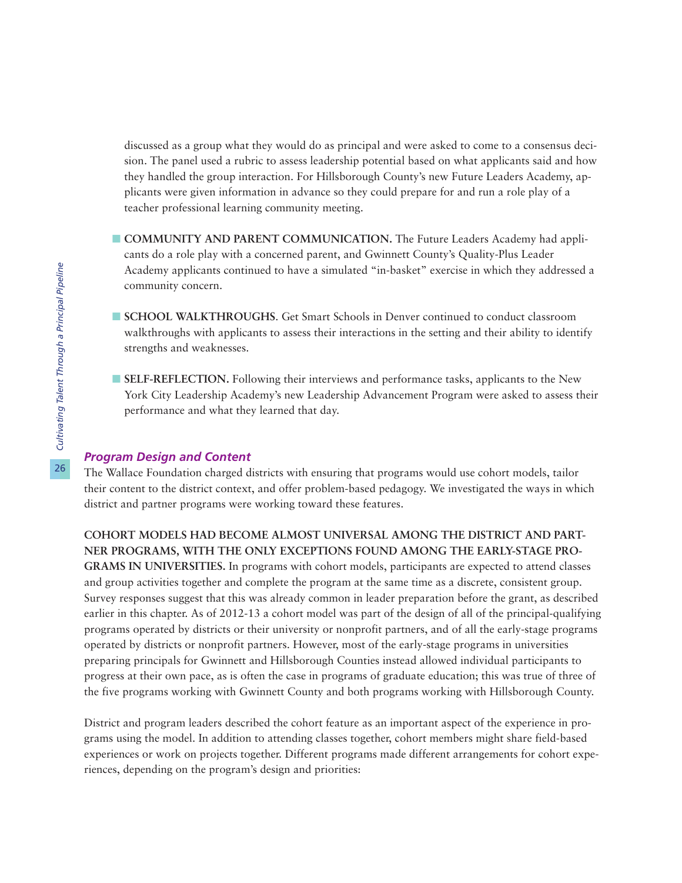discussed as a group what they would do as principal and were asked to come to a consensus decision. The panel used a rubric to assess leadership potential based on what applicants said and how they handled the group interaction. For Hillsborough County's new Future Leaders Academy, applicants were given information in advance so they could prepare for and run a role play of a teacher professional learning community meeting.

- **COMMUNITY AND PARENT COMMUNICATION.** The Future Leaders Academy had applicants do a role play with a concerned parent, and Gwinnett County's Quality-Plus Leader Academy applicants continued to have a simulated "in-basket" exercise in which they addressed a community concern.

- **SCHOOL WALKTHROUGHS**. Get Smart Schools in Denver continued to conduct classroom walkthroughs with applicants to assess their interactions in the setting and their ability to identify strengths and weaknesses.

- **SELF-REFLECTION.** Following their interviews and performance tasks, applicants to the New York City Leadership Academy's new Leadership Advancement Program were asked to assess their performance and what they learned that day.

### *Program Design and Content*

The Wallace Foundation charged districts with ensuring that programs would use cohort models, tailor their content to the district context, and offer problem-based pedagogy. We investigated the ways in which district and partner programs were working toward these features.

**COHORT MODELS HAD BECOME ALMOST UNIVERSAL AMONG THE DISTRICT AND PARTNER PROGRAMS, WITH THE ONLY EXCEPTIONS FOUND AMONG THE EARLY-STAGE PROGRAMS IN UNIVERSITIES.** In programs with cohort models, participants are expected to attend classes and group activities together and complete the program at the same time as a discrete, consistent group. Survey responses suggest that this was already common in leader preparation before the grant, as described earlier in this chapter. As of 2012-13 a cohort model was part of the design of all of the principal-qualifying programs operated by districts or their university or nonprofit partners, and of all the early-stage programs operated by districts or nonprofit partners. However, most of the early-stage programs in universities preparing principals for Gwinnett and Hillsborough Counties instead allowed individual participants to progress at their own pace, as is often the case in programs of graduate education; this was true of three of the five programs working with Gwinnett County and both programs working with Hillsborough County.

District and program leaders described the cohort feature as an important aspect of the experience in programs using the model. In addition to attending classes together, cohort members might share field-based experiences or work on projects together. Different programs made different arrangements for cohort experiences, depending on the program's design and priorities: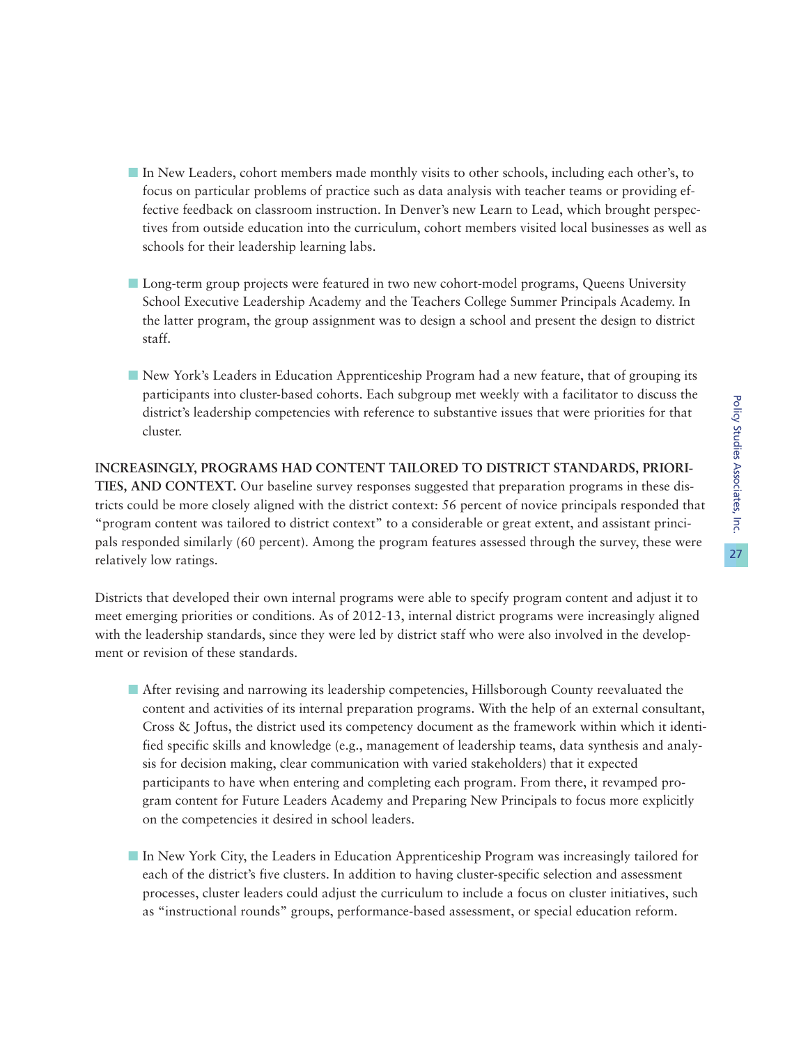- In New Leaders, cohort members made monthly visits to other schools, including each other's, to focus on particular problems of practice such as data analysis with teacher teams or providing effective feedback on classroom instruction. In Denver's new Learn to Lead, which brought perspectives from outside education into the curriculum, cohort members visited local businesses as well as schools for their leadership learning labs.

- Long-term group projects were featured in two new cohort-model programs, Queens University School Executive Leadership Academy and the Teachers College Summer Principals Academy. In the latter program, the group assignment was to design a school and present the design to district staff.

- New York's Leaders in Education Apprenticeship Program had a new feature, that of grouping its participants into cluster-based cohorts. Each subgroup met weekly with a facilitator to discuss the district's leadership competencies with reference to substantive issues that were priorities for that cluster.

**INCREASINGLY, PROGRAMS HAD CONTENT TAILORED TO DISTRICT STANDARDS, PRIORITIES, AND CONTEXT.** Our baseline survey responses suggested that preparation programs in these districts could be more closely aligned with the district context: 56 percent of novice principals responded that "program content was tailored to district context" to a considerable or great extent, and assistant principals responded similarly (60 percent). Among the program features assessed through the survey, these were relatively low ratings.

Districts that developed their own internal programs were able to specify program content and adjust it to meet emerging priorities or conditions. As of 2012-13, internal district programs were increasingly aligned with the leadership standards, since they were led by district staff who were also involved in the development or revision of these standards.

- After revising and narrowing its leadership competencies, Hillsborough County reevaluated the content and activities of its internal preparation programs. With the help of an external consultant, Cross & Joftus, the district used its competency document as the framework within which it identified specific skills and knowledge (e.g., management of leadership teams, data synthesis and analysis for decision making, clear communication with varied stakeholders) that it expected participants to have when entering and completing each program. From there, it revamped program content for Future Leaders Academy and Preparing New Principals to focus more explicitly on the competencies it desired in school leaders.

- In New York City, the Leaders in Education Apprenticeship Program was increasingly tailored for each of the district's five clusters. In addition to having cluster-specific selection and assessment processes, cluster leaders could adjust the curriculum to include a focus on cluster initiatives, such as "instructional rounds" groups, performance-based assessment, or special education reform.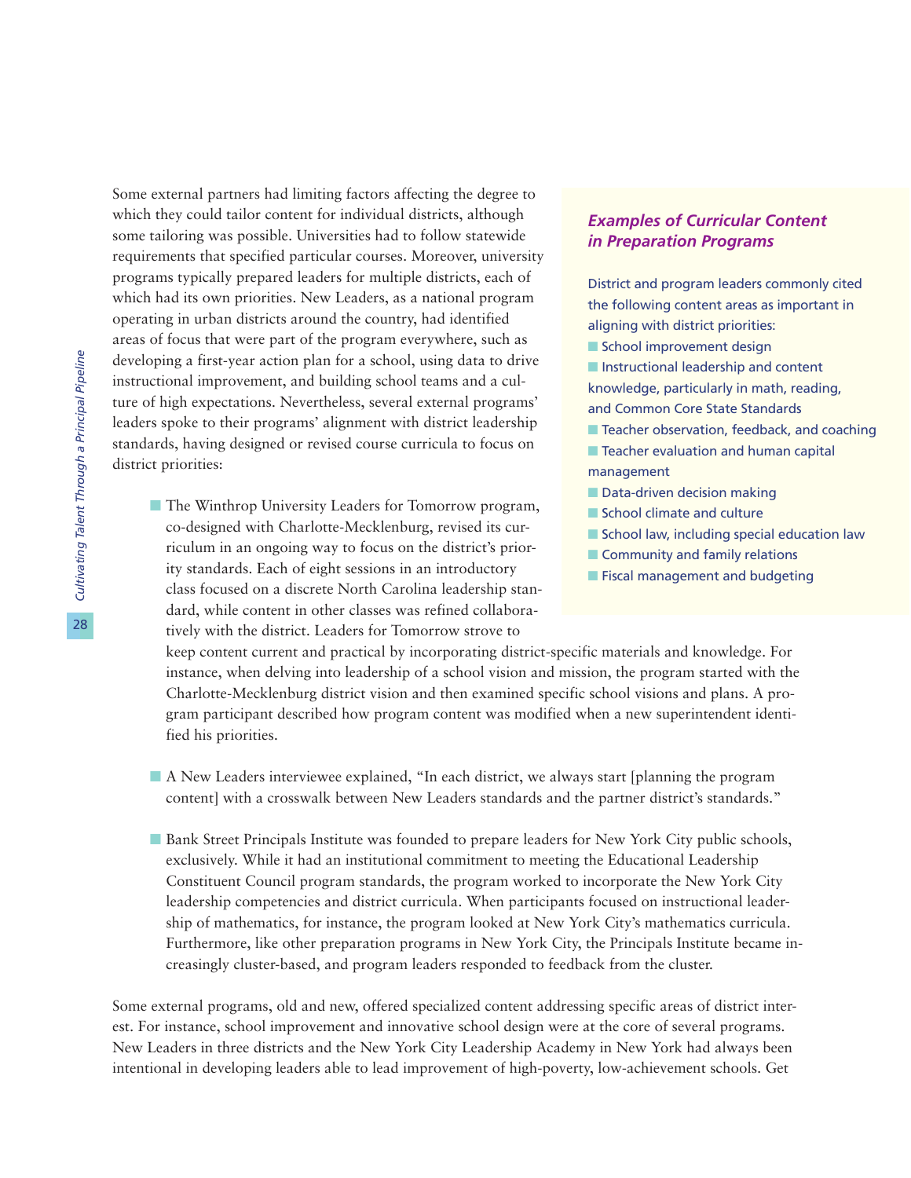Some external partners had limiting factors affecting the degree to which they could tailor content for individual districts, although some tailoring was possible. Universities had to follow statewide requirements that specified particular courses. Moreover, university programs typically prepared leaders for multiple districts, each of which had its own priorities. New Leaders, as a national program operating in urban districts around the country, had identified areas of focus that were part of the program everywhere, such as developing a first-year action plan for a school, using data to drive instructional improvement, and building school teams and a culture of high expectations. Nevertheless, several external programs' leaders spoke to their programs' alignment with district leadership standards, having designed or revised course curricula to focus on district priorities:

- The Winthrop University Leaders for Tomorrow program, co-designed with Charlotte-Mecklenburg, revised its curriculum in an ongoing way to focus on the district's priority standards. Each of eight sessions in an introductory class focused on a discrete North Carolina leadership standard, while content in other classes was refined collaboratively with the district. Leaders for Tomorrow strove to keep content current and practical by incorporating district-specific materials and knowledge. For instance, when delving into leadership of a school vision and mission, the program started with the Charlotte-Mecklenburg district vision and then examined specific school visions and plans. A program participant described how program content was modified when a new superintendent identified his priorities.

- A New Leaders interviewee explained, "In each district, we always start [planning the program content] with a crosswalk between New Leaders standards and the partner district's standards."

- Bank Street Principals Institute was founded to prepare leaders for New York City public schools, exclusively. While it had an institutional commitment to meeting the Educational Leadership Constituent Council program standards, the program worked to incorporate the New York City leadership competencies and district curricula. When participants focused on instructional leadership of mathematics, for instance, the program looked at New York City's mathematics curricula. Furthermore, like other preparation programs in New York City, the Principals Institute became increasingly cluster-based, and program leaders responded to feedback from the cluster.

Some external programs, old and new, offered specialized content addressing specific areas of district interest. For instance, school improvement and innovative school design were at the core of several programs. New Leaders in three districts and the New York City Leadership Academy in New York had always been intentional in developing leaders able to lead improvement of high-poverty, low-achievement schools. Get

### *Examples of Curricular Content in Preparation Programs*

District and program leaders commonly cited the following content areas as important in aligning with district priorities:

- School improvement design
- Instructional leadership and content knowledge, particularly in math, reading, and Common Core State Standards
- Teacher observation, feedback, and coaching
- Teacher evaluation and human capital management
- Data-driven decision making
- School climate and culture
- School law, including special education law
- Community and family relations
- Fiscal management and budgeting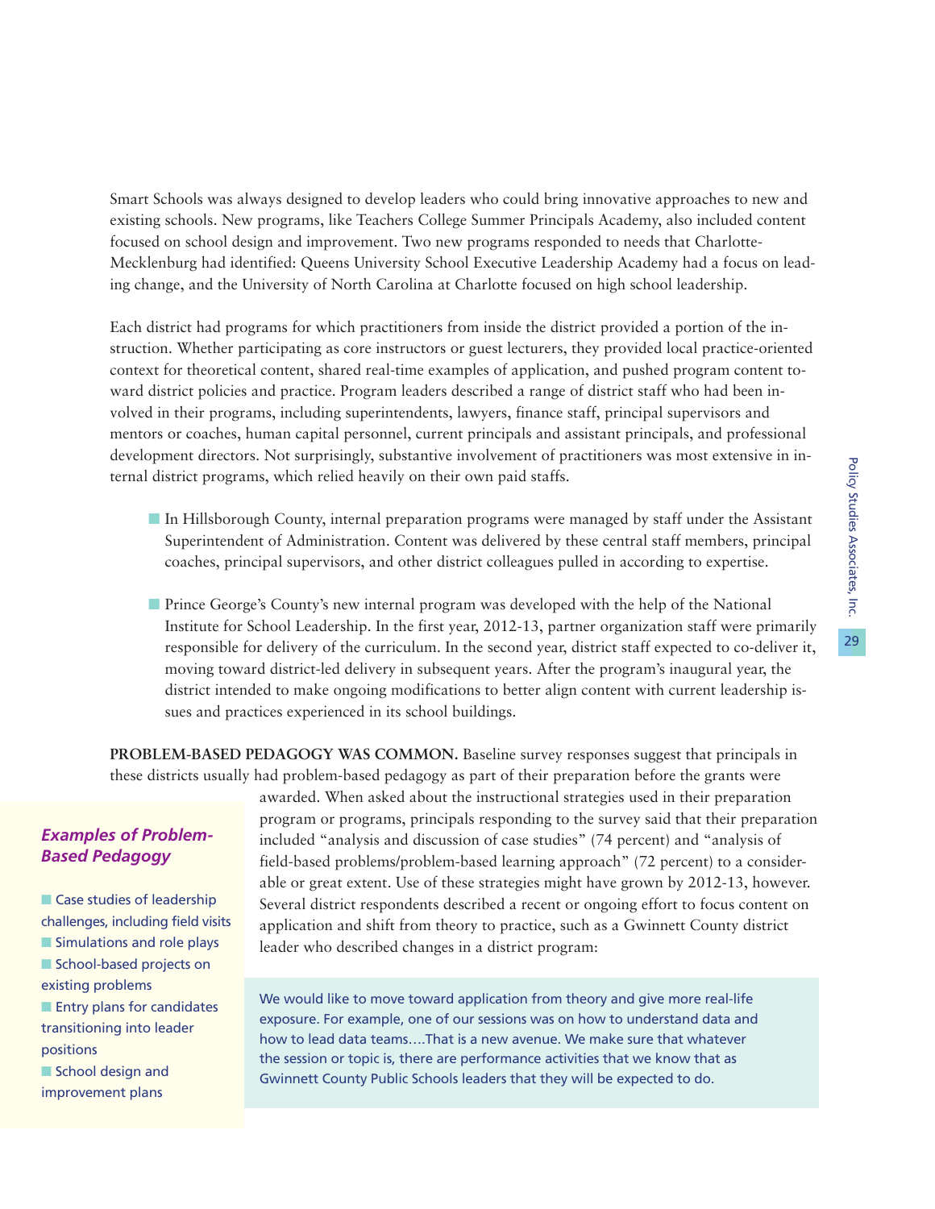Smart Schools was always designed to develop leaders who could bring innovative approaches to new and existing schools. New programs, like Teachers College Summer Principals Academy, also included content focused on school design and improvement. Two new programs responded to needs that Charlotte-Mecklenburg had identified: Queens University School Executive Leadership Academy had a focus on leading change, and the University of North Carolina at Charlotte focused on high school leadership.

Each district had programs for which practitioners from inside the district provided a portion of the instruction. Whether participating as core instructors or guest lecturers, they provided local practice-oriented context for theoretical content, shared real-time examples of application, and pushed program content toward district policies and practice. Program leaders described a range of district staff who had been involved in their programs, including superintendents, lawyers, finance staff, principal supervisors and mentors or coaches, human capital personnel, current principals and assistant principals, and professional development directors. Not surprisingly, substantive involvement of practitioners was most extensive in internal district programs, which relied heavily on their own paid staffs.

- In Hillsborough County, internal preparation programs were managed by staff under the Assistant Superintendent of Administration. Content was delivered by these central staff members, principal coaches, principal supervisors, and other district colleagues pulled in according to expertise.
- Prince George's County's new internal program was developed with the help of the National Institute for School Leadership. In the first year, 2012-13, partner organization staff were primarily responsible for delivery of the curriculum. In the second year, district staff expected to co-deliver it, moving toward district-led delivery in subsequent years. After the program's inaugural year, the district intended to make ongoing modifications to better align content with current leadership issues and practices experienced in its school buildings.

**PROBLEM-BASED PEDAGOGY WAS COMMON.** Baseline survey responses suggest that principals in these districts usually had problem-based pedagogy as part of their preparation before the grants were awarded. When asked about the instructional strategies used in their preparation program or programs, principals responding to the survey said that their preparation included "analysis and discussion of case studies" (74 percent) and "analysis of field-based problems/problem-based learning approach" (72 percent) to a considerable or great extent. Use of these strategies might have grown by 2012-13, however. Several district respondents described a recent or ongoing effort to focus content on application and shift from theory to practice, such as a Gwinnett County district leader who described changes in a district program:

> We would like to move toward application from theory and give more real-life exposure. For example, one of our sessions was on how to understand data and how to lead data teams….That is a new avenue. We make sure that whatever the session or topic is, there are performance activities that we know that as Gwinnett County Public Schools leaders that they will be expected to do.

***Examples of Problem-Based Pedagogy***

- Case studies of leadership challenges, including field visits
- Simulations and role plays
- School-based projects on existing problems
- Entry plans for candidates transitioning into leader positions
- School design and improvement plans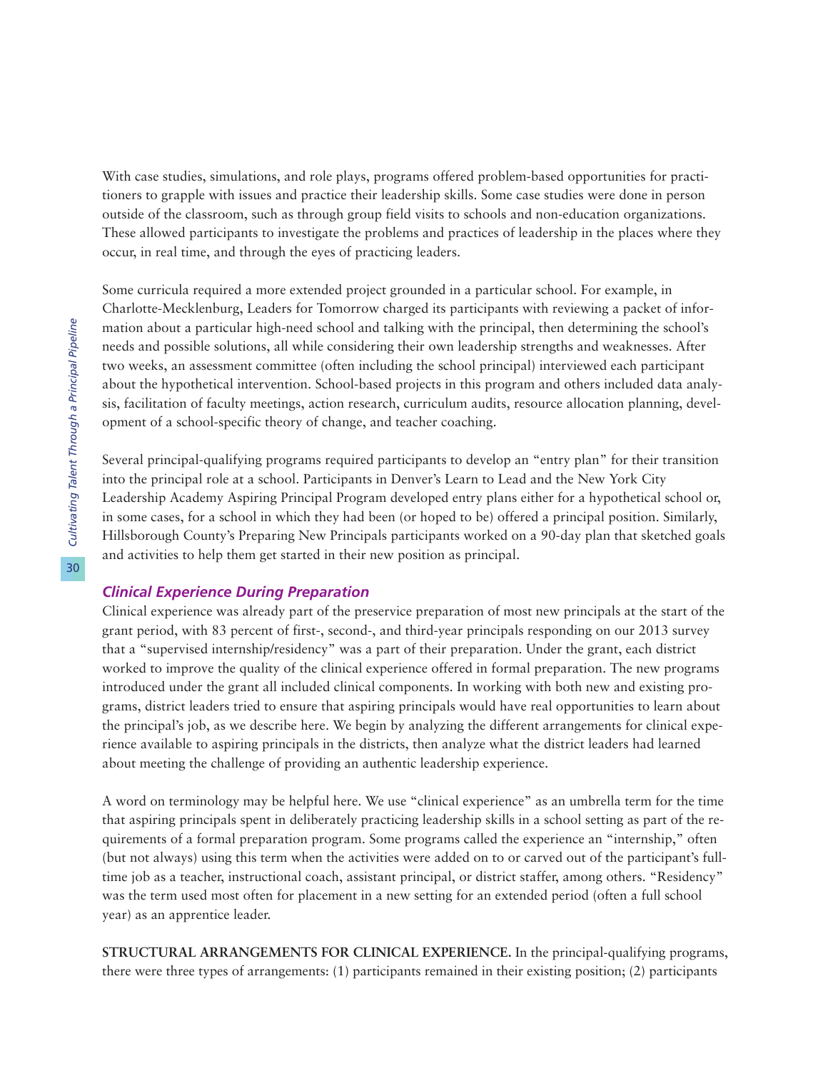With case studies, simulations, and role plays, programs offered problem-based opportunities for practitioners to grapple with issues and practice their leadership skills. Some case studies were done in person outside of the classroom, such as through group field visits to schools and non-education organizations. These allowed participants to investigate the problems and practices of leadership in the places where they occur, in real time, and through the eyes of practicing leaders.

Some curricula required a more extended project grounded in a particular school. For example, in Charlotte-Mecklenburg, Leaders for Tomorrow charged its participants with reviewing a packet of information about a particular high-need school and talking with the principal, then determining the school's needs and possible solutions, all while considering their own leadership strengths and weaknesses. After two weeks, an assessment committee (often including the school principal) interviewed each participant about the hypothetical intervention. School-based projects in this program and others included data analysis, facilitation of faculty meetings, action research, curriculum audits, resource allocation planning, development of a school-specific theory of change, and teacher coaching.

Several principal-qualifying programs required participants to develop an "entry plan" for their transition into the principal role at a school. Participants in Denver's Learn to Lead and the New York City Leadership Academy Aspiring Principal Program developed entry plans either for a hypothetical school or, in some cases, for a school in which they had been (or hoped to be) offered a principal position. Similarly, Hillsborough County's Preparing New Principals participants worked on a 90-day plan that sketched goals and activities to help them get started in their new position as principal.

### *Clinical Experience During Preparation*

Clinical experience was already part of the preservice preparation of most new principals at the start of the grant period, with 83 percent of first-, second-, and third-year principals responding on our 2013 survey that a "supervised internship/residency" was a part of their preparation. Under the grant, each district worked to improve the quality of the clinical experience offered in formal preparation. The new programs introduced under the grant all included clinical components. In working with both new and existing programs, district leaders tried to ensure that aspiring principals would have real opportunities to learn about the principal's job, as we describe here. We begin by analyzing the different arrangements for clinical experience available to aspiring principals in the districts, then analyze what the district leaders had learned about meeting the challenge of providing an authentic leadership experience.

A word on terminology may be helpful here. We use "clinical experience" as an umbrella term for the time that aspiring principals spent in deliberately practicing leadership skills in a school setting as part of the requirements of a formal preparation program. Some programs called the experience an "internship," often (but not always) using this term when the activities were added on to or carved out of the participant's full-time job as a teacher, instructional coach, assistant principal, or district staffer, among others. "Residency" was the term used most often for placement in a new setting for an extended period (often a full school year) as an apprentice leader.

**STRUCTURAL ARRANGEMENTS FOR CLINICAL EXPERIENCE.** In the principal-qualifying programs, there were three types of arrangements: (1) participants remained in their existing position; (2) participants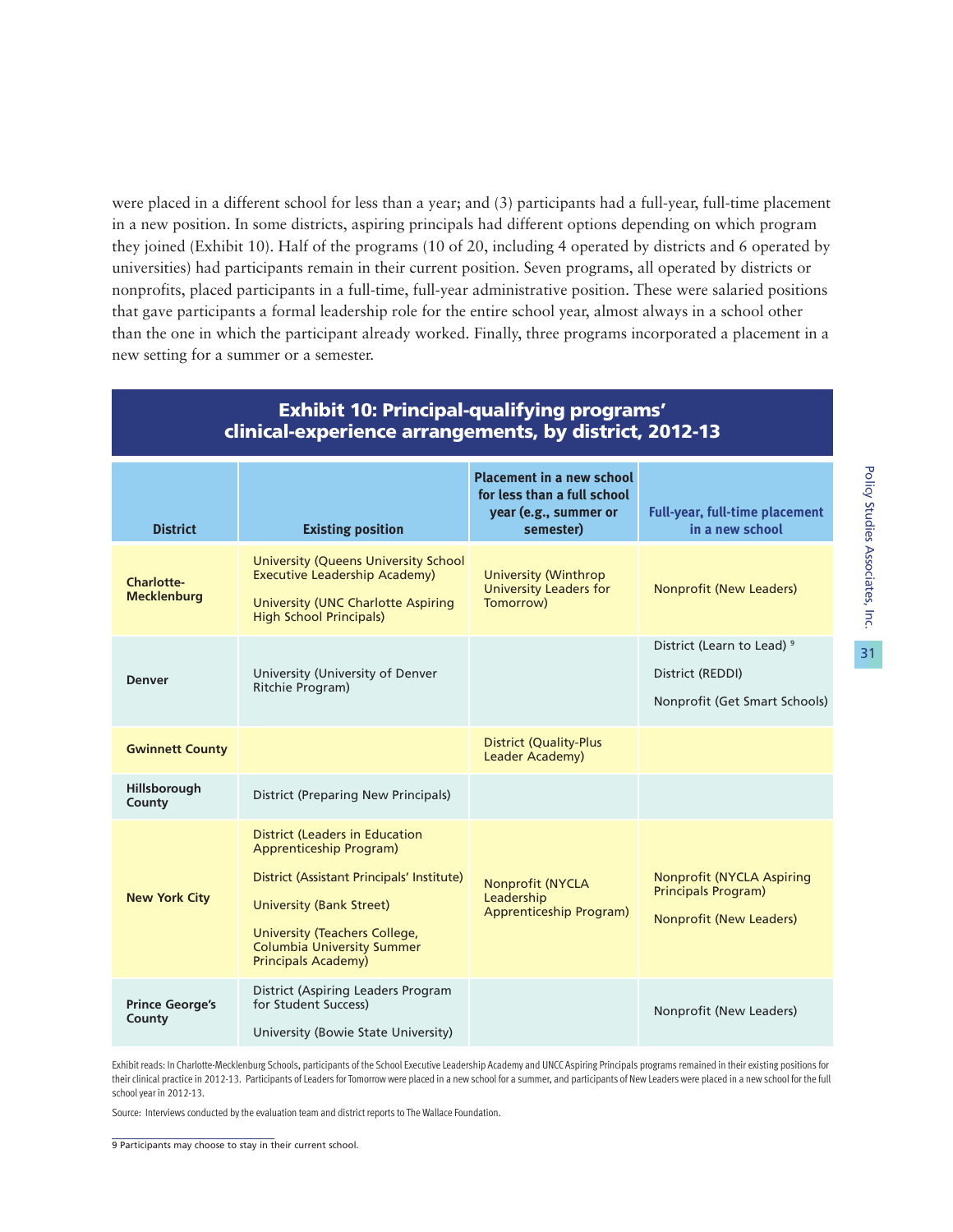were placed in a different school for less than a year; and (3) participants had a full-year, full-time placement in a new position. In some districts, aspiring principals had different options depending on which program they joined (Exhibit 10). Half of the programs (10 of 20, including 4 operated by districts and 6 operated by universities) had participants remain in their current position. Seven programs, all operated by districts or nonprofits, placed participants in a full-time, full-year administrative position. These were salaried positions that gave participants a formal leadership role for the entire school year, almost always in a school other than the one in which the participant already worked. Finally, three programs incorporated a placement in a new setting for a summer or a semester.

## Exhibit 10: Principal-qualifying programs' clinical-experience arrangements, by district, 2012-13

| District | Existing position | Placement in a new school for less than a full school year (e.g., summer or semester) | Full-year, full-time placement in a new school |
|---|---|---|---|
| Charlotte-Mecklenburg | University (Queens University School Executive Leadership Academy)<br>University (UNC Charlotte Aspiring High School Principals) | University (Winthrop University Leaders for Tomorrow) | Nonprofit (New Leaders) |
| Denver | University (University of Denver Ritchie Program) | | District (Learn to Lead) [9]<br>District (REDDI)<br>Nonprofit (Get Smart Schools) |
| Gwinnett County | | District (Quality-Plus Leader Academy) | |
| Hillsborough County | District (Preparing New Principals) | | |
| New York City | District (Leaders in Education Apprenticeship Program)<br>District (Assistant Principals' Institute)<br>University (Bank Street)<br>University (Teachers College, Columbia University Summer Principals Academy) | Nonprofit (NYCLA Leadership Apprenticeship Program) | Nonprofit (NYCLA Aspiring Principals Program)<br>Nonprofit (New Leaders) |
| Prince George's County | District (Aspiring Leaders Program for Student Success)<br>University (Bowie State University) | | Nonprofit (New Leaders) |

Exhibit reads: In Charlotte-Mecklenburg Schools, participants of the School Executive Leadership Academy and UNCC Aspiring Principals programs remained in their existing positions for their clinical practice in 2012-13. Participants of Leaders for Tomorrow were placed in a new school for a summer, and participants of New Leaders were placed in a new school for the full school year in 2012-13.

Source: Interviews conducted by the evaluation team and district reports to The Wallace Foundation.

[9] Participants may choose to stay in their current school.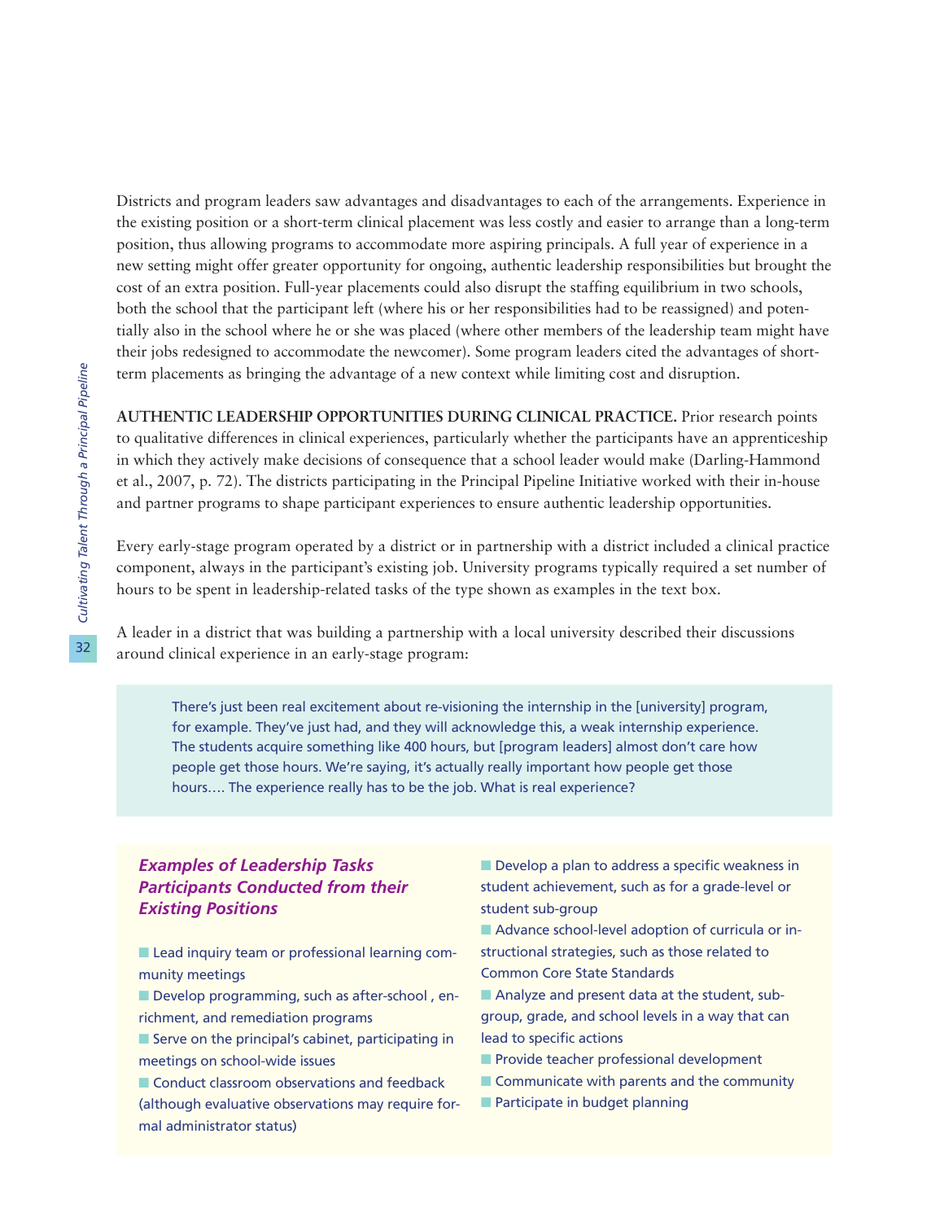Districts and program leaders saw advantages and disadvantages to each of the arrangements. Experience in the existing position or a short-term clinical placement was less costly and easier to arrange than a long-term position, thus allowing programs to accommodate more aspiring principals. A full year of experience in a new setting might offer greater opportunity for ongoing, authentic leadership responsibilities but brought the cost of an extra position. Full-year placements could also disrupt the staffing equilibrium in two schools, both the school that the participant left (where his or her responsibilities had to be reassigned) and potentially also in the school where he or she was placed (where other members of the leadership team might have their jobs redesigned to accommodate the newcomer). Some program leaders cited the advantages of short-term placements as bringing the advantage of a new context while limiting cost and disruption.

**AUTHENTIC LEADERSHIP OPPORTUNITIES DURING CLINICAL PRACTICE.** Prior research points to qualitative differences in clinical experiences, particularly whether the participants have an apprenticeship in which they actively make decisions of consequence that a school leader would make (Darling-Hammond et al., 2007, p. 72). The districts participating in the Principal Pipeline Initiative worked with their in-house and partner programs to shape participant experiences to ensure authentic leadership opportunities.

Every early-stage program operated by a district or in partnership with a district included a clinical practice component, always in the participant's existing job. University programs typically required a set number of hours to be spent in leadership-related tasks of the type shown as examples in the text box.

A leader in a district that was building a partnership with a local university described their discussions around clinical experience in an early-stage program:

> There's just been real excitement about re-visioning the internship in the [university] program, for example. They've just had, and they will acknowledge this, a weak internship experience. The students acquire something like 400 hours, but [program leaders] almost don't care how people get those hours. We're saying, it's actually really important how people get those hours.… The experience really has to be the job. What is real experience?

***Examples of Leadership Tasks Participants Conducted from their Existing Positions***

- Lead inquiry team or professional learning community meetings
- Develop programming, such as after-school , enrichment, and remediation programs
- Serve on the principal's cabinet, participating in meetings on school-wide issues
- Conduct classroom observations and feedback (although evaluative observations may require formal administrator status)
- Develop a plan to address a specific weakness in student achievement, such as for a grade-level or student sub-group
- Advance school-level adoption of curricula or instructional strategies, such as those related to Common Core State Standards
- Analyze and present data at the student, sub-group, grade, and school levels in a way that can lead to specific actions
- Provide teacher professional development
- Communicate with parents and the community
- Participate in budget planning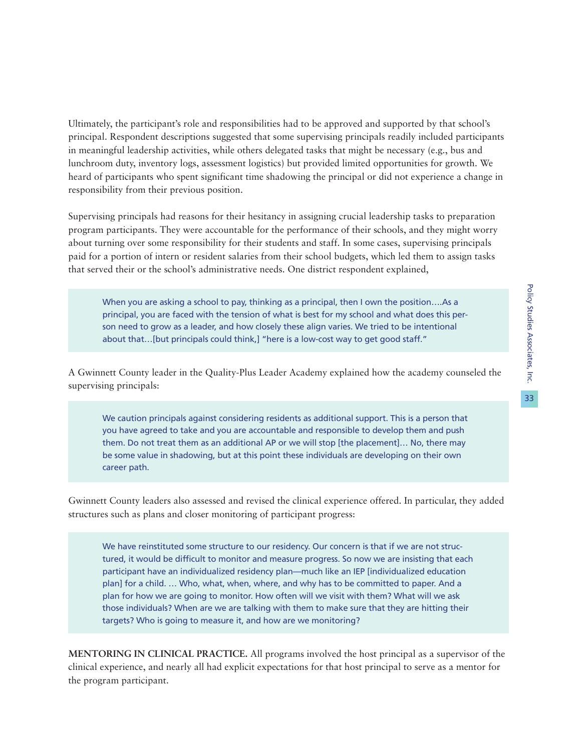Ultimately, the participant's role and responsibilities had to be approved and supported by that school's principal. Respondent descriptions suggested that some supervising principals readily included participants in meaningful leadership activities, while others delegated tasks that might be necessary (e.g., bus and lunchroom duty, inventory logs, assessment logistics) but provided limited opportunities for growth. We heard of participants who spent significant time shadowing the principal or did not experience a change in responsibility from their previous position.

Supervising principals had reasons for their hesitancy in assigning crucial leadership tasks to preparation program participants. They were accountable for the performance of their schools, and they might worry about turning over some responsibility for their students and staff. In some cases, supervising principals paid for a portion of intern or resident salaries from their school budgets, which led them to assign tasks that served their or the school's administrative needs. One district respondent explained,

> When you are asking a school to pay, thinking as a principal, then I own the position….As a principal, you are faced with the tension of what is best for my school and what does this person need to grow as a leader, and how closely these align varies. We tried to be intentional about that…[but principals could think,] "here is a low-cost way to get good staff."

A Gwinnett County leader in the Quality-Plus Leader Academy explained how the academy counseled the supervising principals:

> We caution principals against considering residents as additional support. This is a person that you have agreed to take and you are accountable and responsible to develop them and push them. Do not treat them as an additional AP or we will stop [the placement]… No, there may be some value in shadowing, but at this point these individuals are developing on their own career path.

Gwinnett County leaders also assessed and revised the clinical experience offered. In particular, they added structures such as plans and closer monitoring of participant progress:

> We have reinstituted some structure to our residency. Our concern is that if we are not structured, it would be difficult to monitor and measure progress. So now we are insisting that each participant have an individualized residency plan—much like an IEP [individualized education plan] for a child. … Who, what, when, where, and why has to be committed to paper. And a plan for how we are going to monitor. How often will we visit with them? What will we ask those individuals? When are we are talking with them to make sure that they are hitting their targets? Who is going to measure it, and how are we monitoring?

**MENTORING IN CLINICAL PRACTICE.** All programs involved the host principal as a supervisor of the clinical experience, and nearly all had explicit expectations for that host principal to serve as a mentor for the program participant.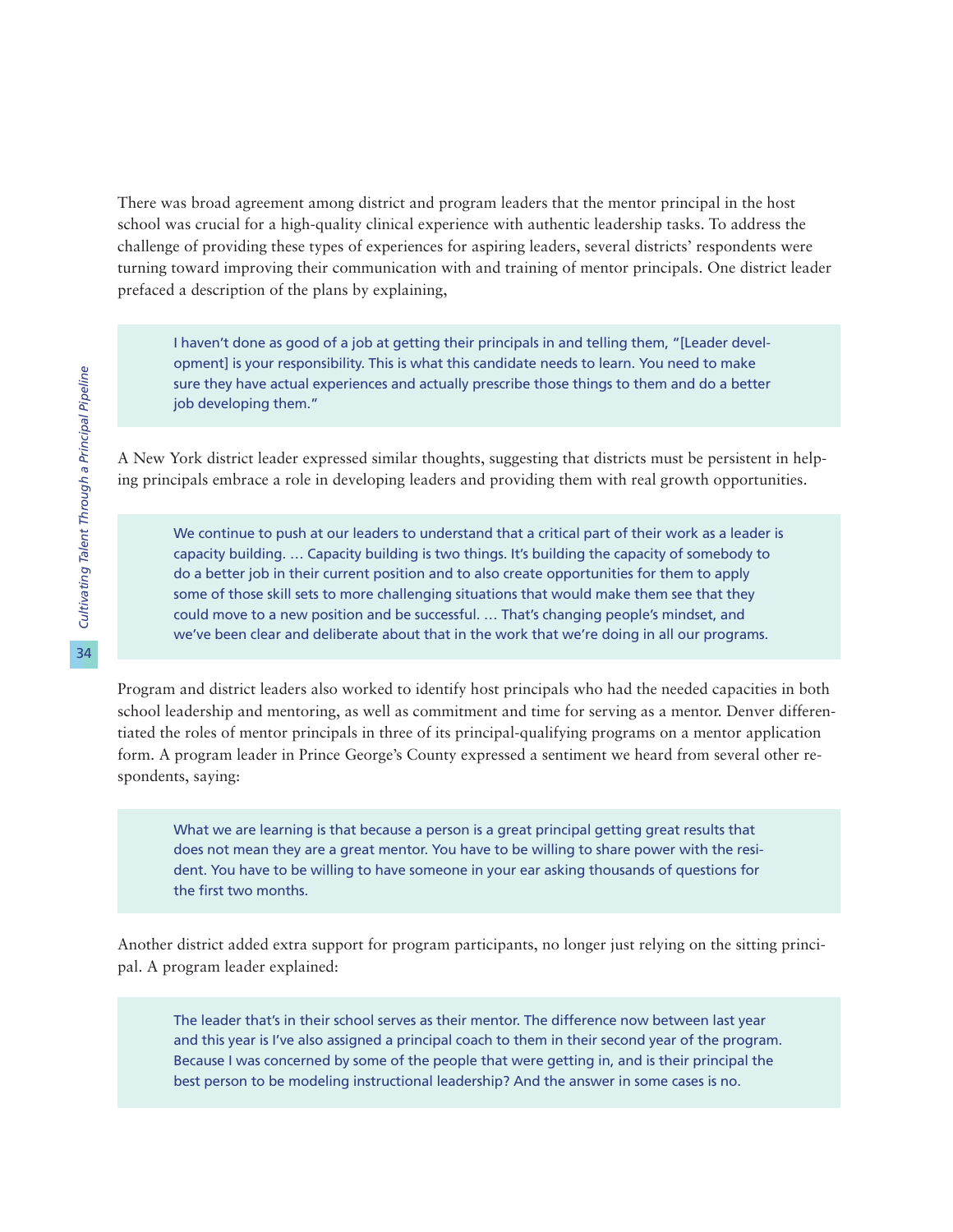There was broad agreement among district and program leaders that the mentor principal in the host school was crucial for a high-quality clinical experience with authentic leadership tasks. To address the challenge of providing these types of experiences for aspiring leaders, several districts' respondents were turning toward improving their communication with and training of mentor principals. One district leader prefaced a description of the plans by explaining,

> I haven't done as good of a job at getting their principals in and telling them, "[Leader development] is your responsibility. This is what this candidate needs to learn. You need to make sure they have actual experiences and actually prescribe those things to them and do a better job developing them."

A New York district leader expressed similar thoughts, suggesting that districts must be persistent in helping principals embrace a role in developing leaders and providing them with real growth opportunities.

> We continue to push at our leaders to understand that a critical part of their work as a leader is capacity building. … Capacity building is two things. It's building the capacity of somebody to do a better job in their current position and to also create opportunities for them to apply some of those skill sets to more challenging situations that would make them see that they could move to a new position and be successful. … That's changing people's mindset, and we've been clear and deliberate about that in the work that we're doing in all our programs.

Program and district leaders also worked to identify host principals who had the needed capacities in both school leadership and mentoring, as well as commitment and time for serving as a mentor. Denver differentiated the roles of mentor principals in three of its principal-qualifying programs on a mentor application form. A program leader in Prince George's County expressed a sentiment we heard from several other respondents, saying:

> What we are learning is that because a person is a great principal getting great results that does not mean they are a great mentor. You have to be willing to share power with the resident. You have to be willing to have someone in your ear asking thousands of questions for the first two months.

Another district added extra support for program participants, no longer just relying on the sitting principal. A program leader explained:

> The leader that's in their school serves as their mentor. The difference now between last year and this year is I've also assigned a principal coach to them in their second year of the program. Because I was concerned by some of the people that were getting in, and is their principal the best person to be modeling instructional leadership? And the answer in some cases is no.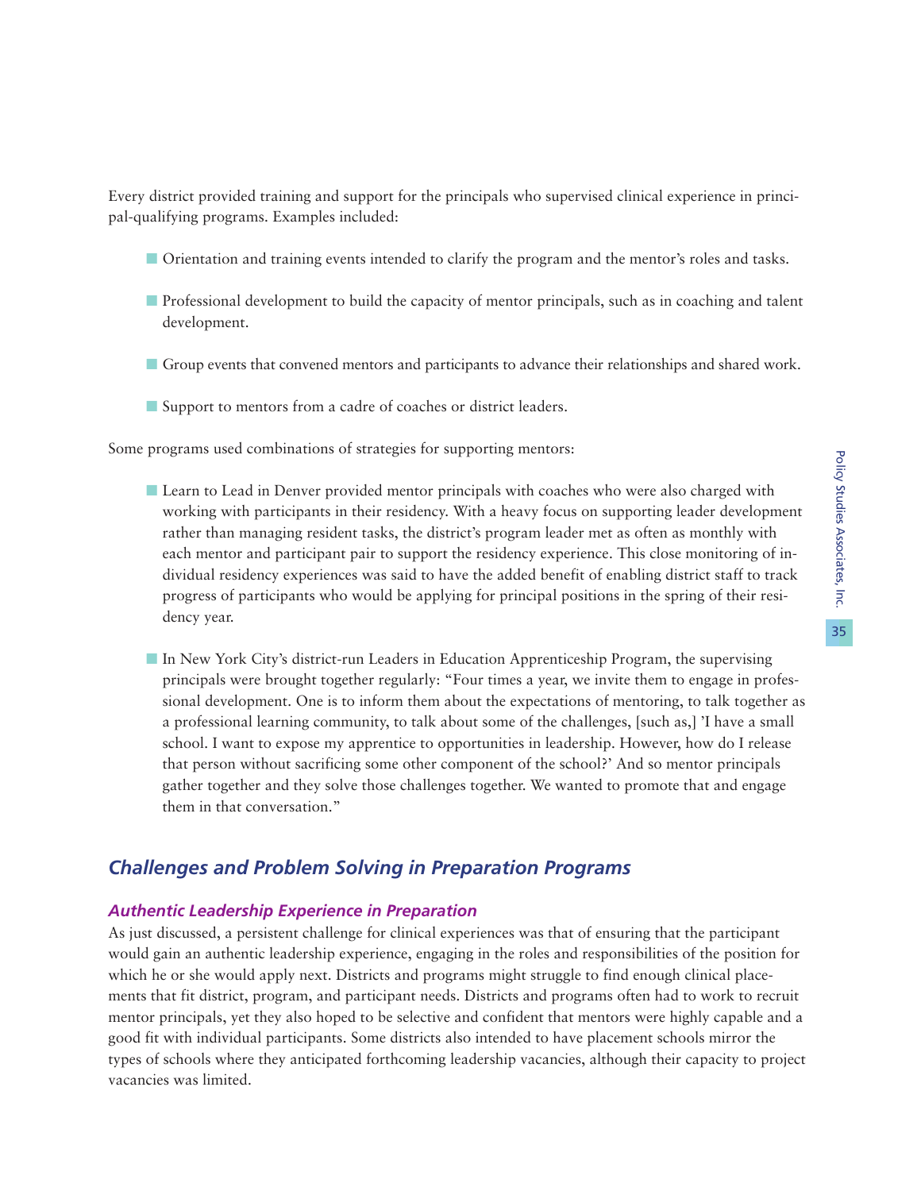Every district provided training and support for the principals who supervised clinical experience in principal-qualifying programs. Examples included:

- Orientation and training events intended to clarify the program and the mentor's roles and tasks.
- Professional development to build the capacity of mentor principals, such as in coaching and talent development.
- Group events that convened mentors and participants to advance their relationships and shared work.
- Support to mentors from a cadre of coaches or district leaders.

Some programs used combinations of strategies for supporting mentors:

- Learn to Lead in Denver provided mentor principals with coaches who were also charged with working with participants in their residency. With a heavy focus on supporting leader development rather than managing resident tasks, the district's program leader met as often as monthly with each mentor and participant pair to support the residency experience. This close monitoring of individual residency experiences was said to have the added benefit of enabling district staff to track progress of participants who would be applying for principal positions in the spring of their residency year.
- In New York City's district-run Leaders in Education Apprenticeship Program, the supervising principals were brought together regularly: "Four times a year, we invite them to engage in professional development. One is to inform them about the expectations of mentoring, to talk together as a professional learning community, to talk about some of the challenges, [such as,] 'I have a small school. I want to expose my apprentice to opportunities in leadership. However, how do I release that person without sacrificing some other component of the school?' And so mentor principals gather together and they solve those challenges together. We wanted to promote that and engage them in that conversation."

## Challenges and Problem Solving in Preparation Programs

### Authentic Leadership Experience in Preparation

As just discussed, a persistent challenge for clinical experiences was that of ensuring that the participant would gain an authentic leadership experience, engaging in the roles and responsibilities of the position for which he or she would apply next. Districts and programs might struggle to find enough clinical placements that fit district, program, and participant needs. Districts and programs often had to work to recruit mentor principals, yet they also hoped to be selective and confident that mentors were highly capable and a good fit with individual participants. Some districts also intended to have placement schools mirror the types of schools where they anticipated forthcoming leadership vacancies, although their capacity to project vacancies was limited.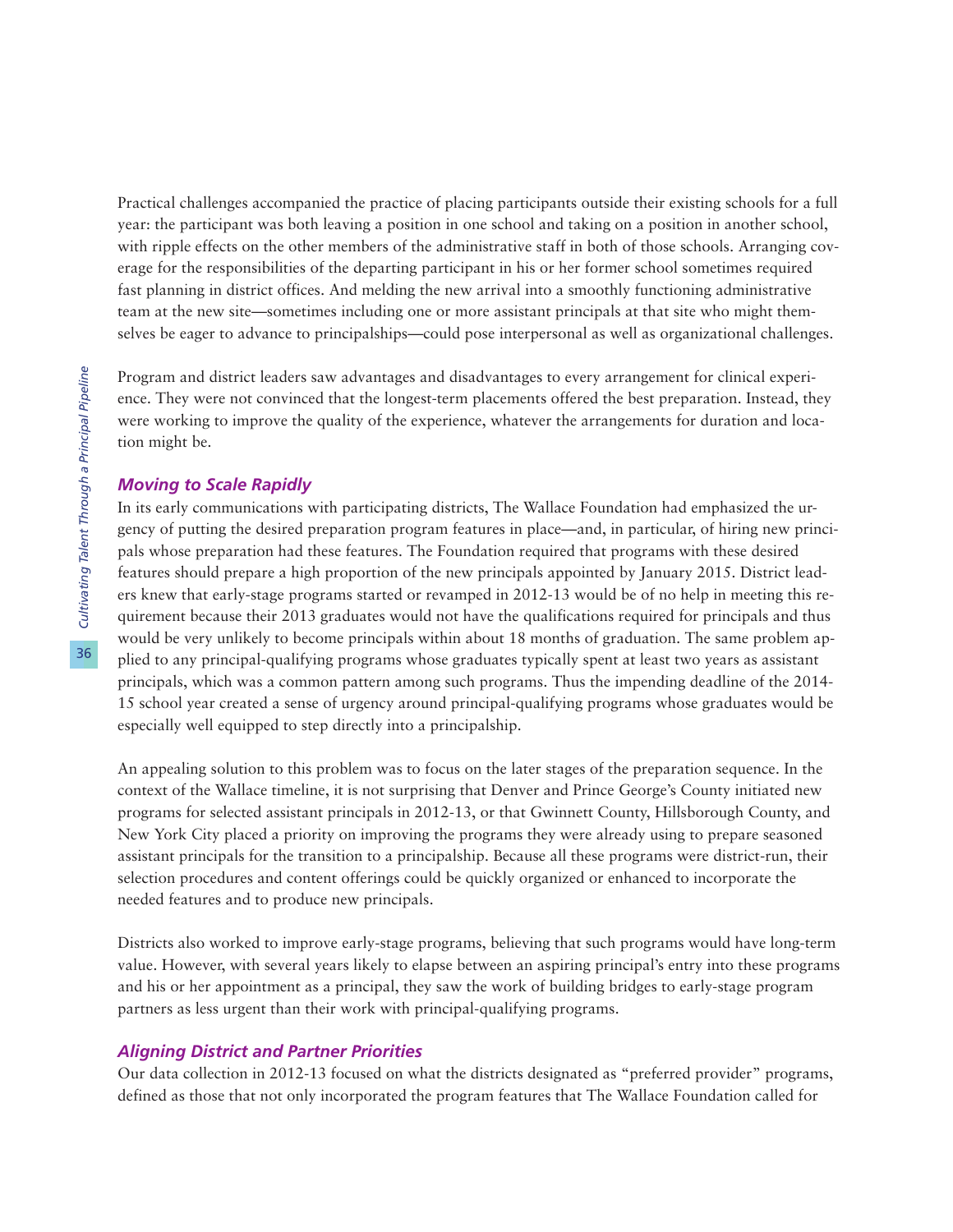Practical challenges accompanied the practice of placing participants outside their existing schools for a full year: the participant was both leaving a position in one school and taking on a position in another school, with ripple effects on the other members of the administrative staff in both of those schools. Arranging coverage for the responsibilities of the departing participant in his or her former school sometimes required fast planning in district offices. And melding the new arrival into a smoothly functioning administrative team at the new site—sometimes including one or more assistant principals at that site who might themselves be eager to advance to principalships—could pose interpersonal as well as organizational challenges.

Program and district leaders saw advantages and disadvantages to every arrangement for clinical experience. They were not convinced that the longest-term placements offered the best preparation. Instead, they were working to improve the quality of the experience, whatever the arrangements for duration and location might be.

### *Moving to Scale Rapidly*

In its early communications with participating districts, The Wallace Foundation had emphasized the urgency of putting the desired preparation program features in place—and, in particular, of hiring new principals whose preparation had these features. The Foundation required that programs with these desired features should prepare a high proportion of the new principals appointed by January 2015. District leaders knew that early-stage programs started or revamped in 2012-13 would be of no help in meeting this requirement because their 2013 graduates would not have the qualifications required for principals and thus would be very unlikely to become principals within about 18 months of graduation. The same problem applied to any principal-qualifying programs whose graduates typically spent at least two years as assistant principals, which was a common pattern among such programs. Thus the impending deadline of the 2014-15 school year created a sense of urgency around principal-qualifying programs whose graduates would be especially well equipped to step directly into a principalship.

An appealing solution to this problem was to focus on the later stages of the preparation sequence. In the context of the Wallace timeline, it is not surprising that Denver and Prince George's County initiated new programs for selected assistant principals in 2012-13, or that Gwinnett County, Hillsborough County, and New York City placed a priority on improving the programs they were already using to prepare seasoned assistant principals for the transition to a principalship. Because all these programs were district-run, their selection procedures and content offerings could be quickly organized or enhanced to incorporate the needed features and to produce new principals.

Districts also worked to improve early-stage programs, believing that such programs would have long-term value. However, with several years likely to elapse between an aspiring principal's entry into these programs and his or her appointment as a principal, they saw the work of building bridges to early-stage program partners as less urgent than their work with principal-qualifying programs.

### *Aligning District and Partner Priorities*

Our data collection in 2012-13 focused on what the districts designated as "preferred provider" programs, defined as those that not only incorporated the program features that The Wallace Foundation called for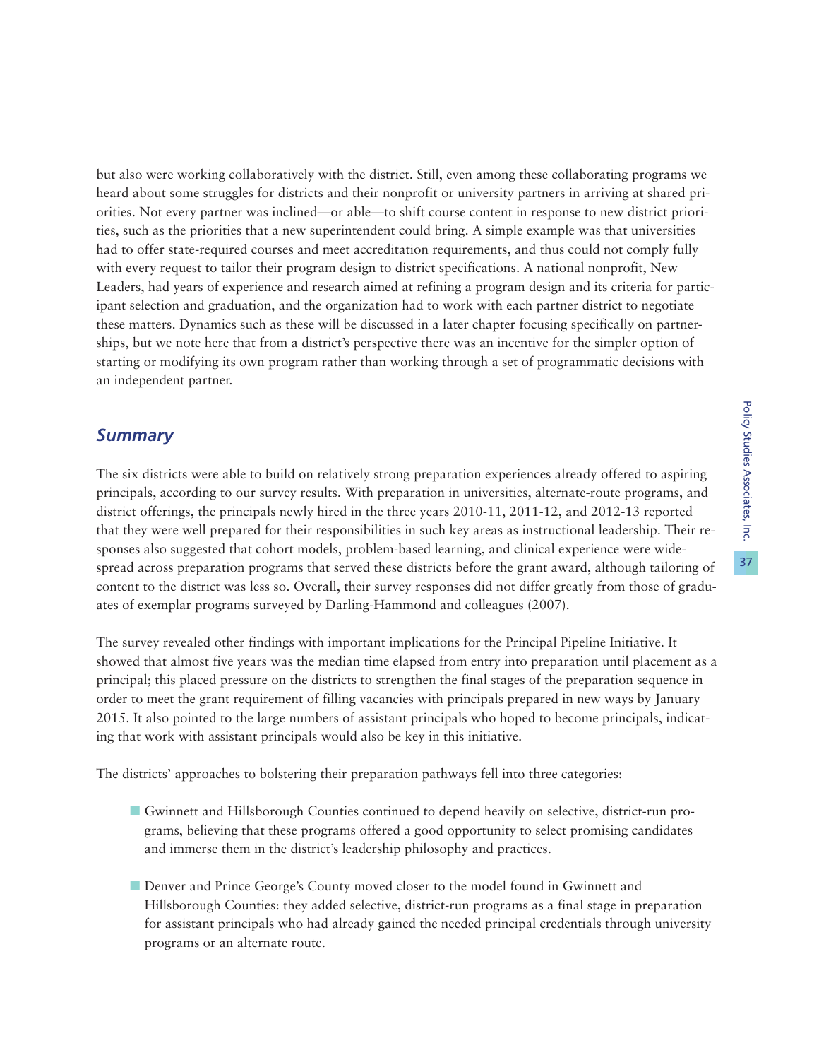but also were working collaboratively with the district. Still, even among these collaborating programs we heard about some struggles for districts and their nonprofit or university partners in arriving at shared priorities. Not every partner was inclined—or able—to shift course content in response to new district priorities, such as the priorities that a new superintendent could bring. A simple example was that universities had to offer state-required courses and meet accreditation requirements, and thus could not comply fully with every request to tailor their program design to district specifications. A national nonprofit, New Leaders, had years of experience and research aimed at refining a program design and its criteria for participant selection and graduation, and the organization had to work with each partner district to negotiate these matters. Dynamics such as these will be discussed in a later chapter focusing specifically on partnerships, but we note here that from a district's perspective there was an incentive for the simpler option of starting or modifying its own program rather than working through a set of programmatic decisions with an independent partner.

## *Summary*

The six districts were able to build on relatively strong preparation experiences already offered to aspiring principals, according to our survey results. With preparation in universities, alternate-route programs, and district offerings, the principals newly hired in the three years 2010-11, 2011-12, and 2012-13 reported that they were well prepared for their responsibilities in such key areas as instructional leadership. Their responses also suggested that cohort models, problem-based learning, and clinical experience were widespread across preparation programs that served these districts before the grant award, although tailoring of content to the district was less so. Overall, their survey responses did not differ greatly from those of graduates of exemplar programs surveyed by Darling-Hammond and colleagues (2007).

The survey revealed other findings with important implications for the Principal Pipeline Initiative. It showed that almost five years was the median time elapsed from entry into preparation until placement as a principal; this placed pressure on the districts to strengthen the final stages of the preparation sequence in order to meet the grant requirement of filling vacancies with principals prepared in new ways by January 2015. It also pointed to the large numbers of assistant principals who hoped to become principals, indicating that work with assistant principals would also be key in this initiative.

The districts' approaches to bolstering their preparation pathways fell into three categories:

- Gwinnett and Hillsborough Counties continued to depend heavily on selective, district-run programs, believing that these programs offered a good opportunity to select promising candidates and immerse them in the district's leadership philosophy and practices.

- Denver and Prince George's County moved closer to the model found in Gwinnett and Hillsborough Counties: they added selective, district-run programs as a final stage in preparation for assistant principals who had already gained the needed principal credentials through university programs or an alternate route.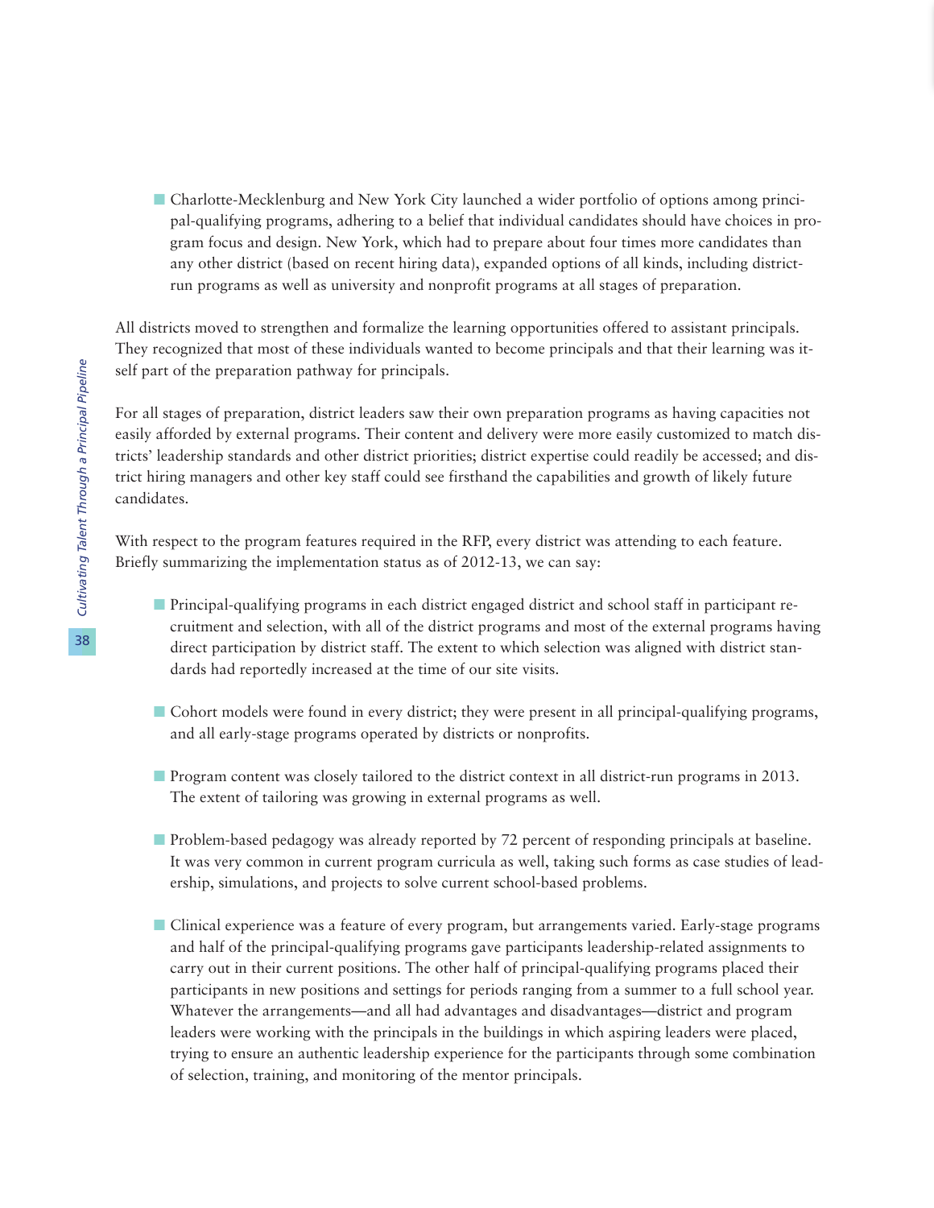- Charlotte-Mecklenburg and New York City launched a wider portfolio of options among principal-qualifying programs, adhering to a belief that individual candidates should have choices in program focus and design. New York, which had to prepare about four times more candidates than any other district (based on recent hiring data), expanded options of all kinds, including district-run programs as well as university and nonprofit programs at all stages of preparation.

All districts moved to strengthen and formalize the learning opportunities offered to assistant principals. They recognized that most of these individuals wanted to become principals and that their learning was itself part of the preparation pathway for principals.

For all stages of preparation, district leaders saw their own preparation programs as having capacities not easily afforded by external programs. Their content and delivery were more easily customized to match districts' leadership standards and other district priorities; district expertise could readily be accessed; and district hiring managers and other key staff could see firsthand the capabilities and growth of likely future candidates.

With respect to the program features required in the RFP, every district was attending to each feature. Briefly summarizing the implementation status as of 2012-13, we can say:

- Principal-qualifying programs in each district engaged district and school staff in participant recruitment and selection, with all of the district programs and most of the external programs having direct participation by district staff. The extent to which selection was aligned with district standards had reportedly increased at the time of our site visits.

- Cohort models were found in every district; they were present in all principal-qualifying programs, and all early-stage programs operated by districts or nonprofits.

- Program content was closely tailored to the district context in all district-run programs in 2013. The extent of tailoring was growing in external programs as well.

- Problem-based pedagogy was already reported by 72 percent of responding principals at baseline. It was very common in current program curricula as well, taking such forms as case studies of leadership, simulations, and projects to solve current school-based problems.

- Clinical experience was a feature of every program, but arrangements varied. Early-stage programs and half of the principal-qualifying programs gave participants leadership-related assignments to carry out in their current positions. The other half of principal-qualifying programs placed their participants in new positions and settings for periods ranging from a summer to a full school year. Whatever the arrangements—and all had advantages and disadvantages—district and program leaders were working with the principals in the buildings in which aspiring leaders were placed, trying to ensure an authentic leadership experience for the participants through some combination of selection, training, and monitoring of the mentor principals.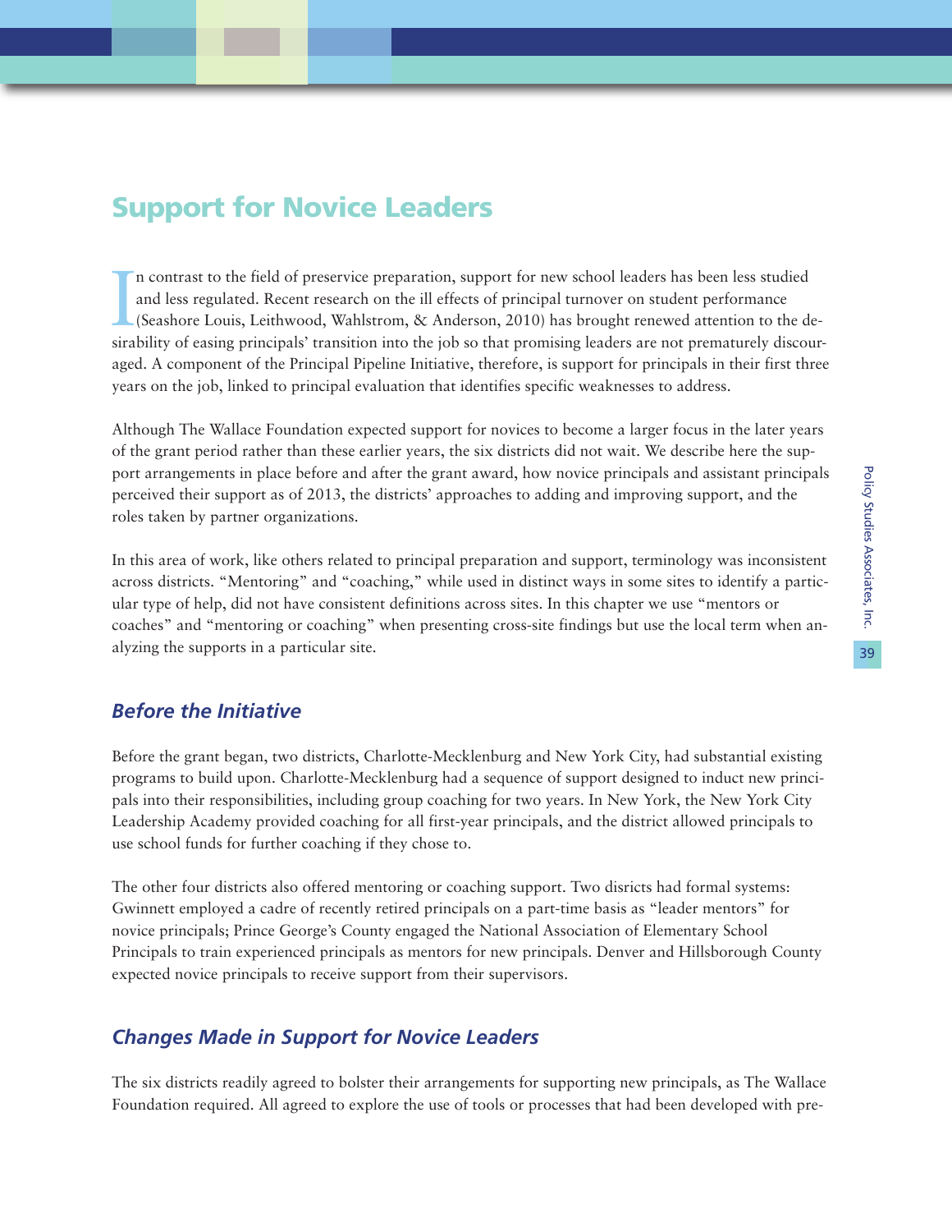## Support for Novice Leaders

In contrast to the field of preservice preparation, support for new school leaders has been less studied and less regulated. Recent research on the ill effects of principal turnover on student performance (Seashore Louis, Leithwood, Wahlstrom, & Anderson, 2010) has brought renewed attention to the desirability of easing principals' transition into the job so that promising leaders are not prematurely discouraged. A component of the Principal Pipeline Initiative, therefore, is support for principals in their first three years on the job, linked to principal evaluation that identifies specific weaknesses to address.

Although The Wallace Foundation expected support for novices to become a larger focus in the later years of the grant period rather than these earlier years, the six districts did not wait. We describe here the support arrangements in place before and after the grant award, how novice principals and assistant principals perceived their support as of 2013, the districts' approaches to adding and improving support, and the roles taken by partner organizations.

In this area of work, like others related to principal preparation and support, terminology was inconsistent across districts. "Mentoring" and "coaching," while used in distinct ways in some sites to identify a particular type of help, did not have consistent definitions across sites. In this chapter we use "mentors or coaches" and "mentoring or coaching" when presenting cross-site findings but use the local term when analyzing the supports in a particular site.

### *Before the Initiative*

Before the grant began, two districts, Charlotte-Mecklenburg and New York City, had substantial existing programs to build upon. Charlotte-Mecklenburg had a sequence of support designed to induct new principals into their responsibilities, including group coaching for two years. In New York, the New York City Leadership Academy provided coaching for all first-year principals, and the district allowed principals to use school funds for further coaching if they chose to.

The other four districts also offered mentoring or coaching support. Two disricts had formal systems: Gwinnett employed a cadre of recently retired principals on a part-time basis as "leader mentors" for novice principals; Prince George's County engaged the National Association of Elementary School Principals to train experienced principals as mentors for new principals. Denver and Hillsborough County expected novice principals to receive support from their supervisors.

### *Changes Made in Support for Novice Leaders*

The six districts readily agreed to bolster their arrangements for supporting new principals, as The Wallace Foundation required. All agreed to explore the use of tools or processes that had been developed with pre-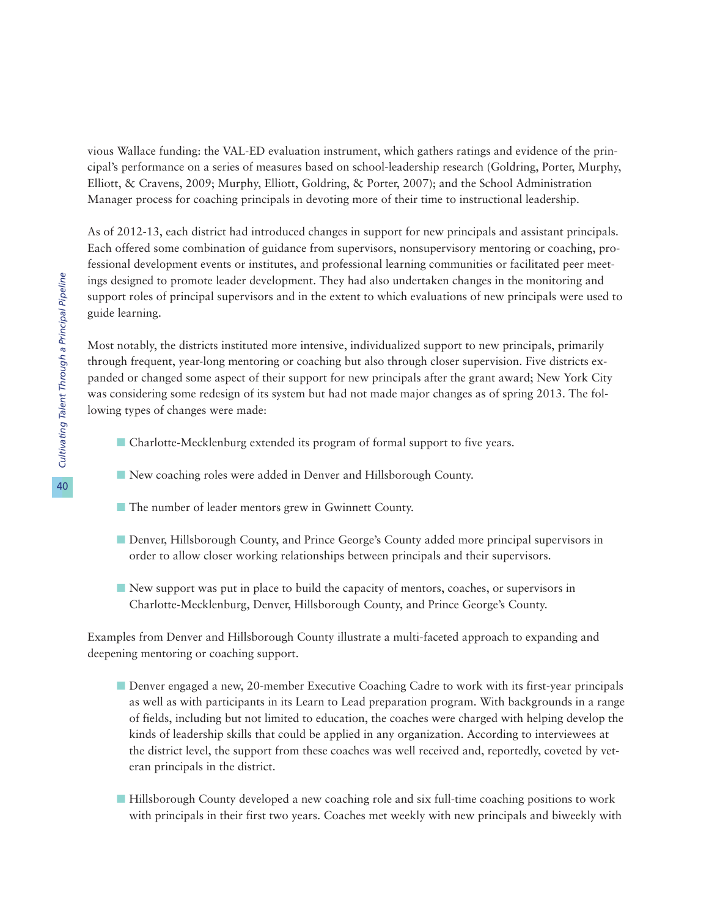vious Wallace funding: the VAL-ED evaluation instrument, which gathers ratings and evidence of the principal's performance on a series of measures based on school-leadership research (Goldring, Porter, Murphy, Elliott, & Cravens, 2009; Murphy, Elliott, Goldring, & Porter, 2007); and the School Administration Manager process for coaching principals in devoting more of their time to instructional leadership.

As of 2012-13, each district had introduced changes in support for new principals and assistant principals. Each offered some combination of guidance from supervisors, nonsupervisory mentoring or coaching, professional development events or institutes, and professional learning communities or facilitated peer meetings designed to promote leader development. They had also undertaken changes in the monitoring and support roles of principal supervisors and in the extent to which evaluations of new principals were used to guide learning.

Most notably, the districts instituted more intensive, individualized support to new principals, primarily through frequent, year-long mentoring or coaching but also through closer supervision. Five districts expanded or changed some aspect of their support for new principals after the grant award; New York City was considering some redesign of its system but had not made major changes as of spring 2013. The following types of changes were made:

- Charlotte-Mecklenburg extended its program of formal support to five years.
- New coaching roles were added in Denver and Hillsborough County.
- The number of leader mentors grew in Gwinnett County.
- Denver, Hillsborough County, and Prince George's County added more principal supervisors in order to allow closer working relationships between principals and their supervisors.
- New support was put in place to build the capacity of mentors, coaches, or supervisors in Charlotte-Mecklenburg, Denver, Hillsborough County, and Prince George's County.

Examples from Denver and Hillsborough County illustrate a multi-faceted approach to expanding and deepening mentoring or coaching support.

- Denver engaged a new, 20-member Executive Coaching Cadre to work with its first-year principals as well as with participants in its Learn to Lead preparation program. With backgrounds in a range of fields, including but not limited to education, the coaches were charged with helping develop the kinds of leadership skills that could be applied in any organization. According to interviewees at the district level, the support from these coaches was well received and, reportedly, coveted by veteran principals in the district.
- Hillsborough County developed a new coaching role and six full-time coaching positions to work with principals in their first two years. Coaches met weekly with new principals and biweekly with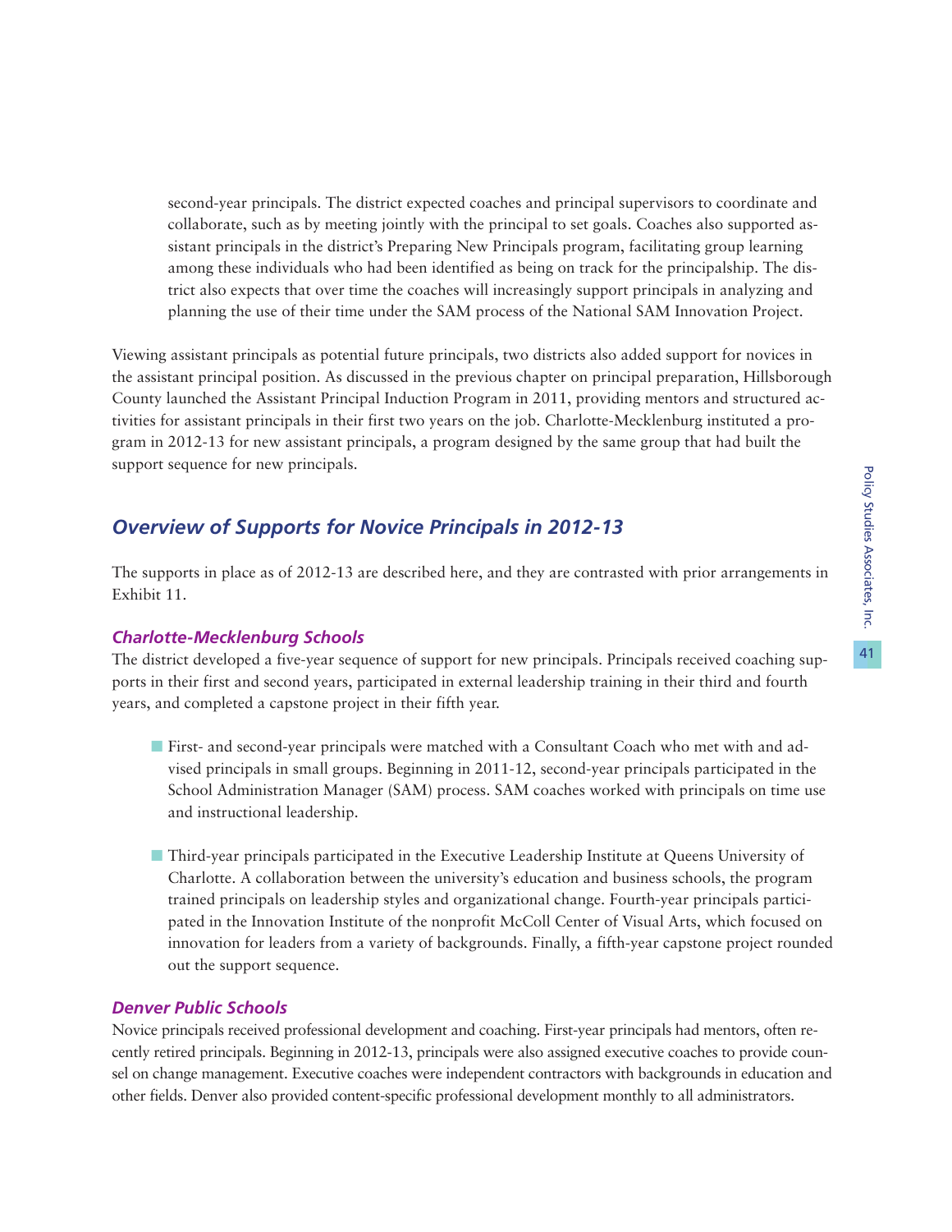second-year principals. The district expected coaches and principal supervisors to coordinate and collaborate, such as by meeting jointly with the principal to set goals. Coaches also supported assistant principals in the district's Preparing New Principals program, facilitating group learning among these individuals who had been identified as being on track for the principalship. The district also expects that over time the coaches will increasingly support principals in analyzing and planning the use of their time under the SAM process of the National SAM Innovation Project.

Viewing assistant principals as potential future principals, two districts also added support for novices in the assistant principal position. As discussed in the previous chapter on principal preparation, Hillsborough County launched the Assistant Principal Induction Program in 2011, providing mentors and structured activities for assistant principals in their first two years on the job. Charlotte-Mecklenburg instituted a program in 2012-13 for new assistant principals, a program designed by the same group that had built the support sequence for new principals.

## *Overview of Supports for Novice Principals in 2012-13*

The supports in place as of 2012-13 are described here, and they are contrasted with prior arrangements in Exhibit 11.

### *Charlotte-Mecklenburg Schools*

The district developed a five-year sequence of support for new principals. Principals received coaching supports in their first and second years, participated in external leadership training in their third and fourth years, and completed a capstone project in their fifth year.

- First- and second-year principals were matched with a Consultant Coach who met with and advised principals in small groups. Beginning in 2011-12, second-year principals participated in the School Administration Manager (SAM) process. SAM coaches worked with principals on time use and instructional leadership.

- Third-year principals participated in the Executive Leadership Institute at Queens University of Charlotte. A collaboration between the university's education and business schools, the program trained principals on leadership styles and organizational change. Fourth-year principals participated in the Innovation Institute of the nonprofit McColl Center of Visual Arts, which focused on innovation for leaders from a variety of backgrounds. Finally, a fifth-year capstone project rounded out the support sequence.

### *Denver Public Schools*

Novice principals received professional development and coaching. First-year principals had mentors, often recently retired principals. Beginning in 2012-13, principals were also assigned executive coaches to provide counsel on change management. Executive coaches were independent contractors with backgrounds in education and other fields. Denver also provided content-specific professional development monthly to all administrators.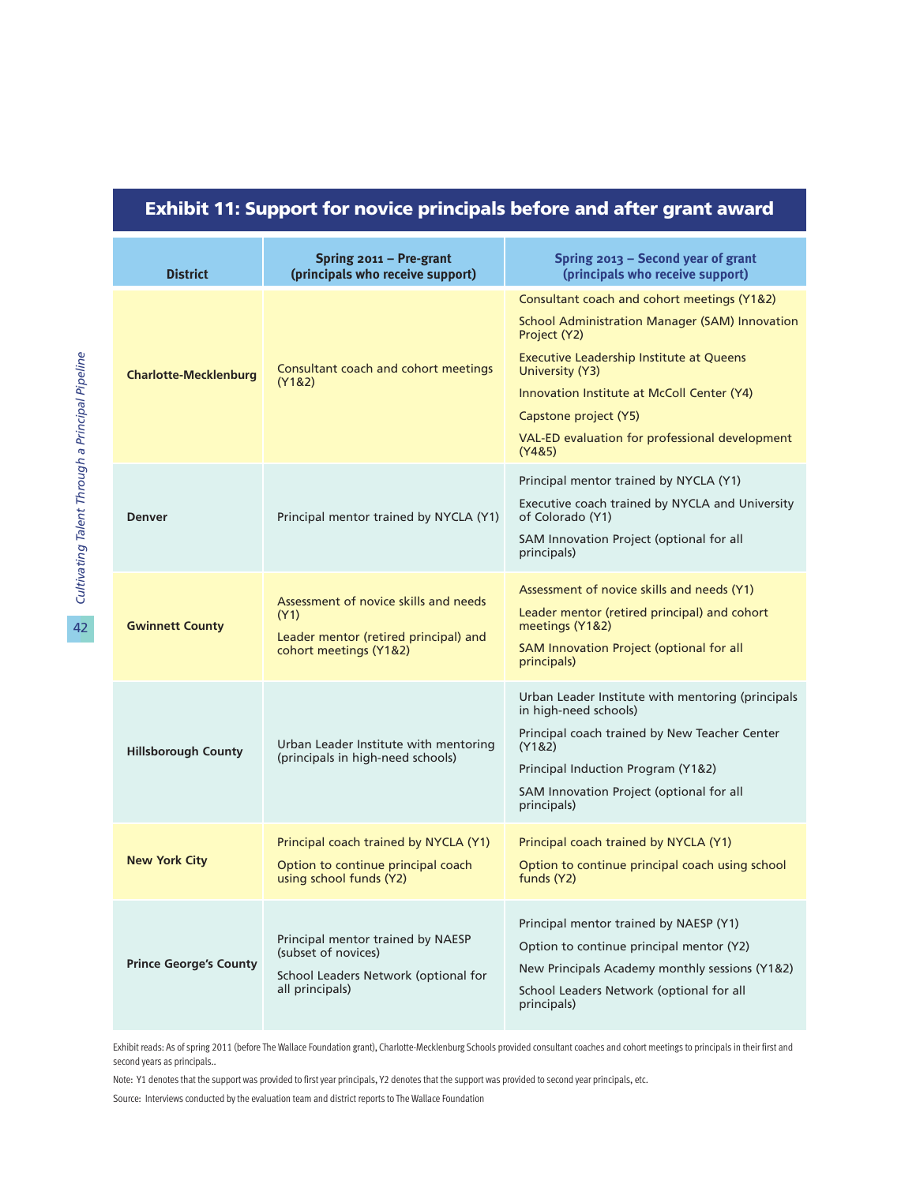## Exhibit 11: Support for novice principals before and after grant award

| District | Spring 2011 – Pre-grant (principals who receive support) | Spring 2013 – Second year of grant (principals who receive support) |
|---|---|---|
| **Charlotte-Mecklenburg** | Consultant coach and cohort meetings (Y1&2) | Consultant coach and cohort meetings (Y1&2)<br>School Administration Manager (SAM) Innovation Project (Y2)<br>Executive Leadership Institute at Queens University (Y3)<br>Innovation Institute at McColl Center (Y4)<br>Capstone project (Y5)<br>VAL-ED evaluation for professional development (Y4&5) |
| **Denver** | Principal mentor trained by NYCLA (Y1) | Principal mentor trained by NYCLA (Y1)<br>Executive coach trained by NYCLA and University of Colorado (Y1)<br>SAM Innovation Project (optional for all principals) |
| **Gwinnett County** | Assessment of novice skills and needs (Y1)<br>Leader mentor (retired principal) and cohort meetings (Y1&2) | Assessment of novice skills and needs (Y1)<br>Leader mentor (retired principal) and cohort meetings (Y1&2)<br>SAM Innovation Project (optional for all principals) |
| **Hillsborough County** | Urban Leader Institute with mentoring (principals in high-need schools) | Urban Leader Institute with mentoring (principals in high-need schools)<br>Principal coach trained by New Teacher Center (Y1&2)<br>Principal Induction Program (Y1&2)<br>SAM Innovation Project (optional for all principals) |
| **New York City** | Principal coach trained by NYCLA (Y1)<br>Option to continue principal coach using school funds (Y2) | Principal coach trained by NYCLA (Y1)<br>Option to continue principal coach using school funds (Y2) |
| **Prince George's County** | Principal mentor trained by NAESP (subset of novices)<br>School Leaders Network (optional for all principals) | Principal mentor trained by NAESP (Y1)<br>Option to continue principal mentor (Y2)<br>New Principals Academy monthly sessions (Y1&2)<br>School Leaders Network (optional for all principals) |

Exhibit reads: As of spring 2011 (before The Wallace Foundation grant), Charlotte-Mecklenburg Schools provided consultant coaches and cohort meetings to principals in their first and second years as principals..

Note: Y1 denotes that the support was provided to first year principals, Y2 denotes that the support was provided to second year principals, etc.

Source: Interviews conducted by the evaluation team and district reports to The Wallace Foundation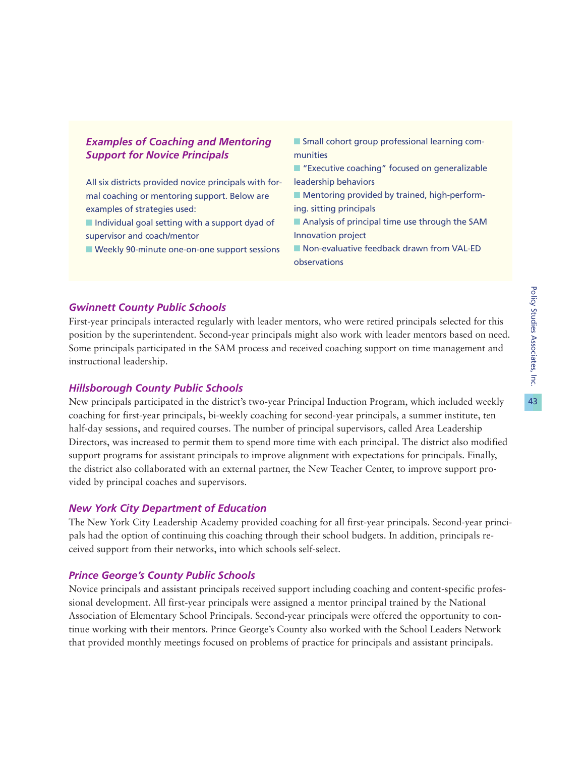### *Examples of Coaching and Mentoring Support for Novice Principals*

All six districts provided novice principals with formal coaching or mentoring support. Below are examples of strategies used:

- Individual goal setting with a support dyad of supervisor and coach/mentor
- Weekly 90-minute one-on-one support sessions
- Small cohort group professional learning communities
- "Executive coaching" focused on generalizable leadership behaviors
- Mentoring provided by trained, high-performing. sitting principals
- Analysis of principal time use through the SAM Innovation project
- Non-evaluative feedback drawn from VAL-ED observations

### *Gwinnett County Public Schools*

First-year principals interacted regularly with leader mentors, who were retired principals selected for this position by the superintendent. Second-year principals might also work with leader mentors based on need. Some principals participated in the SAM process and received coaching support on time management and instructional leadership.

### *Hillsborough County Public Schools*

New principals participated in the district's two-year Principal Induction Program, which included weekly coaching for first-year principals, bi-weekly coaching for second-year principals, a summer institute, ten half-day sessions, and required courses. The number of principal supervisors, called Area Leadership Directors, was increased to permit them to spend more time with each principal. The district also modified support programs for assistant principals to improve alignment with expectations for principals. Finally, the district also collaborated with an external partner, the New Teacher Center, to improve support provided by principal coaches and supervisors.

### *New York City Department of Education*

The New York City Leadership Academy provided coaching for all first-year principals. Second-year principals had the option of continuing this coaching through their school budgets. In addition, principals received support from their networks, into which schools self-select.

### *Prince George's County Public Schools*

Novice principals and assistant principals received support including coaching and content-specific professional development. All first-year principals were assigned a mentor principal trained by the National Association of Elementary School Principals. Second-year principals were offered the opportunity to continue working with their mentors. Prince George's County also worked with the School Leaders Network that provided monthly meetings focused on problems of practice for principals and assistant principals.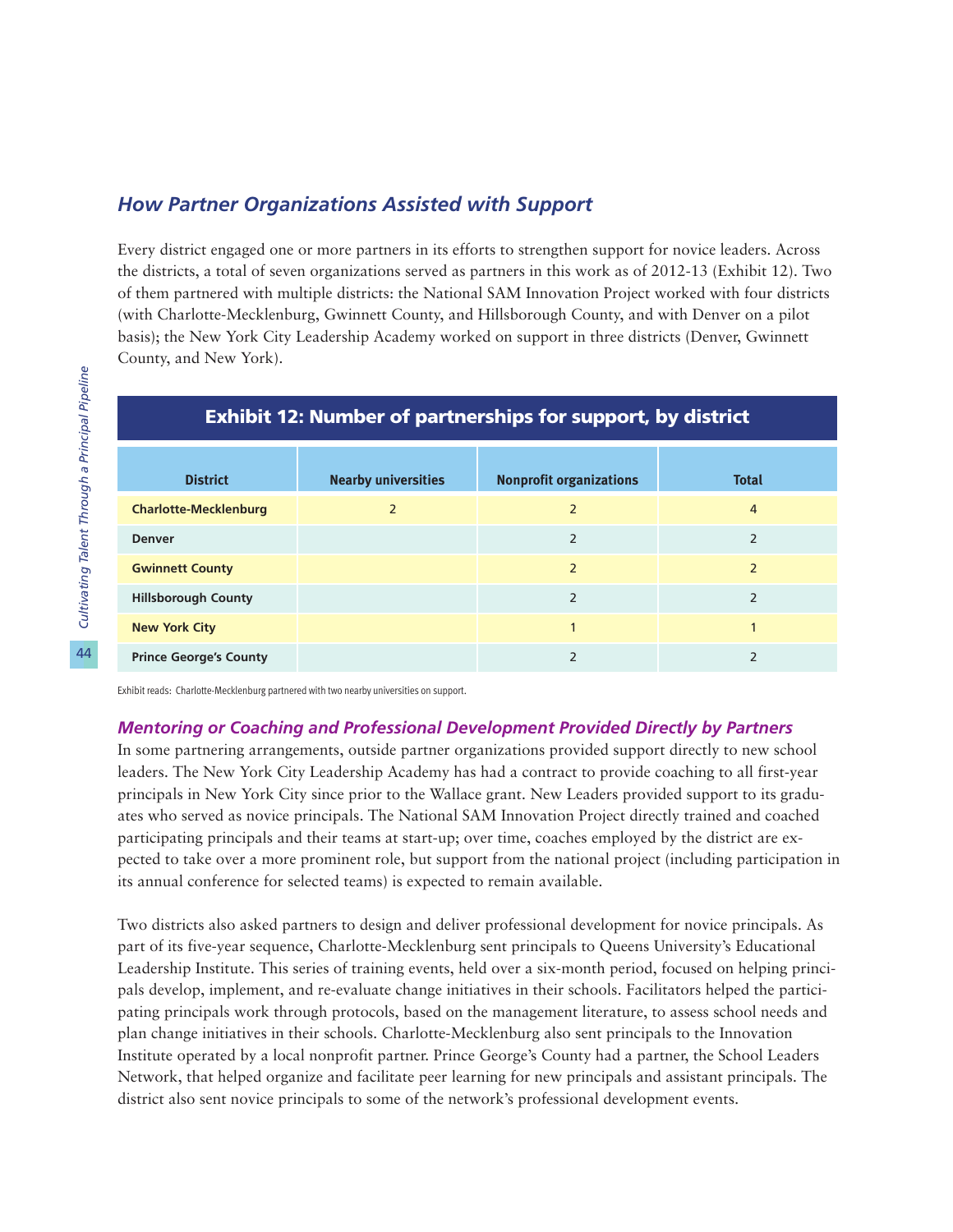## *How Partner Organizations Assisted with Support*

Every district engaged one or more partners in its efforts to strengthen support for novice leaders. Across the districts, a total of seven organizations served as partners in this work as of 2012-13 (Exhibit 12). Two of them partnered with multiple districts: the National SAM Innovation Project worked with four districts (with Charlotte-Mecklenburg, Gwinnett County, and Hillsborough County, and with Denver on a pilot basis); the New York City Leadership Academy worked on support in three districts (Denver, Gwinnett County, and New York).

**Exhibit 12: Number of partnerships for support, by district**

| District | Nearby universities | Nonprofit organizations | Total |
|---|---|---|---|
| **Charlotte-Mecklenburg** | 2 | 2 | 4 |
| **Denver** | | 2 | 2 |
| **Gwinnett County** | | 2 | 2 |
| **Hillsborough County** | | 2 | 2 |
| **New York City** | | 1 | 1 |
| **Prince George's County** | | 2 | 2 |

Exhibit reads: Charlotte-Mecklenburg partnered with two nearby universities on support.

### *Mentoring or Coaching and Professional Development Provided Directly by Partners*

In some partnering arrangements, outside partner organizations provided support directly to new school leaders. The New York City Leadership Academy has had a contract to provide coaching to all first-year principals in New York City since prior to the Wallace grant. New Leaders provided support to its graduates who served as novice principals. The National SAM Innovation Project directly trained and coached participating principals and their teams at start-up; over time, coaches employed by the district are expected to take over a more prominent role, but support from the national project (including participation in its annual conference for selected teams) is expected to remain available.

Two districts also asked partners to design and deliver professional development for novice principals. As part of its five-year sequence, Charlotte-Mecklenburg sent principals to Queens University's Educational Leadership Institute. This series of training events, held over a six-month period, focused on helping principals develop, implement, and re-evaluate change initiatives in their schools. Facilitators helped the participating principals work through protocols, based on the management literature, to assess school needs and plan change initiatives in their schools. Charlotte-Mecklenburg also sent principals to the Innovation Institute operated by a local nonprofit partner. Prince George's County had a partner, the School Leaders Network, that helped organize and facilitate peer learning for new principals and assistant principals. The district also sent novice principals to some of the network's professional development events.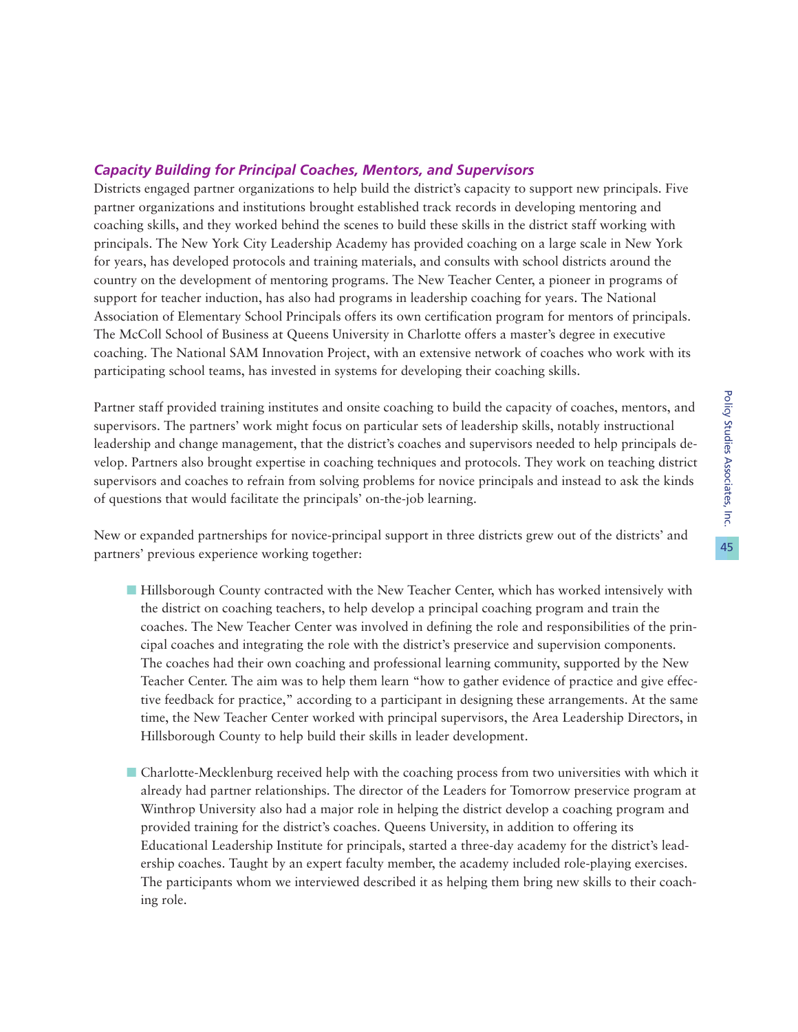### *Capacity Building for Principal Coaches, Mentors, and Supervisors*

Districts engaged partner organizations to help build the district's capacity to support new principals. Five partner organizations and institutions brought established track records in developing mentoring and coaching skills, and they worked behind the scenes to build these skills in the district staff working with principals. The New York City Leadership Academy has provided coaching on a large scale in New York for years, has developed protocols and training materials, and consults with school districts around the country on the development of mentoring programs. The New Teacher Center, a pioneer in programs of support for teacher induction, has also had programs in leadership coaching for years. The National Association of Elementary School Principals offers its own certification program for mentors of principals. The McColl School of Business at Queens University in Charlotte offers a master's degree in executive coaching. The National SAM Innovation Project, with an extensive network of coaches who work with its participating school teams, has invested in systems for developing their coaching skills.

Partner staff provided training institutes and onsite coaching to build the capacity of coaches, mentors, and supervisors. The partners' work might focus on particular sets of leadership skills, notably instructional leadership and change management, that the district's coaches and supervisors needed to help principals develop. Partners also brought expertise in coaching techniques and protocols. They work on teaching district supervisors and coaches to refrain from solving problems for novice principals and instead to ask the kinds of questions that would facilitate the principals' on-the-job learning.

New or expanded partnerships for novice-principal support in three districts grew out of the districts' and partners' previous experience working together:

- Hillsborough County contracted with the New Teacher Center, which has worked intensively with the district on coaching teachers, to help develop a principal coaching program and train the coaches. The New Teacher Center was involved in defining the role and responsibilities of the principal coaches and integrating the role with the district's preservice and supervision components. The coaches had their own coaching and professional learning community, supported by the New Teacher Center. The aim was to help them learn "how to gather evidence of practice and give effective feedback for practice," according to a participant in designing these arrangements. At the same time, the New Teacher Center worked with principal supervisors, the Area Leadership Directors, in Hillsborough County to help build their skills in leader development.

- Charlotte-Mecklenburg received help with the coaching process from two universities with which it already had partner relationships. The director of the Leaders for Tomorrow preservice program at Winthrop University also had a major role in helping the district develop a coaching program and provided training for the district's coaches. Queens University, in addition to offering its Educational Leadership Institute for principals, started a three-day academy for the district's leadership coaches. Taught by an expert faculty member, the academy included role-playing exercises. The participants whom we interviewed described it as helping them bring new skills to their coaching role.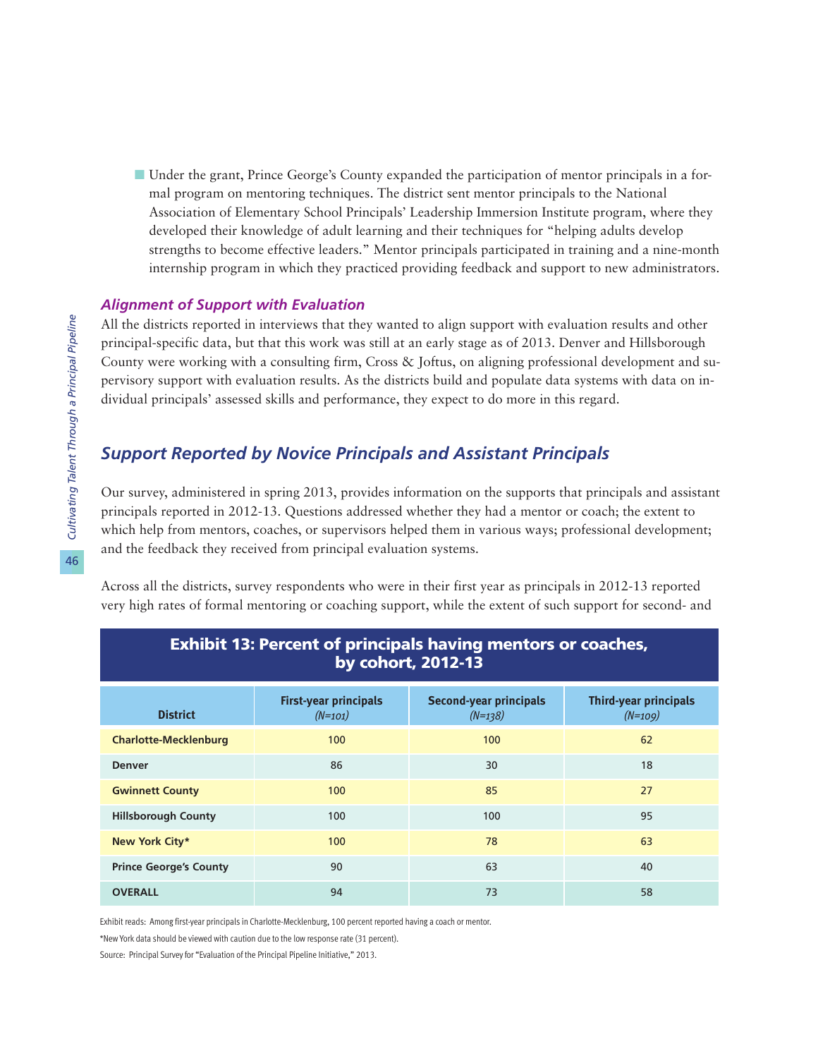- Under the grant, Prince George's County expanded the participation of mentor principals in a formal program on mentoring techniques. The district sent mentor principals to the National Association of Elementary School Principals' Leadership Immersion Institute program, where they developed their knowledge of adult learning and their techniques for "helping adults develop strengths to become effective leaders." Mentor principals participated in training and a nine-month internship program in which they practiced providing feedback and support to new administrators.

### *Alignment of Support with Evaluation*

All the districts reported in interviews that they wanted to align support with evaluation results and other principal-specific data, but that this work was still at an early stage as of 2013. Denver and Hillsborough County were working with a consulting firm, Cross & Joftus, on aligning professional development and supervisory support with evaluation results. As the districts build and populate data systems with data on individual principals' assessed skills and performance, they expect to do more in this regard.

## *Support Reported by Novice Principals and Assistant Principals*

Our survey, administered in spring 2013, provides information on the supports that principals and assistant principals reported in 2012-13. Questions addressed whether they had a mentor or coach; the extent to which help from mentors, coaches, or supervisors helped them in various ways; professional development; and the feedback they received from principal evaluation systems.

Across all the districts, survey respondents who were in their first year as principals in 2012-13 reported very high rates of formal mentoring or coaching support, while the extent of such support for second- and

**Exhibit 13: Percent of principals having mentors or coaches, by cohort, 2012-13**

| District | First-year principals (N=101) | Second-year principals (N=138) | Third-year principals (N=109) |
|---|---|---|---|
| Charlotte-Mecklenburg | 100 | 100 | 62 |
| Denver | 86 | 30 | 18 |
| Gwinnett County | 100 | 85 | 27 |
| Hillsborough County | 100 | 100 | 95 |
| New York City* | 100 | 78 | 63 |
| Prince George's County | 90 | 63 | 40 |
| OVERALL | 94 | 73 | 58 |

Exhibit reads: Among first-year principals in Charlotte-Mecklenburg, 100 percent reported having a coach or mentor.

*New York data should be viewed with caution due to the low response rate (31 percent).

Source: Principal Survey for "Evaluation of the Principal Pipeline Initiative," 2013.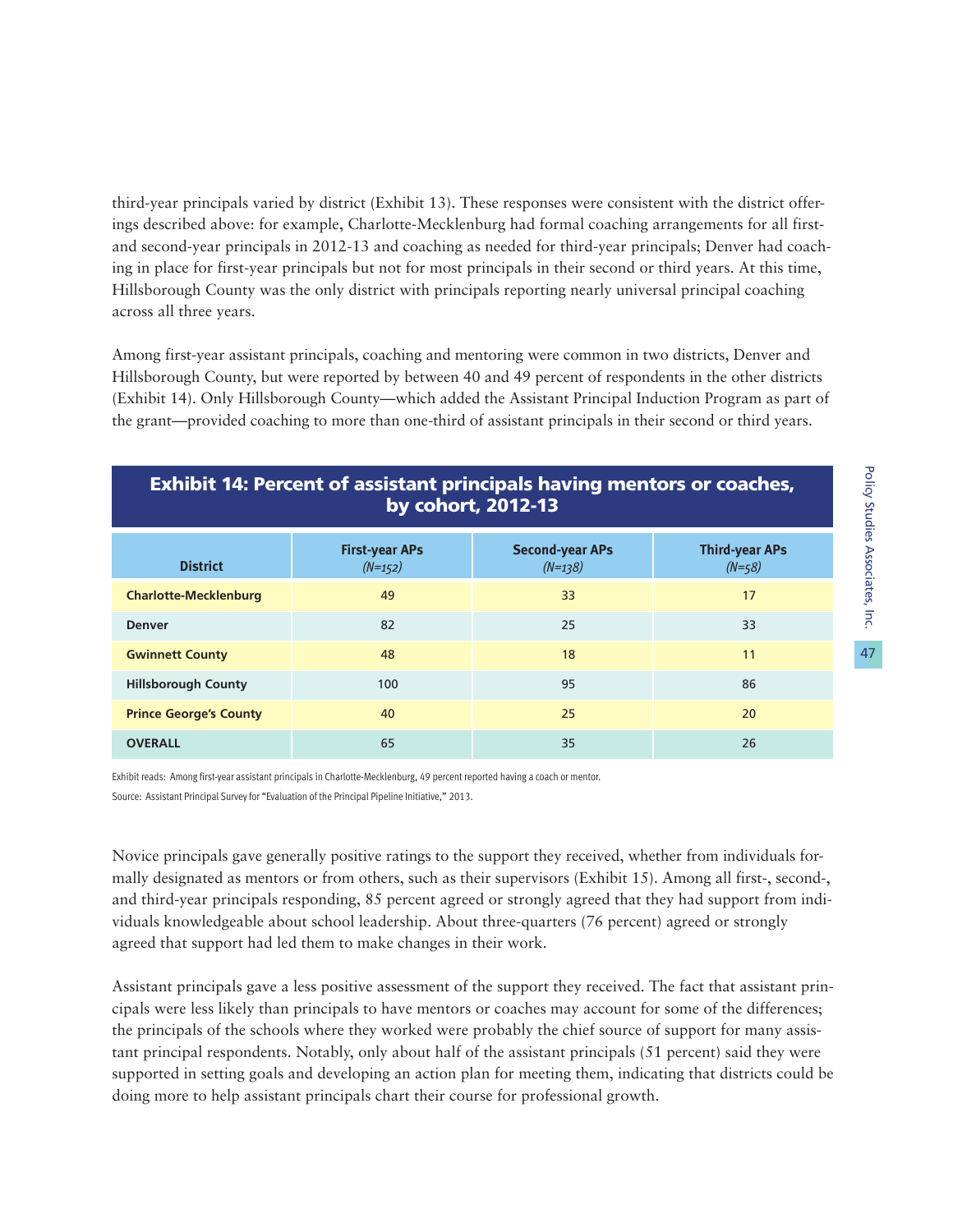third-year principals varied by district (Exhibit 13). These responses were consistent with the district offerings described above: for example, Charlotte-Mecklenburg had formal coaching arrangements for all first- and second-year principals in 2012-13 and coaching as needed for third-year principals; Denver had coaching in place for first-year principals but not for most principals in their second or third years. At this time, Hillsborough County was the only district with principals reporting nearly universal principal coaching across all three years.

Among first-year assistant principals, coaching and mentoring were common in two districts, Denver and Hillsborough County, but were reported by between 40 and 49 percent of respondents in the other districts (Exhibit 14). Only Hillsborough County—which added the Assistant Principal Induction Program as part of the grant—provided coaching to more than one-third of assistant principals in their second or third years.

### Exhibit 14: Percent of assistant principals having mentors or coaches, by cohort, 2012-13

| District | First-year APs *(N=152)* | Second-year APs *(N=138)* | Third-year APs *(N=58)* |
|---|---|---|---|
| **Charlotte-Mecklenburg** | 49 | 33 | 17 |
| **Denver** | 82 | 25 | 33 |
| **Gwinnett County** | 48 | 18 | 11 |
| **Hillsborough County** | 100 | 95 | 86 |
| **Prince George's County** | 40 | 25 | 20 |
| **OVERALL** | 65 | 35 | 26 |

Exhibit reads: Among first-year assistant principals in Charlotte-Mecklenburg, 49 percent reported having a coach or mentor.

Source: Assistant Principal Survey for "Evaluation of the Principal Pipeline Initiative," 2013.

Novice principals gave generally positive ratings to the support they received, whether from individuals formally designated as mentors or from others, such as their supervisors (Exhibit 15). Among all first-, second-, and third-year principals responding, 85 percent agreed or strongly agreed that they had support from individuals knowledgeable about school leadership. About three-quarters (76 percent) agreed or strongly agreed that support had led them to make changes in their work.

Assistant principals gave a less positive assessment of the support they received. The fact that assistant principals were less likely than principals to have mentors or coaches may account for some of the differences; the principals of the schools where they worked were probably the chief source of support for many assistant principal respondents. Notably, only about half of the assistant principals (51 percent) said they were supported in setting goals and developing an action plan for meeting them, indicating that districts could be doing more to help assistant principals chart their course for professional growth.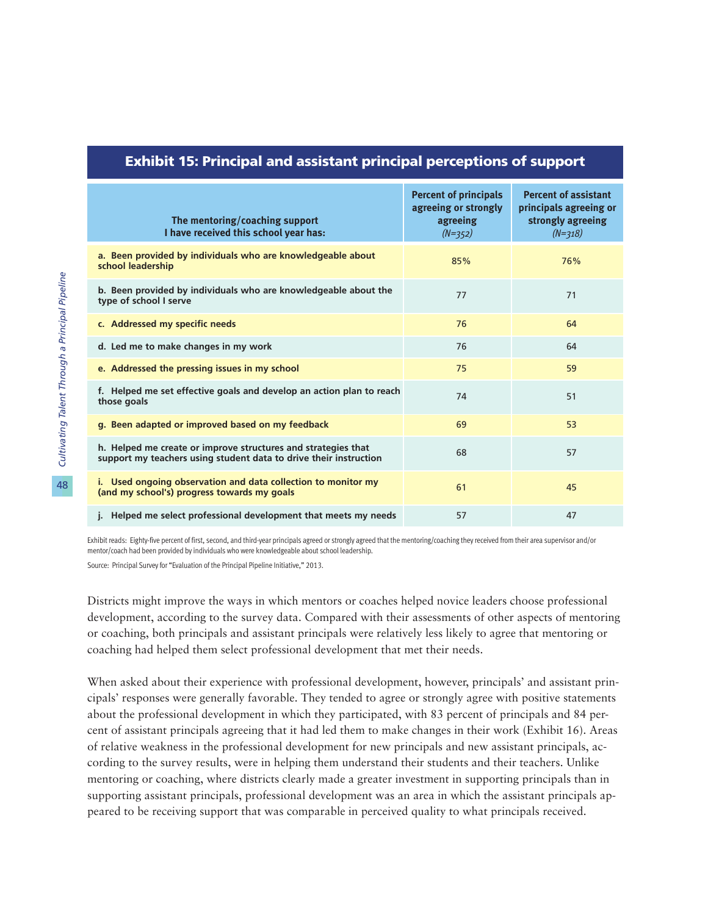## Exhibit 15: Principal and assistant principal perceptions of support

| The mentoring/coaching support I have received this school year has: | Percent of principals agreeing or strongly agreeing *(N=352)* | Percent of assistant principals agreeing or strongly agreeing *(N=318)* |
|---|---|---|
| a. Been provided by individuals who are knowledgeable about school leadership | 85% | 76% |
| b. Been provided by individuals who are knowledgeable about the type of school I serve | 77 | 71 |
| c. Addressed my specific needs | 76 | 64 |
| d. Led me to make changes in my work | 76 | 64 |
| e. Addressed the pressing issues in my school | 75 | 59 |
| f. Helped me set effective goals and develop an action plan to reach those goals | 74 | 51 |
| g. Been adapted or improved based on my feedback | 69 | 53 |
| h. Helped me create or improve structures and strategies that support my teachers using student data to drive their instruction | 68 | 57 |
| i. Used ongoing observation and data collection to monitor my (and my school's) progress towards my goals | 61 | 45 |
| j. Helped me select professional development that meets my needs | 57 | 47 |

Exhibit reads: Eighty-five percent of first, second, and third-year principals agreed or strongly agreed that the mentoring/coaching they received from their area supervisor and/or mentor/coach had been provided by individuals who were knowledgeable about school leadership.

Source: Principal Survey for "Evaluation of the Principal Pipeline Initiative," 2013.

Districts might improve the ways in which mentors or coaches helped novice leaders choose professional development, according to the survey data. Compared with their assessments of other aspects of mentoring or coaching, both principals and assistant principals were relatively less likely to agree that mentoring or coaching had helped them select professional development that met their needs.

When asked about their experience with professional development, however, principals' and assistant principals' responses were generally favorable. They tended to agree or strongly agree with positive statements about the professional development in which they participated, with 83 percent of principals and 84 percent of assistant principals agreeing that it had led them to make changes in their work (Exhibit 16). Areas of relative weakness in the professional development for new principals and new assistant principals, according to the survey results, were in helping them understand their students and their teachers. Unlike mentoring or coaching, where districts clearly made a greater investment in supporting principals than in supporting assistant principals, professional development was an area in which the assistant principals appeared to be receiving support that was comparable in perceived quality to what principals received.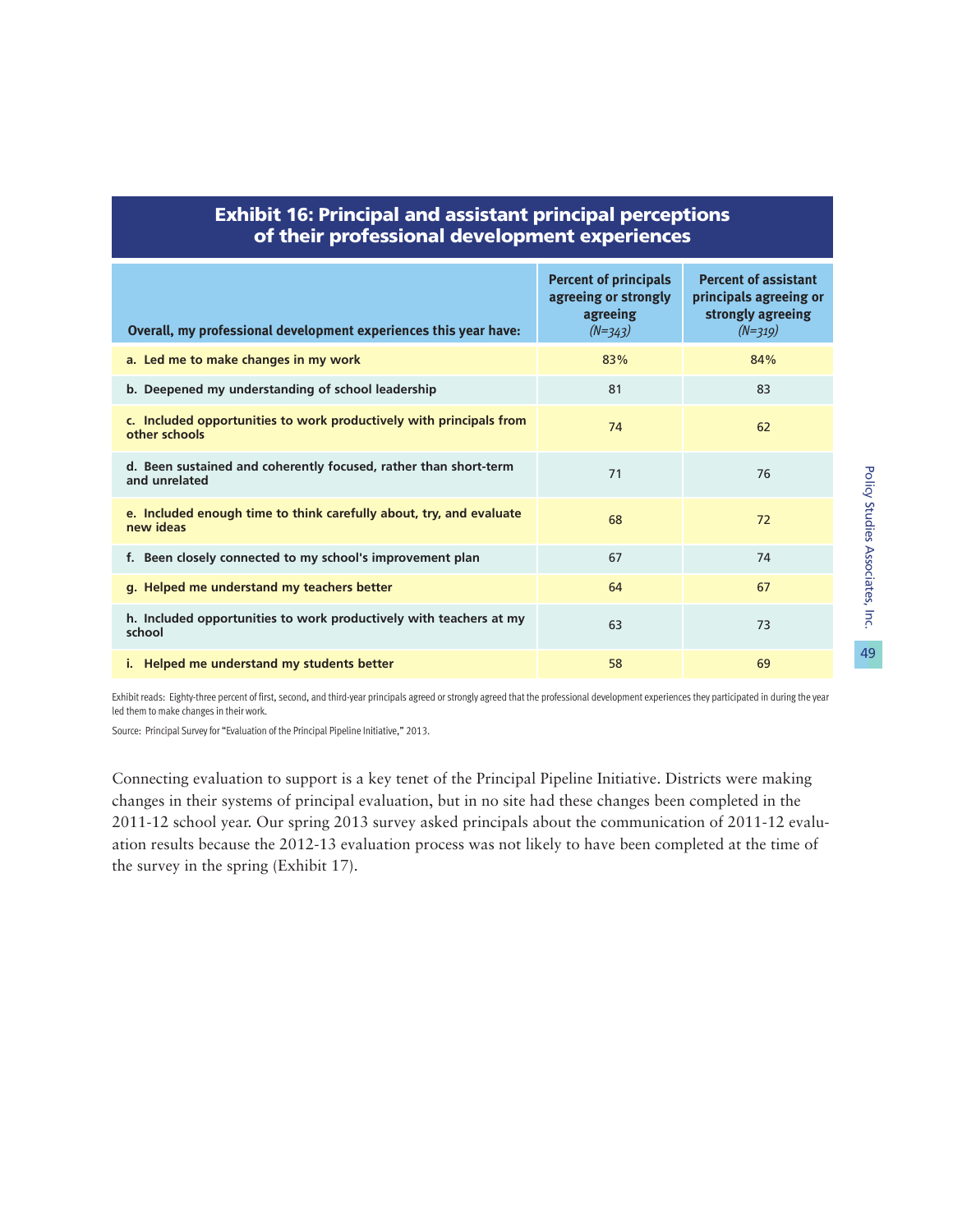## Exhibit 16: Principal and assistant principal perceptions of their professional development experiences

| Overall, my professional development experiences this year have: | Percent of principals agreeing or strongly agreeing *(N=343)* | Percent of assistant principals agreeing or strongly agreeing *(N=319)* |
|---|---|---|
| **a. Led me to make changes in my work** | 83% | 84% |
| **b. Deepened my understanding of school leadership** | 81 | 83 |
| **c. Included opportunities to work productively with principals from other schools** | 74 | 62 |
| **d. Been sustained and coherently focused, rather than short-term and unrelated** | 71 | 76 |
| **e. Included enough time to think carefully about, try, and evaluate new ideas** | 68 | 72 |
| **f. Been closely connected to my school's improvement plan** | 67 | 74 |
| **g. Helped me understand my teachers better** | 64 | 67 |
| **h. Included opportunities to work productively with teachers at my school** | 63 | 73 |
| **i. Helped me understand my students better** | 58 | 69 |

Exhibit reads: Eighty-three percent of first, second, and third-year principals agreed or strongly agreed that the professional development experiences they participated in during the year led them to make changes in their work.

Source: Principal Survey for "Evaluation of the Principal Pipeline Initiative," 2013.

Connecting evaluation to support is a key tenet of the Principal Pipeline Initiative. Districts were making changes in their systems of principal evaluation, but in no site had these changes been completed in the 2011-12 school year. Our spring 2013 survey asked principals about the communication of 2011-12 evaluation results because the 2012-13 evaluation process was not likely to have been completed at the time of the survey in the spring (Exhibit 17).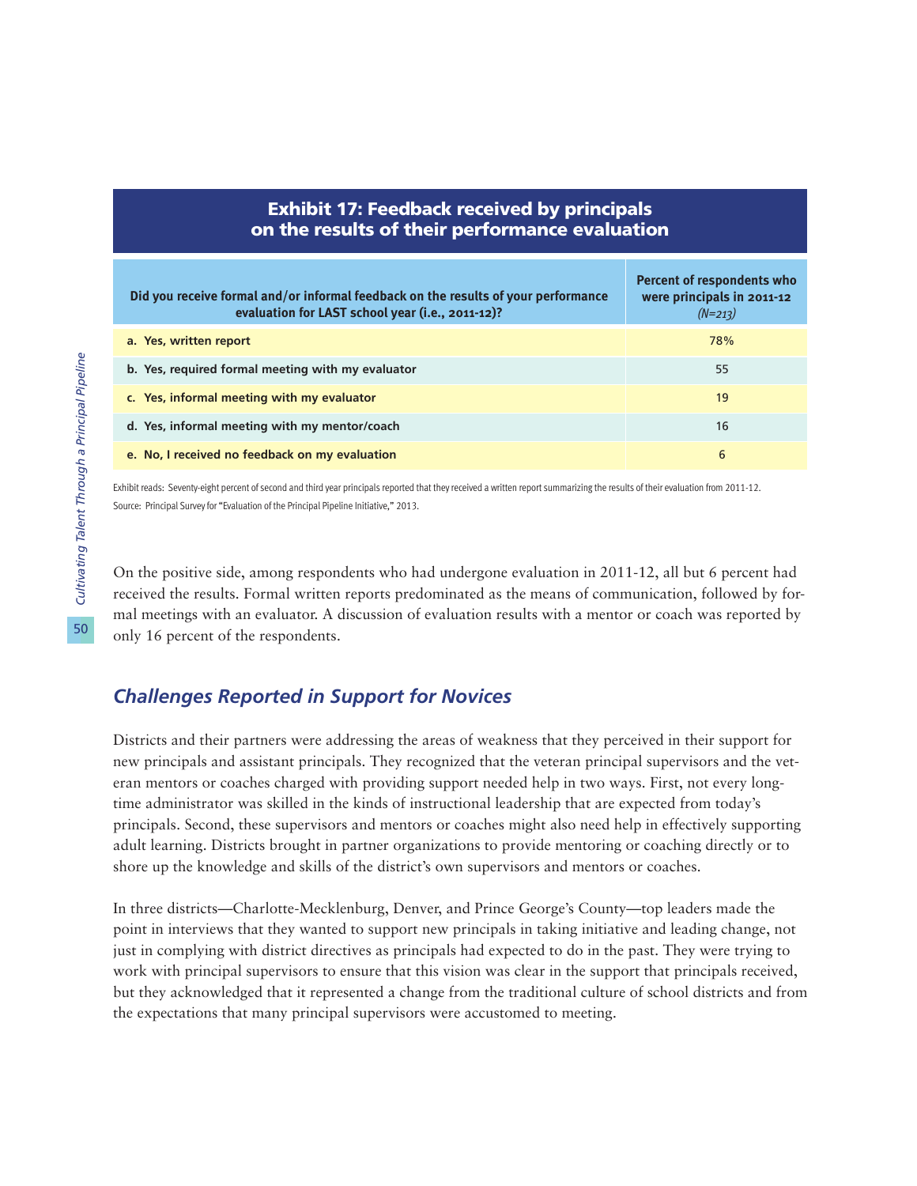**Exhibit 17: Feedback received by principals on the results of their performance evaluation**

| Did you receive formal and/or informal feedback on the results of your performance evaluation for LAST school year (i.e., 2011-12)? | Percent of respondents who were principals in 2011-12 *(N=213)* |
|---|---|
| a. Yes, written report | 78% |
| b. Yes, required formal meeting with my evaluator | 55 |
| c. Yes, informal meeting with my evaluator | 19 |
| d. Yes, informal meeting with my mentor/coach | 16 |
| e. No, I received no feedback on my evaluation | 6 |

Exhibit reads: Seventy-eight percent of second and third year principals reported that they received a written report summarizing the results of their evaluation from 2011-12.
Source: Principal Survey for "Evaluation of the Principal Pipeline Initiative," 2013.

On the positive side, among respondents who had undergone evaluation in 2011-12, all but 6 percent had received the results. Formal written reports predominated as the means of communication, followed by formal meetings with an evaluator. A discussion of evaluation results with a mentor or coach was reported by only 16 percent of the respondents.

## *Challenges Reported in Support for Novices*

Districts and their partners were addressing the areas of weakness that they perceived in their support for new principals and assistant principals. They recognized that the veteran principal supervisors and the veteran mentors or coaches charged with providing support needed help in two ways. First, not every long-time administrator was skilled in the kinds of instructional leadership that are expected from today's principals. Second, these supervisors and mentors or coaches might also need help in effectively supporting adult learning. Districts brought in partner organizations to provide mentoring or coaching directly or to shore up the knowledge and skills of the district's own supervisors and mentors or coaches.

In three districts—Charlotte-Mecklenburg, Denver, and Prince George's County—top leaders made the point in interviews that they wanted to support new principals in taking initiative and leading change, not just in complying with district directives as principals had expected to do in the past. They were trying to work with principal supervisors to ensure that this vision was clear in the support that principals received, but they acknowledged that it represented a change from the traditional culture of school districts and from the expectations that many principal supervisors were accustomed to meeting.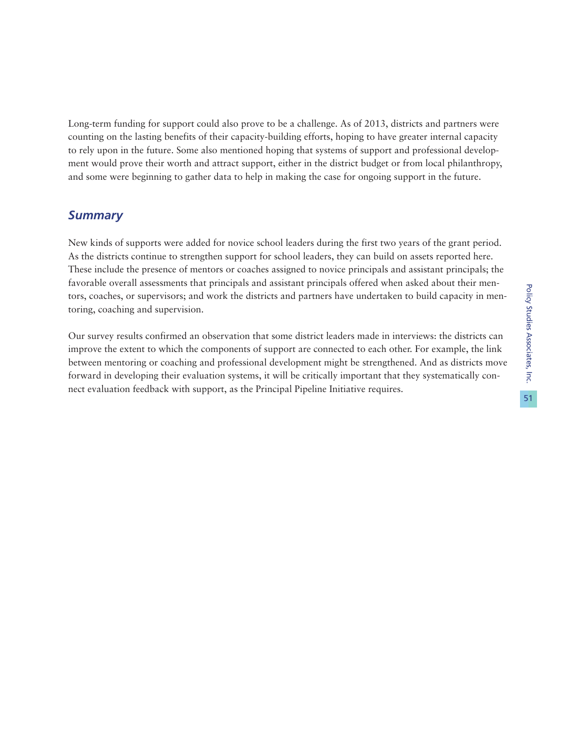Long-term funding for support could also prove to be a challenge. As of 2013, districts and partners were counting on the lasting benefits of their capacity-building efforts, hoping to have greater internal capacity to rely upon in the future. Some also mentioned hoping that systems of support and professional development would prove their worth and attract support, either in the district budget or from local philanthropy, and some were beginning to gather data to help in making the case for ongoing support in the future.

### *Summary*

New kinds of supports were added for novice school leaders during the first two years of the grant period. As the districts continue to strengthen support for school leaders, they can build on assets reported here. These include the presence of mentors or coaches assigned to novice principals and assistant principals; the favorable overall assessments that principals and assistant principals offered when asked about their mentors, coaches, or supervisors; and work the districts and partners have undertaken to build capacity in mentoring, coaching and supervision.

Our survey results confirmed an observation that some district leaders made in interviews: the districts can improve the extent to which the components of support are connected to each other. For example, the link between mentoring or coaching and professional development might be strengthened. And as districts move forward in developing their evaluation systems, it will be critically important that they systematically connect evaluation feedback with support, as the Principal Pipeline Initiative requires.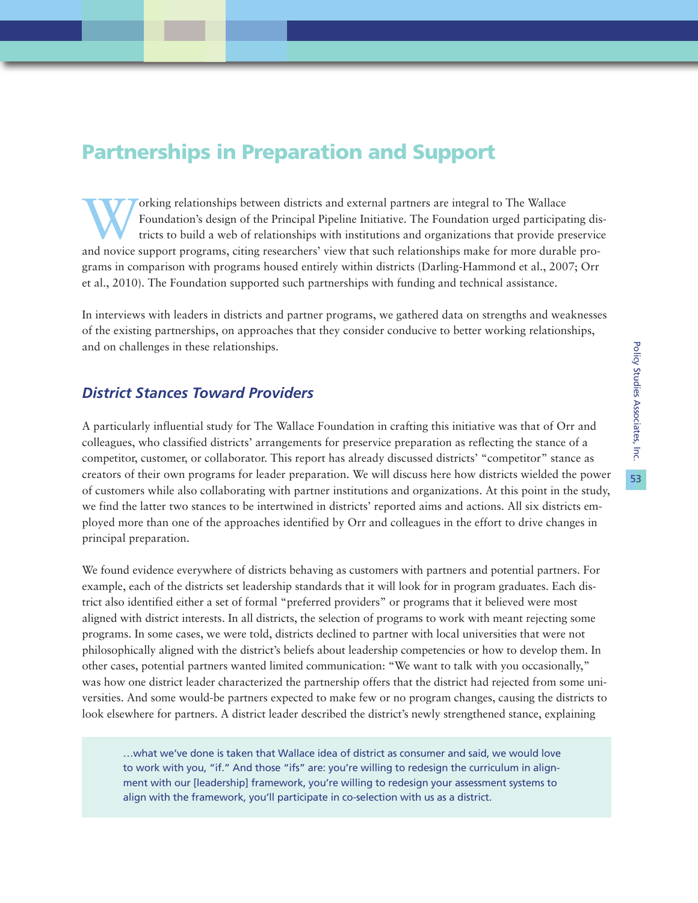# Partnerships in Preparation and Support

Working relationships between districts and external partners are integral to The Wallace Foundation's design of the Principal Pipeline Initiative. The Foundation urged participating districts to build a web of relationships with institutions and organizations that provide preservice and novice support programs, citing researchers' view that such relationships make for more durable programs in comparison with programs housed entirely within districts (Darling-Hammond et al., 2007; Orr et al., 2010). The Foundation supported such partnerships with funding and technical assistance.

In interviews with leaders in districts and partner programs, we gathered data on strengths and weaknesses of the existing partnerships, on approaches that they consider conducive to better working relationships, and on challenges in these relationships.

## *District Stances Toward Providers*

A particularly influential study for The Wallace Foundation in crafting this initiative was that of Orr and colleagues, who classified districts' arrangements for preservice preparation as reflecting the stance of a competitor, customer, or collaborator. This report has already discussed districts' "competitor" stance as creators of their own programs for leader preparation. We will discuss here how districts wielded the power of customers while also collaborating with partner institutions and organizations. At this point in the study, we find the latter two stances to be intertwined in districts' reported aims and actions. All six districts employed more than one of the approaches identified by Orr and colleagues in the effort to drive changes in principal preparation.

We found evidence everywhere of districts behaving as customers with partners and potential partners. For example, each of the districts set leadership standards that it will look for in program graduates. Each district also identified either a set of formal "preferred providers" or programs that it believed were most aligned with district interests. In all districts, the selection of programs to work with meant rejecting some programs. In some cases, we were told, districts declined to partner with local universities that were not philosophically aligned with the district's beliefs about leadership competencies or how to develop them. In other cases, potential partners wanted limited communication: "We want to talk with you occasionally," was how one district leader characterized the partnership offers that the district had rejected from some universities. And some would-be partners expected to make few or no program changes, causing the districts to look elsewhere for partners. A district leader described the district's newly strengthened stance, explaining

> …what we've done is taken that Wallace idea of district as consumer and said, we would love to work with you, "if." And those "ifs" are: you're willing to redesign the curriculum in alignment with our [leadership] framework, you're willing to redesign your assessment systems to align with the framework, you'll participate in co-selection with us as a district.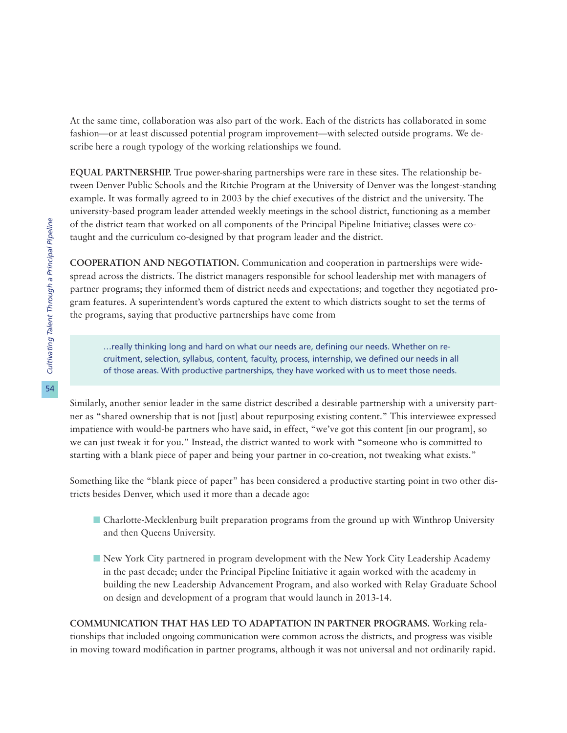At the same time, collaboration was also part of the work. Each of the districts has collaborated in some fashion—or at least discussed potential program improvement—with selected outside programs. We describe here a rough typology of the working relationships we found.

**EQUAL PARTNERSHIP.** True power-sharing partnerships were rare in these sites. The relationship between Denver Public Schools and the Ritchie Program at the University of Denver was the longest-standing example. It was formally agreed to in 2003 by the chief executives of the district and the university. The university-based program leader attended weekly meetings in the school district, functioning as a member of the district team that worked on all components of the Principal Pipeline Initiative; classes were co-taught and the curriculum co-designed by that program leader and the district.

**COOPERATION AND NEGOTIATION.** Communication and cooperation in partnerships were widespread across the districts. The district managers responsible for school leadership met with managers of partner programs; they informed them of district needs and expectations; and together they negotiated program features. A superintendent's words captured the extent to which districts sought to set the terms of the programs, saying that productive partnerships have come from

> …really thinking long and hard on what our needs are, defining our needs. Whether on recruitment, selection, syllabus, content, faculty, process, internship, we defined our needs in all of those areas. With productive partnerships, they have worked with us to meet those needs.

Similarly, another senior leader in the same district described a desirable partnership with a university partner as "shared ownership that is not [just] about repurposing existing content." This interviewee expressed impatience with would-be partners who have said, in effect, "we've got this content [in our program], so we can just tweak it for you." Instead, the district wanted to work with "someone who is committed to starting with a blank piece of paper and being your partner in co-creation, not tweaking what exists."

Something like the "blank piece of paper" has been considered a productive starting point in two other districts besides Denver, which used it more than a decade ago:

- Charlotte-Mecklenburg built preparation programs from the ground up with Winthrop University and then Queens University.
- New York City partnered in program development with the New York City Leadership Academy in the past decade; under the Principal Pipeline Initiative it again worked with the academy in building the new Leadership Advancement Program, and also worked with Relay Graduate School on design and development of a program that would launch in 2013-14.

**COMMUNICATION THAT HAS LED TO ADAPTATION IN PARTNER PROGRAMS.** Working relationships that included ongoing communication were common across the districts, and progress was visible in moving toward modification in partner programs, although it was not universal and not ordinarily rapid.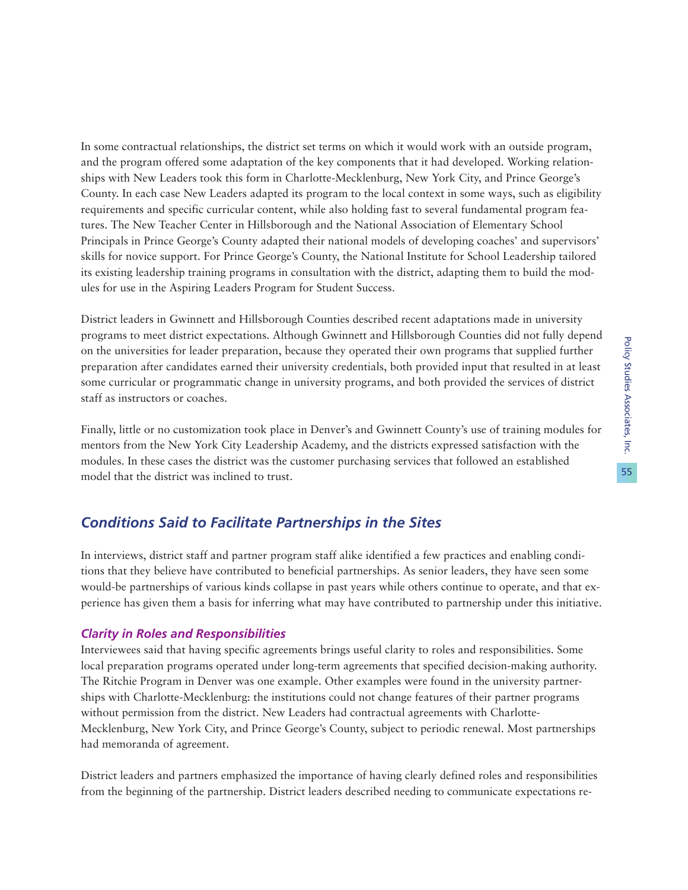In some contractual relationships, the district set terms on which it would work with an outside program, and the program offered some adaptation of the key components that it had developed. Working relationships with New Leaders took this form in Charlotte-Mecklenburg, New York City, and Prince George's County. In each case New Leaders adapted its program to the local context in some ways, such as eligibility requirements and specific curricular content, while also holding fast to several fundamental program features. The New Teacher Center in Hillsborough and the National Association of Elementary School Principals in Prince George's County adapted their national models of developing coaches' and supervisors' skills for novice support. For Prince George's County, the National Institute for School Leadership tailored its existing leadership training programs in consultation with the district, adapting them to build the modules for use in the Aspiring Leaders Program for Student Success.

District leaders in Gwinnett and Hillsborough Counties described recent adaptations made in university programs to meet district expectations. Although Gwinnett and Hillsborough Counties did not fully depend on the universities for leader preparation, because they operated their own programs that supplied further preparation after candidates earned their university credentials, both provided input that resulted in at least some curricular or programmatic change in university programs, and both provided the services of district staff as instructors or coaches.

Finally, little or no customization took place in Denver's and Gwinnett County's use of training modules for mentors from the New York City Leadership Academy, and the districts expressed satisfaction with the modules. In these cases the district was the customer purchasing services that followed an established model that the district was inclined to trust.

## *Conditions Said to Facilitate Partnerships in the Sites*

In interviews, district staff and partner program staff alike identified a few practices and enabling conditions that they believe have contributed to beneficial partnerships. As senior leaders, they have seen some would-be partnerships of various kinds collapse in past years while others continue to operate, and that experience has given them a basis for inferring what may have contributed to partnership under this initiative.

### *Clarity in Roles and Responsibilities*

Interviewees said that having specific agreements brings useful clarity to roles and responsibilities. Some local preparation programs operated under long-term agreements that specified decision-making authority. The Ritchie Program in Denver was one example. Other examples were found in the university partnerships with Charlotte-Mecklenburg: the institutions could not change features of their partner programs without permission from the district. New Leaders had contractual agreements with Charlotte-Mecklenburg, New York City, and Prince George's County, subject to periodic renewal. Most partnerships had memoranda of agreement.

District leaders and partners emphasized the importance of having clearly defined roles and responsibilities from the beginning of the partnership. District leaders described needing to communicate expectations re-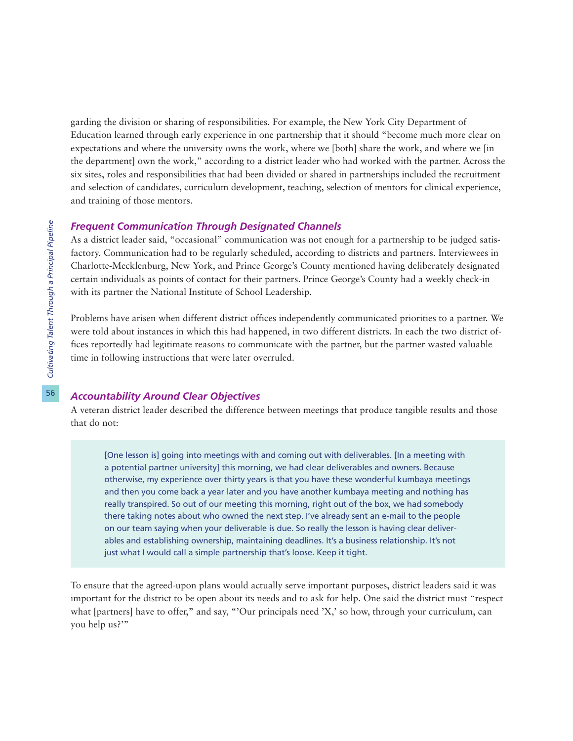garding the division or sharing of responsibilities. For example, the New York City Department of Education learned through early experience in one partnership that it should "become much more clear on expectations and where the university owns the work, where we [both] share the work, and where we [in the department] own the work," according to a district leader who had worked with the partner. Across the six sites, roles and responsibilities that had been divided or shared in partnerships included the recruitment and selection of candidates, curriculum development, teaching, selection of mentors for clinical experience, and training of those mentors.

### *Frequent Communication Through Designated Channels*

As a district leader said, "occasional" communication was not enough for a partnership to be judged satisfactory. Communication had to be regularly scheduled, according to districts and partners. Interviewees in Charlotte-Mecklenburg, New York, and Prince George's County mentioned having deliberately designated certain individuals as points of contact for their partners. Prince George's County had a weekly check-in with its partner the National Institute of School Leadership.

Problems have arisen when different district offices independently communicated priorities to a partner. We were told about instances in which this had happened, in two different districts. In each the two district offices reportedly had legitimate reasons to communicate with the partner, but the partner wasted valuable time in following instructions that were later overruled.

### *Accountability Around Clear Objectives*

A veteran district leader described the difference between meetings that produce tangible results and those that do not:

> [One lesson is] going into meetings with and coming out with deliverables. [In a meeting with a potential partner university] this morning, we had clear deliverables and owners. Because otherwise, my experience over thirty years is that you have these wonderful kumbaya meetings and then you come back a year later and you have another kumbaya meeting and nothing has really transpired. So out of our meeting this morning, right out of the box, we had somebody there taking notes about who owned the next step. I've already sent an e-mail to the people on our team saying when your deliverable is due. So really the lesson is having clear deliverables and establishing ownership, maintaining deadlines. It's a business relationship. It's not just what I would call a simple partnership that's loose. Keep it tight.

To ensure that the agreed-upon plans would actually serve important purposes, district leaders said it was important for the district to be open about its needs and to ask for help. One said the district must "respect what [partners] have to offer," and say, "'Our principals need 'X,' so how, through your curriculum, can you help us?'"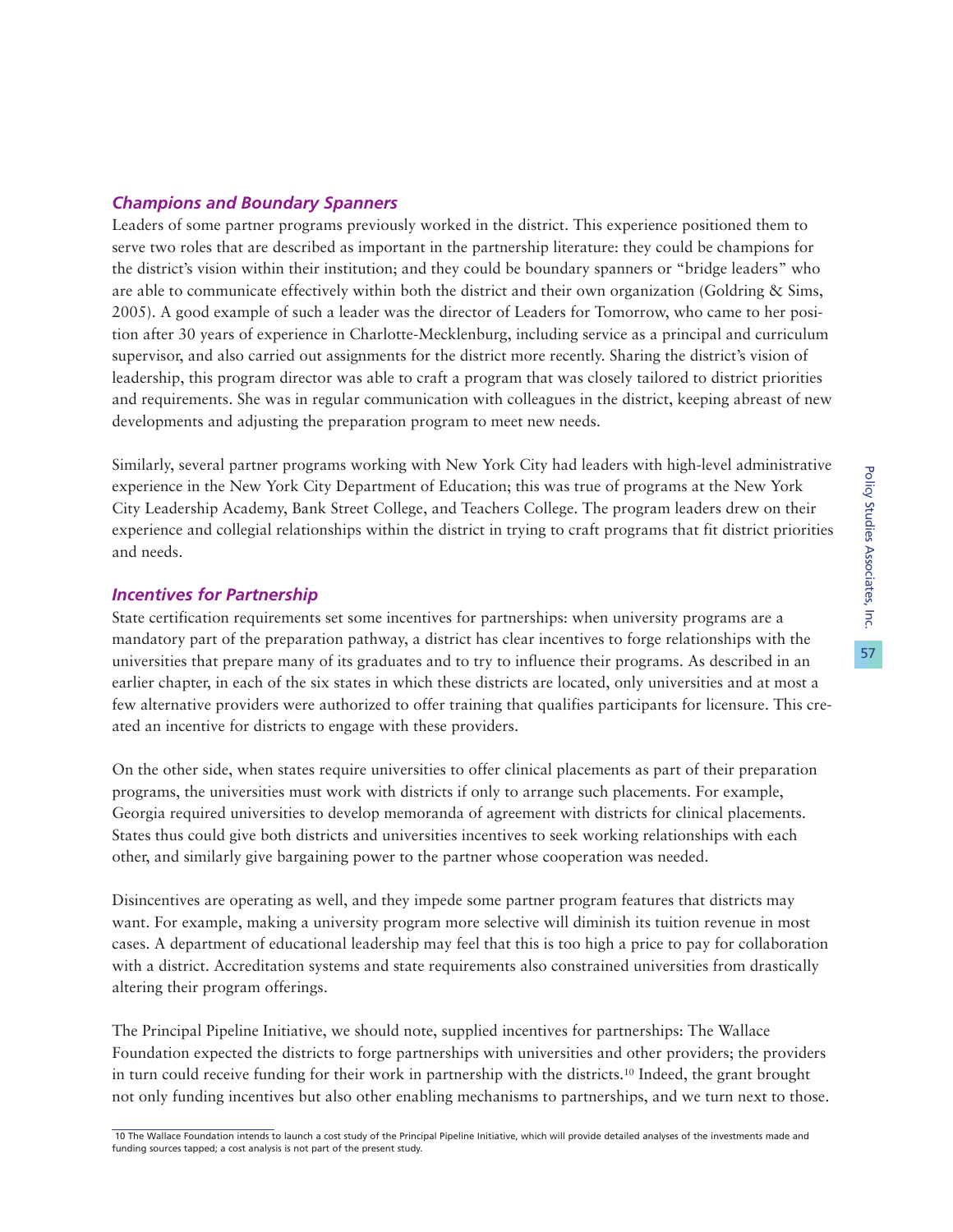### *Champions and Boundary Spanners*

Leaders of some partner programs previously worked in the district. This experience positioned them to serve two roles that are described as important in the partnership literature: they could be champions for the district's vision within their institution; and they could be boundary spanners or "bridge leaders" who are able to communicate effectively within both the district and their own organization (Goldring & Sims, 2005). A good example of such a leader was the director of Leaders for Tomorrow, who came to her position after 30 years of experience in Charlotte-Mecklenburg, including service as a principal and curriculum supervisor, and also carried out assignments for the district more recently. Sharing the district's vision of leadership, this program director was able to craft a program that was closely tailored to district priorities and requirements. She was in regular communication with colleagues in the district, keeping abreast of new developments and adjusting the preparation program to meet new needs.

Similarly, several partner programs working with New York City had leaders with high-level administrative experience in the New York City Department of Education; this was true of programs at the New York City Leadership Academy, Bank Street College, and Teachers College. The program leaders drew on their experience and collegial relationships within the district in trying to craft programs that fit district priorities and needs.

### *Incentives for Partnership*

State certification requirements set some incentives for partnerships: when university programs are a mandatory part of the preparation pathway, a district has clear incentives to forge relationships with the universities that prepare many of its graduates and to try to influence their programs. As described in an earlier chapter, in each of the six states in which these districts are located, only universities and at most a few alternative providers were authorized to offer training that qualifies participants for licensure. This created an incentive for districts to engage with these providers.

On the other side, when states require universities to offer clinical placements as part of their preparation programs, the universities must work with districts if only to arrange such placements. For example, Georgia required universities to develop memoranda of agreement with districts for clinical placements. States thus could give both districts and universities incentives to seek working relationships with each other, and similarly give bargaining power to the partner whose cooperation was needed.

Disincentives are operating as well, and they impede some partner program features that districts may want. For example, making a university program more selective will diminish its tuition revenue in most cases. A department of educational leadership may feel that this is too high a price to pay for collaboration with a district. Accreditation systems and state requirements also constrained universities from drastically altering their program offerings.

The Principal Pipeline Initiative, we should note, supplied incentives for partnerships: The Wallace Foundation expected the districts to forge partnerships with universities and other providers; the providers in turn could receive funding for their work in partnership with the districts.[10] Indeed, the grant brought not only funding incentives but also other enabling mechanisms to partnerships, and we turn next to those.

---

10 The Wallace Foundation intends to launch a cost study of the Principal Pipeline Initiative, which will provide detailed analyses of the investments made and funding sources tapped; a cost analysis is not part of the present study.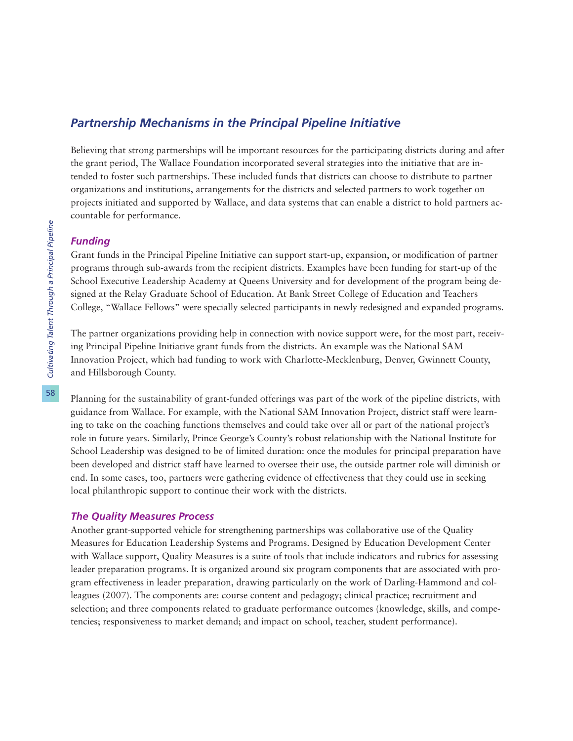## *Partnership Mechanisms in the Principal Pipeline Initiative*

Believing that strong partnerships will be important resources for the participating districts during and after the grant period, The Wallace Foundation incorporated several strategies into the initiative that are intended to foster such partnerships. These included funds that districts can choose to distribute to partner organizations and institutions, arrangements for the districts and selected partners to work together on projects initiated and supported by Wallace, and data systems that can enable a district to hold partners accountable for performance.

### *Funding*

Grant funds in the Principal Pipeline Initiative can support start-up, expansion, or modification of partner programs through sub-awards from the recipient districts. Examples have been funding for start-up of the School Executive Leadership Academy at Queens University and for development of the program being designed at the Relay Graduate School of Education. At Bank Street College of Education and Teachers College, "Wallace Fellows" were specially selected participants in newly redesigned and expanded programs.

The partner organizations providing help in connection with novice support were, for the most part, receiving Principal Pipeline Initiative grant funds from the districts. An example was the National SAM Innovation Project, which had funding to work with Charlotte-Mecklenburg, Denver, Gwinnett County, and Hillsborough County.

Planning for the sustainability of grant-funded offerings was part of the work of the pipeline districts, with guidance from Wallace. For example, with the National SAM Innovation Project, district staff were learning to take on the coaching functions themselves and could take over all or part of the national project's role in future years. Similarly, Prince George's County's robust relationship with the National Institute for School Leadership was designed to be of limited duration: once the modules for principal preparation have been developed and district staff have learned to oversee their use, the outside partner role will diminish or end. In some cases, too, partners were gathering evidence of effectiveness that they could use in seeking local philanthropic support to continue their work with the districts.

### *The Quality Measures Process*

Another grant-supported vehicle for strengthening partnerships was collaborative use of the Quality Measures for Education Leadership Systems and Programs. Designed by Education Development Center with Wallace support, Quality Measures is a suite of tools that include indicators and rubrics for assessing leader preparation programs. It is organized around six program components that are associated with program effectiveness in leader preparation, drawing particularly on the work of Darling-Hammond and colleagues (2007). The components are: course content and pedagogy; clinical practice; recruitment and selection; and three components related to graduate performance outcomes (knowledge, skills, and competencies; responsiveness to market demand; and impact on school, teacher, student performance).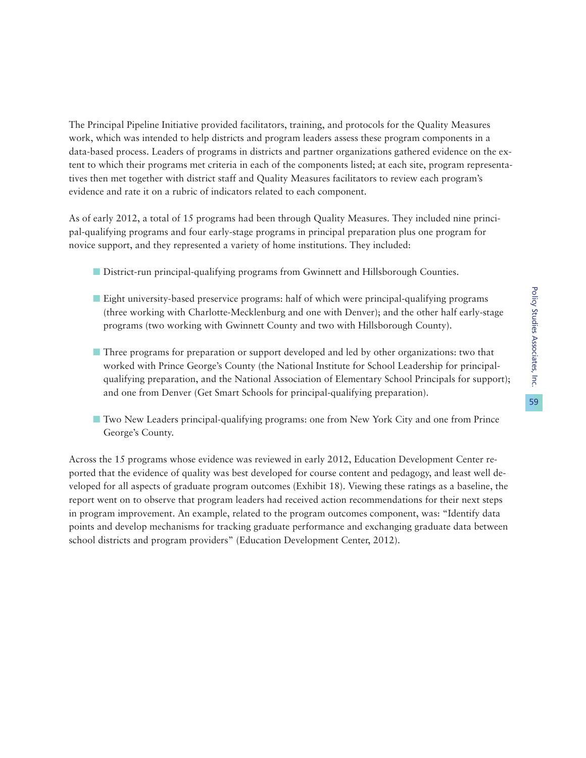The Principal Pipeline Initiative provided facilitators, training, and protocols for the Quality Measures work, which was intended to help districts and program leaders assess these program components in a data-based process. Leaders of programs in districts and partner organizations gathered evidence on the extent to which their programs met criteria in each of the components listed; at each site, program representatives then met together with district staff and Quality Measures facilitators to review each program's evidence and rate it on a rubric of indicators related to each component.

As of early 2012, a total of 15 programs had been through Quality Measures. They included nine principal-qualifying programs and four early-stage programs in principal preparation plus one program for novice support, and they represented a variety of home institutions. They included:

- District-run principal-qualifying programs from Gwinnett and Hillsborough Counties.
- Eight university-based preservice programs: half of which were principal-qualifying programs (three working with Charlotte-Mecklenburg and one with Denver); and the other half early-stage programs (two working with Gwinnett County and two with Hillsborough County).
- Three programs for preparation or support developed and led by other organizations: two that worked with Prince George's County (the National Institute for School Leadership for principal-qualifying preparation, and the National Association of Elementary School Principals for support); and one from Denver (Get Smart Schools for principal-qualifying preparation).
- Two New Leaders principal-qualifying programs: one from New York City and one from Prince George's County.

Across the 15 programs whose evidence was reviewed in early 2012, Education Development Center reported that the evidence of quality was best developed for course content and pedagogy, and least well developed for all aspects of graduate program outcomes (Exhibit 18). Viewing these ratings as a baseline, the report went on to observe that program leaders had received action recommendations for their next steps in program improvement. An example, related to the program outcomes component, was: "Identify data points and develop mechanisms for tracking graduate performance and exchanging graduate data between school districts and program providers" (Education Development Center, 2012).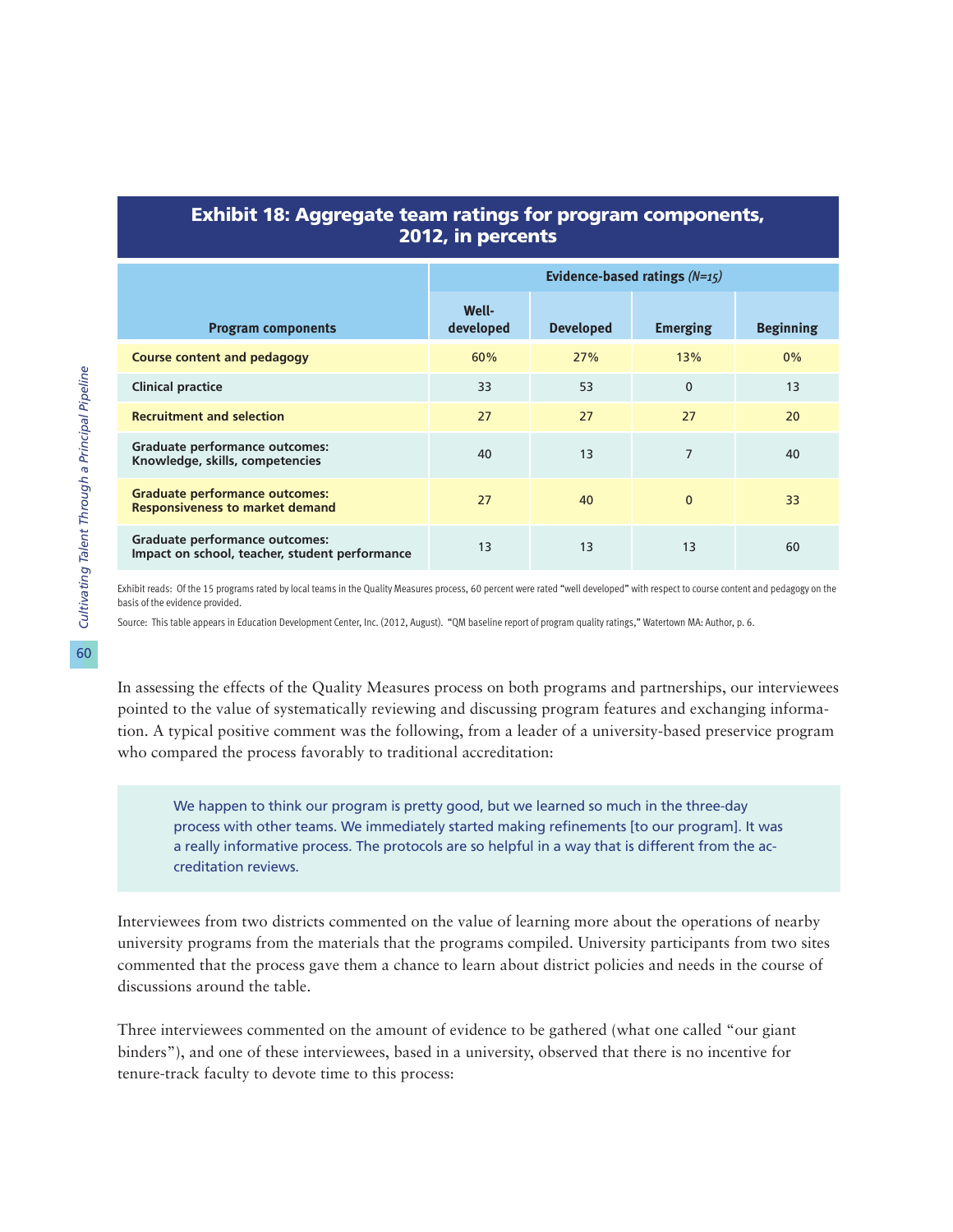## Exhibit 18: Aggregate team ratings for program components, 2012, in percents

| Program components | Evidence-based ratings *(N=15)* | | | |
|---|---|---|---|---|
| | Well-developed | Developed | Emerging | Beginning |
| **Course content and pedagogy** | 60% | 27% | 13% | 0% |
| **Clinical practice** | 33 | 53 | 0 | 13 |
| **Recruitment and selection** | 27 | 27 | 27 | 20 |
| **Graduate performance outcomes: Knowledge, skills, competencies** | 40 | 13 | 7 | 40 |
| **Graduate performance outcomes: Responsiveness to market demand** | 27 | 40 | 0 | 33 |
| **Graduate performance outcomes: Impact on school, teacher, student performance** | 13 | 13 | 13 | 60 |

Exhibit reads: Of the 15 programs rated by local teams in the Quality Measures process, 60 percent were rated "well developed" with respect to course content and pedagogy on the basis of the evidence provided.

Source: This table appears in Education Development Center, Inc. (2012, August). "QM baseline report of program quality ratings," Watertown MA: Author, p. 6.

In assessing the effects of the Quality Measures process on both programs and partnerships, our interviewees pointed to the value of systematically reviewing and discussing program features and exchanging information. A typical positive comment was the following, from a leader of a university-based preservice program who compared the process favorably to traditional accreditation:

> We happen to think our program is pretty good, but we learned so much in the three-day process with other teams. We immediately started making refinements [to our program]. It was a really informative process. The protocols are so helpful in a way that is different from the accreditation reviews.

Interviewees from two districts commented on the value of learning more about the operations of nearby university programs from the materials that the programs compiled. University participants from two sites commented that the process gave them a chance to learn about district policies and needs in the course of discussions around the table.

Three interviewees commented on the amount of evidence to be gathered (what one called "our giant binders"), and one of these interviewees, based in a university, observed that there is no incentive for tenure-track faculty to devote time to this process: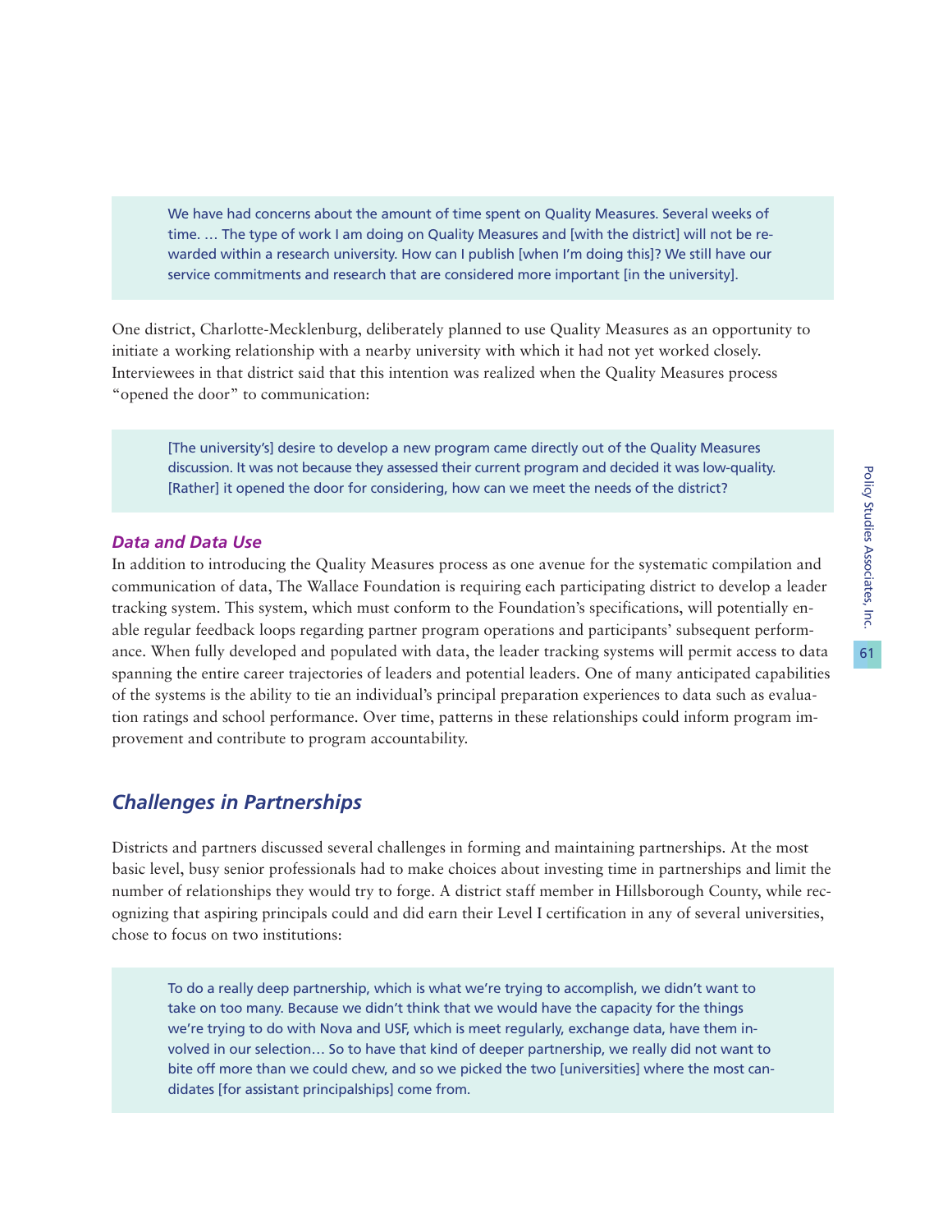> We have had concerns about the amount of time spent on Quality Measures. Several weeks of time. … The type of work I am doing on Quality Measures and [with the district] will not be rewarded within a research university. How can I publish [when I'm doing this]? We still have our service commitments and research that are considered more important [in the university].

One district, Charlotte-Mecklenburg, deliberately planned to use Quality Measures as an opportunity to initiate a working relationship with a nearby university with which it had not yet worked closely. Interviewees in that district said that this intention was realized when the Quality Measures process "opened the door" to communication:

> [The university's] desire to develop a new program came directly out of the Quality Measures discussion. It was not because they assessed their current program and decided it was low-quality. [Rather] it opened the door for considering, how can we meet the needs of the district?

### *Data and Data Use*

In addition to introducing the Quality Measures process as one avenue for the systematic compilation and communication of data, The Wallace Foundation is requiring each participating district to develop a leader tracking system. This system, which must conform to the Foundation's specifications, will potentially enable regular feedback loops regarding partner program operations and participants' subsequent performance. When fully developed and populated with data, the leader tracking systems will permit access to data spanning the entire career trajectories of leaders and potential leaders. One of many anticipated capabilities of the systems is the ability to tie an individual's principal preparation experiences to data such as evaluation ratings and school performance. Over time, patterns in these relationships could inform program improvement and contribute to program accountability.

## *Challenges in Partnerships*

Districts and partners discussed several challenges in forming and maintaining partnerships. At the most basic level, busy senior professionals had to make choices about investing time in partnerships and limit the number of relationships they would try to forge. A district staff member in Hillsborough County, while recognizing that aspiring principals could and did earn their Level I certification in any of several universities, chose to focus on two institutions:

> To do a really deep partnership, which is what we're trying to accomplish, we didn't want to take on too many. Because we didn't think that we would have the capacity for the things we're trying to do with Nova and USF, which is meet regularly, exchange data, have them involved in our selection… So to have that kind of deeper partnership, we really did not want to bite off more than we could chew, and so we picked the two [universities] where the most candidates [for assistant principalships] come from.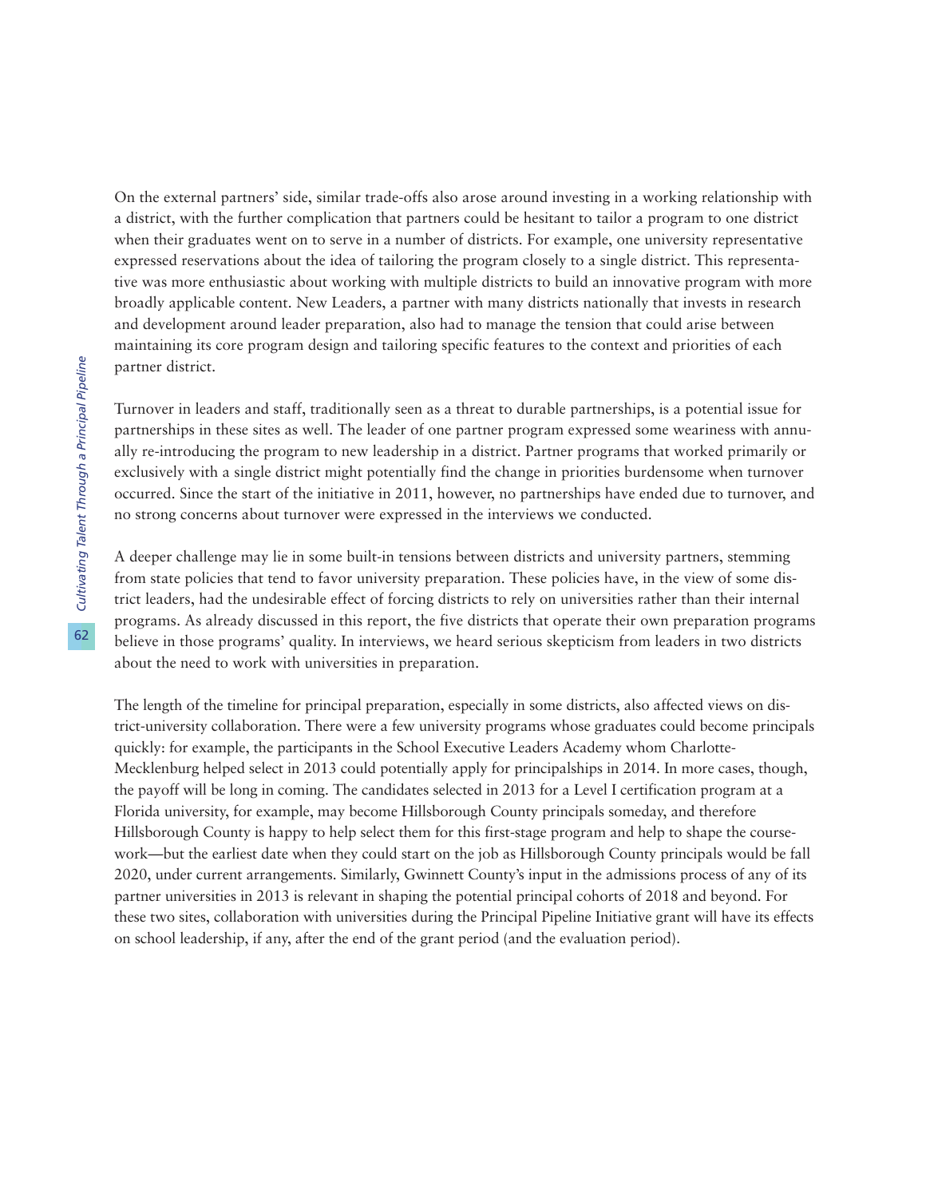On the external partners' side, similar trade-offs also arose around investing in a working relationship with a district, with the further complication that partners could be hesitant to tailor a program to one district when their graduates went on to serve in a number of districts. For example, one university representative expressed reservations about the idea of tailoring the program closely to a single district. This representative was more enthusiastic about working with multiple districts to build an innovative program with more broadly applicable content. New Leaders, a partner with many districts nationally that invests in research and development around leader preparation, also had to manage the tension that could arise between maintaining its core program design and tailoring specific features to the context and priorities of each partner district.

Turnover in leaders and staff, traditionally seen as a threat to durable partnerships, is a potential issue for partnerships in these sites as well. The leader of one partner program expressed some weariness with annually re-introducing the program to new leadership in a district. Partner programs that worked primarily or exclusively with a single district might potentially find the change in priorities burdensome when turnover occurred. Since the start of the initiative in 2011, however, no partnerships have ended due to turnover, and no strong concerns about turnover were expressed in the interviews we conducted.

A deeper challenge may lie in some built-in tensions between districts and university partners, stemming from state policies that tend to favor university preparation. These policies have, in the view of some district leaders, had the undesirable effect of forcing districts to rely on universities rather than their internal programs. As already discussed in this report, the five districts that operate their own preparation programs believe in those programs' quality. In interviews, we heard serious skepticism from leaders in two districts about the need to work with universities in preparation.

The length of the timeline for principal preparation, especially in some districts, also affected views on district-university collaboration. There were a few university programs whose graduates could become principals quickly: for example, the participants in the School Executive Leaders Academy whom Charlotte-Mecklenburg helped select in 2013 could potentially apply for principalships in 2014. In more cases, though, the payoff will be long in coming. The candidates selected in 2013 for a Level I certification program at a Florida university, for example, may become Hillsborough County principals someday, and therefore Hillsborough County is happy to help select them for this first-stage program and help to shape the coursework—but the earliest date when they could start on the job as Hillsborough County principals would be fall 2020, under current arrangements. Similarly, Gwinnett County's input in the admissions process of any of its partner universities in 2013 is relevant in shaping the potential principal cohorts of 2018 and beyond. For these two sites, collaboration with universities during the Principal Pipeline Initiative grant will have its effects on school leadership, if any, after the end of the grant period (and the evaluation period).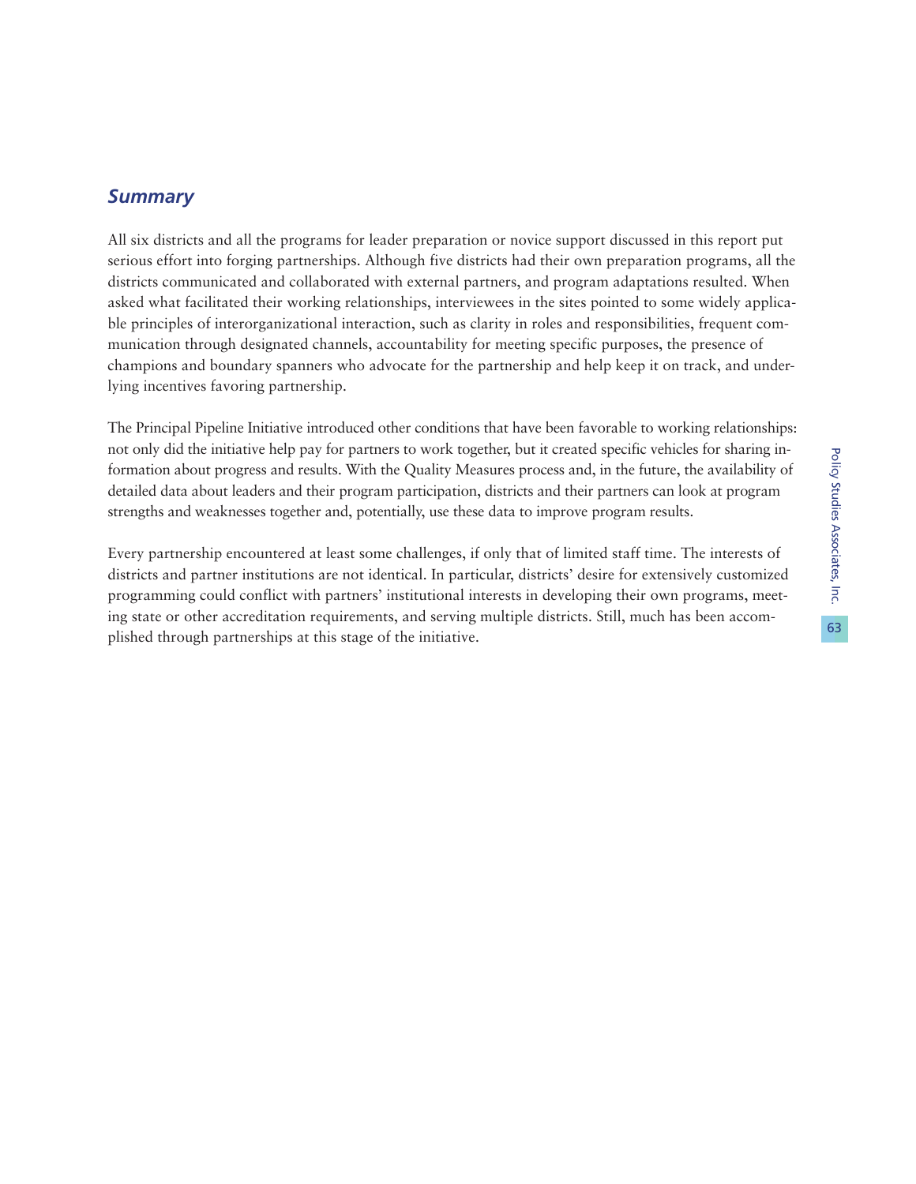## *Summary*

All six districts and all the programs for leader preparation or novice support discussed in this report put serious effort into forging partnerships. Although five districts had their own preparation programs, all the districts communicated and collaborated with external partners, and program adaptations resulted. When asked what facilitated their working relationships, interviewees in the sites pointed to some widely applicable principles of interorganizational interaction, such as clarity in roles and responsibilities, frequent communication through designated channels, accountability for meeting specific purposes, the presence of champions and boundary spanners who advocate for the partnership and help keep it on track, and underlying incentives favoring partnership.

The Principal Pipeline Initiative introduced other conditions that have been favorable to working relationships: not only did the initiative help pay for partners to work together, but it created specific vehicles for sharing information about progress and results. With the Quality Measures process and, in the future, the availability of detailed data about leaders and their program participation, districts and their partners can look at program strengths and weaknesses together and, potentially, use these data to improve program results.

Every partnership encountered at least some challenges, if only that of limited staff time. The interests of districts and partner institutions are not identical. In particular, districts' desire for extensively customized programming could conflict with partners' institutional interests in developing their own programs, meeting state or other accreditation requirements, and serving multiple districts. Still, much has been accomplished through partnerships at this stage of the initiative.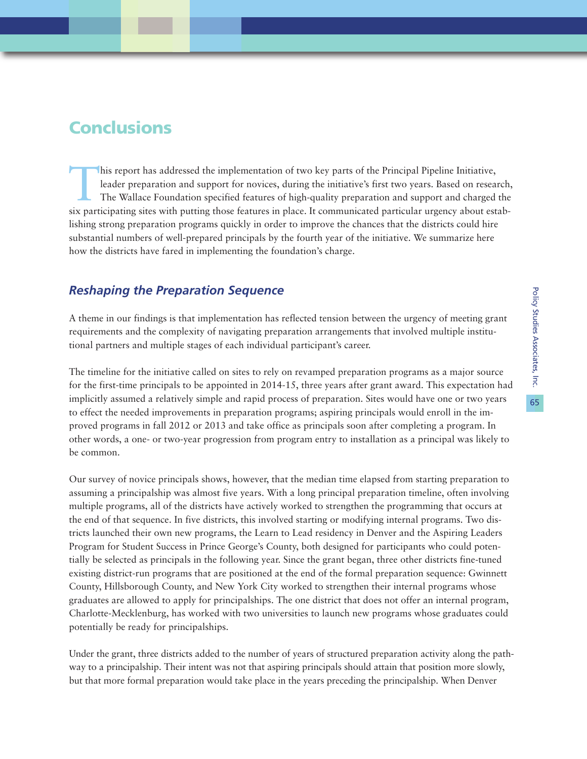# Conclusions

This report has addressed the implementation of two key parts of the Principal Pipeline Initiative, leader preparation and support for novices, during the initiative's first two years. Based on research, The Wallace Foundation specified features of high-quality preparation and support and charged the six participating sites with putting those features in place. It communicated particular urgency about establishing strong preparation programs quickly in order to improve the chances that the districts could hire substantial numbers of well-prepared principals by the fourth year of the initiative. We summarize here how the districts have fared in implementing the foundation's charge.

## *Reshaping the Preparation Sequence*

A theme in our findings is that implementation has reflected tension between the urgency of meeting grant requirements and the complexity of navigating preparation arrangements that involved multiple institutional partners and multiple stages of each individual participant's career.

The timeline for the initiative called on sites to rely on revamped preparation programs as a major source for the first-time principals to be appointed in 2014-15, three years after grant award. This expectation had implicitly assumed a relatively simple and rapid process of preparation. Sites would have one or two years to effect the needed improvements in preparation programs; aspiring principals would enroll in the improved programs in fall 2012 or 2013 and take office as principals soon after completing a program. In other words, a one- or two-year progression from program entry to installation as a principal was likely to be common.

Our survey of novice principals shows, however, that the median time elapsed from starting preparation to assuming a principalship was almost five years. With a long principal preparation timeline, often involving multiple programs, all of the districts have actively worked to strengthen the programming that occurs at the end of that sequence. In five districts, this involved starting or modifying internal programs. Two districts launched their own new programs, the Learn to Lead residency in Denver and the Aspiring Leaders Program for Student Success in Prince George's County, both designed for participants who could potentially be selected as principals in the following year. Since the grant began, three other districts fine-tuned existing district-run programs that are positioned at the end of the formal preparation sequence: Gwinnett County, Hillsborough County, and New York City worked to strengthen their internal programs whose graduates are allowed to apply for principalships. The one district that does not offer an internal program, Charlotte-Mecklenburg, has worked with two universities to launch new programs whose graduates could potentially be ready for principalships.

Under the grant, three districts added to the number of years of structured preparation activity along the pathway to a principalship. Their intent was not that aspiring principals should attain that position more slowly, but that more formal preparation would take place in the years preceding the principalship. When Denver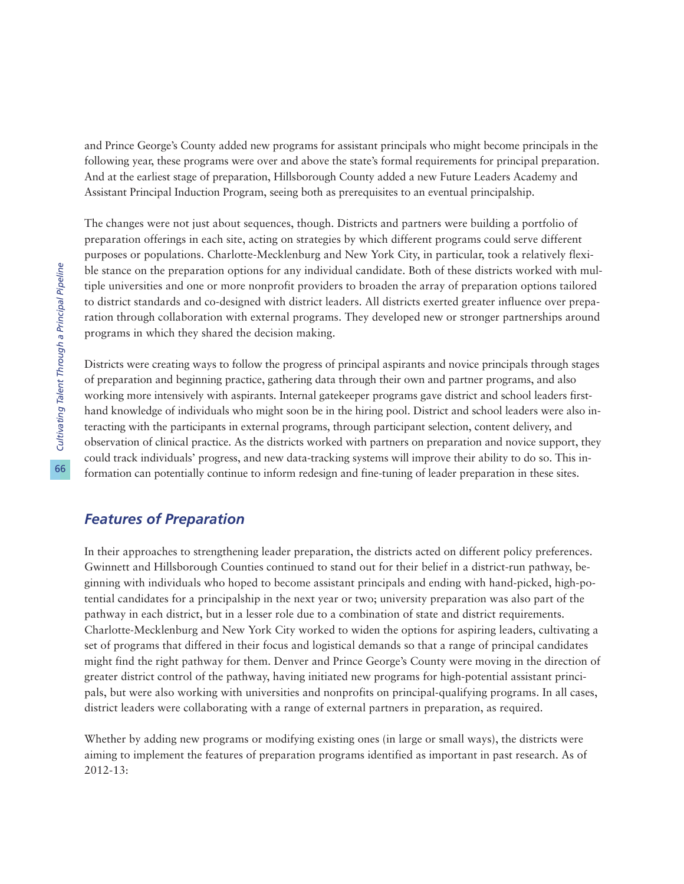and Prince George's County added new programs for assistant principals who might become principals in the following year, these programs were over and above the state's formal requirements for principal preparation. And at the earliest stage of preparation, Hillsborough County added a new Future Leaders Academy and Assistant Principal Induction Program, seeing both as prerequisites to an eventual principalship.

The changes were not just about sequences, though. Districts and partners were building a portfolio of preparation offerings in each site, acting on strategies by which different programs could serve different purposes or populations. Charlotte-Mecklenburg and New York City, in particular, took a relatively flexible stance on the preparation options for any individual candidate. Both of these districts worked with multiple universities and one or more nonprofit providers to broaden the array of preparation options tailored to district standards and co-designed with district leaders. All districts exerted greater influence over preparation through collaboration with external programs. They developed new or stronger partnerships around programs in which they shared the decision making.

Districts were creating ways to follow the progress of principal aspirants and novice principals through stages of preparation and beginning practice, gathering data through their own and partner programs, and also working more intensively with aspirants. Internal gatekeeper programs gave district and school leaders firsthand knowledge of individuals who might soon be in the hiring pool. District and school leaders were also interacting with the participants in external programs, through participant selection, content delivery, and observation of clinical practice. As the districts worked with partners on preparation and novice support, they could track individuals' progress, and new data-tracking systems will improve their ability to do so. This information can potentially continue to inform redesign and fine-tuning of leader preparation in these sites.

## *Features of Preparation*

In their approaches to strengthening leader preparation, the districts acted on different policy preferences. Gwinnett and Hillsborough Counties continued to stand out for their belief in a district-run pathway, beginning with individuals who hoped to become assistant principals and ending with hand-picked, high-potential candidates for a principalship in the next year or two; university preparation was also part of the pathway in each district, but in a lesser role due to a combination of state and district requirements. Charlotte-Mecklenburg and New York City worked to widen the options for aspiring leaders, cultivating a set of programs that differed in their focus and logistical demands so that a range of principal candidates might find the right pathway for them. Denver and Prince George's County were moving in the direction of greater district control of the pathway, having initiated new programs for high-potential assistant principals, but were also working with universities and nonprofits on principal-qualifying programs. In all cases, district leaders were collaborating with a range of external partners in preparation, as required.

Whether by adding new programs or modifying existing ones (in large or small ways), the districts were aiming to implement the features of preparation programs identified as important in past research. As of 2012-13: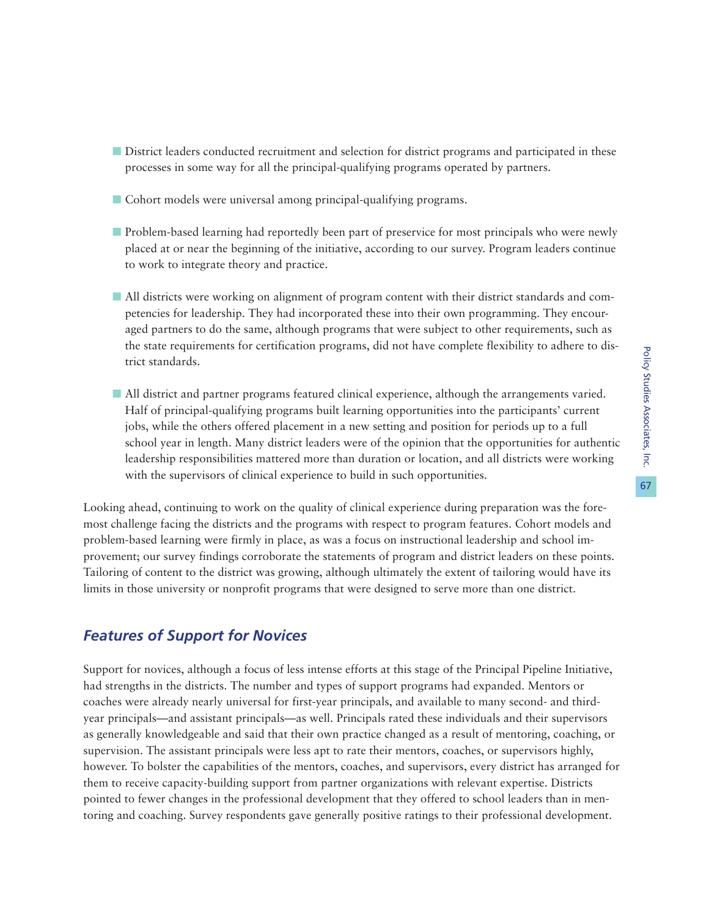- District leaders conducted recruitment and selection for district programs and participated in these processes in some way for all the principal-qualifying programs operated by partners.

- Cohort models were universal among principal-qualifying programs.

- Problem-based learning had reportedly been part of preservice for most principals who were newly placed at or near the beginning of the initiative, according to our survey. Program leaders continue to work to integrate theory and practice.

- All districts were working on alignment of program content with their district standards and competencies for leadership. They had incorporated these into their own programming. They encouraged partners to do the same, although programs that were subject to other requirements, such as the state requirements for certification programs, did not have complete flexibility to adhere to district standards.

- All district and partner programs featured clinical experience, although the arrangements varied. Half of principal-qualifying programs built learning opportunities into the participants' current jobs, while the others offered placement in a new setting and position for periods up to a full school year in length. Many district leaders were of the opinion that the opportunities for authentic leadership responsibilities mattered more than duration or location, and all districts were working with the supervisors of clinical experience to build in such opportunities.

Looking ahead, continuing to work on the quality of clinical experience during preparation was the foremost challenge facing the districts and the programs with respect to program features. Cohort models and problem-based learning were firmly in place, as was a focus on instructional leadership and school improvement; our survey findings corroborate the statements of program and district leaders on these points. Tailoring of content to the district was growing, although ultimately the extent of tailoring would have its limits in those university or nonprofit programs that were designed to serve more than one district.

## *Features of Support for Novices*

Support for novices, although a focus of less intense efforts at this stage of the Principal Pipeline Initiative, had strengths in the districts. The number and types of support programs had expanded. Mentors or coaches were already nearly universal for first-year principals, and available to many second- and third-year principals—and assistant principals—as well. Principals rated these individuals and their supervisors as generally knowledgeable and said that their own practice changed as a result of mentoring, coaching, or supervision. The assistant principals were less apt to rate their mentors, coaches, or supervisors highly, however. To bolster the capabilities of the mentors, coaches, and supervisors, every district has arranged for them to receive capacity-building support from partner organizations with relevant expertise. Districts pointed to fewer changes in the professional development that they offered to school leaders than in mentoring and coaching. Survey respondents gave generally positive ratings to their professional development.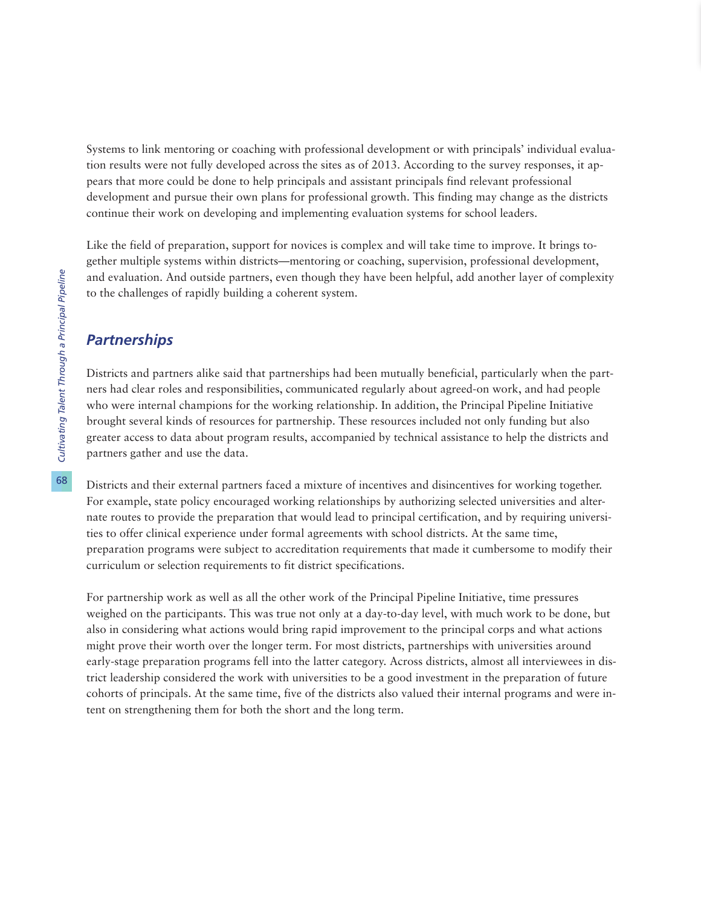Systems to link mentoring or coaching with professional development or with principals' individual evaluation results were not fully developed across the sites as of 2013. According to the survey responses, it appears that more could be done to help principals and assistant principals find relevant professional development and pursue their own plans for professional growth. This finding may change as the districts continue their work on developing and implementing evaluation systems for school leaders.

Like the field of preparation, support for novices is complex and will take time to improve. It brings together multiple systems within districts—mentoring or coaching, supervision, professional development, and evaluation. And outside partners, even though they have been helpful, add another layer of complexity to the challenges of rapidly building a coherent system.

## *Partnerships*

Districts and partners alike said that partnerships had been mutually beneficial, particularly when the partners had clear roles and responsibilities, communicated regularly about agreed-on work, and had people who were internal champions for the working relationship. In addition, the Principal Pipeline Initiative brought several kinds of resources for partnership. These resources included not only funding but also greater access to data about program results, accompanied by technical assistance to help the districts and partners gather and use the data.

Districts and their external partners faced a mixture of incentives and disincentives for working together. For example, state policy encouraged working relationships by authorizing selected universities and alternate routes to provide the preparation that would lead to principal certification, and by requiring universities to offer clinical experience under formal agreements with school districts. At the same time, preparation programs were subject to accreditation requirements that made it cumbersome to modify their curriculum or selection requirements to fit district specifications.

For partnership work as well as all the other work of the Principal Pipeline Initiative, time pressures weighed on the participants. This was true not only at a day-to-day level, with much work to be done, but also in considering what actions would bring rapid improvement to the principal corps and what actions might prove their worth over the longer term. For most districts, partnerships with universities around early-stage preparation programs fell into the latter category. Across districts, almost all interviewees in district leadership considered the work with universities to be a good investment in the preparation of future cohorts of principals. At the same time, five of the districts also valued their internal programs and were intent on strengthening them for both the short and the long term.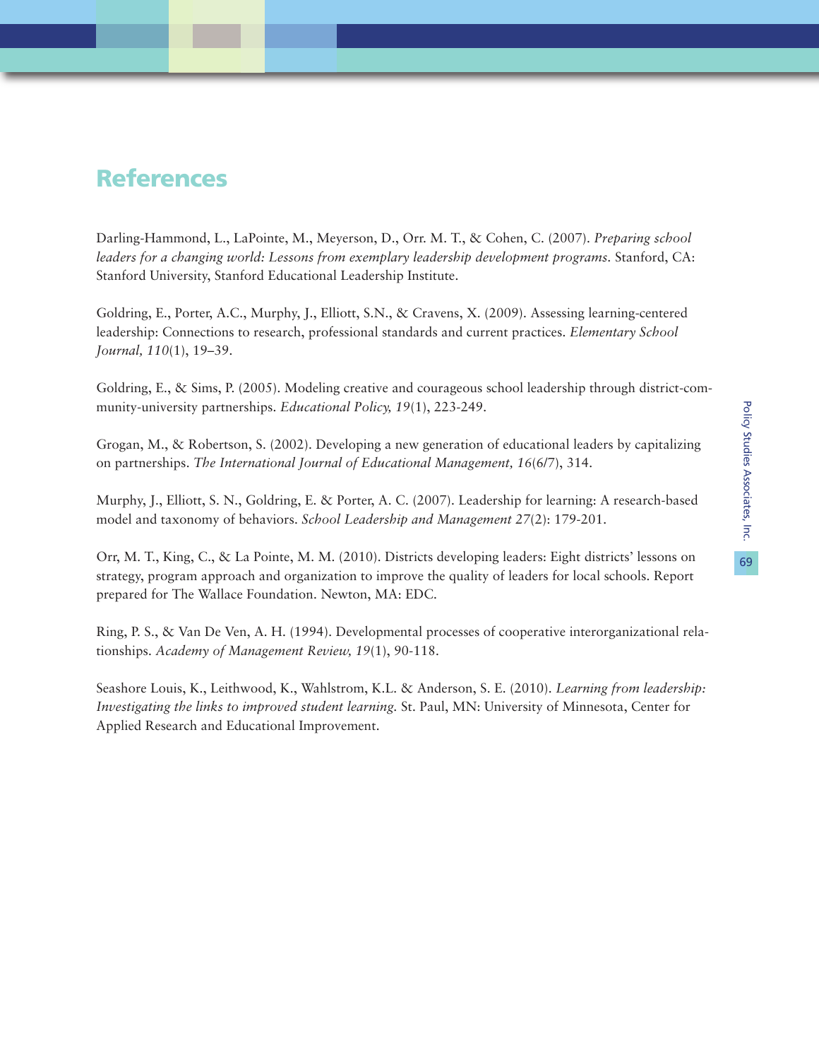## References

Darling-Hammond, L., LaPointe, M., Meyerson, D., Orr. M. T., & Cohen, C. (2007). *Preparing school leaders for a changing world: Lessons from exemplary leadership development programs*. Stanford, CA: Stanford University, Stanford Educational Leadership Institute.

Goldring, E., Porter, A.C., Murphy, J., Elliott, S.N., & Cravens, X. (2009). Assessing learning-centered leadership: Connections to research, professional standards and current practices. *Elementary School Journal, 110*(1), 19–39.

Goldring, E., & Sims, P. (2005). Modeling creative and courageous school leadership through district-community-university partnerships. *Educational Policy, 19*(1), 223-249.

Grogan, M., & Robertson, S. (2002). Developing a new generation of educational leaders by capitalizing on partnerships. *The International Journal of Educational Management, 16*(6/7), 314.

Murphy, J., Elliott, S. N., Goldring, E. & Porter, A. C. (2007). Leadership for learning: A research-based model and taxonomy of behaviors. *School Leadership and Management 27*(2): 179-201.

Orr, M. T., King, C., & La Pointe, M. M. (2010). Districts developing leaders: Eight districts' lessons on strategy, program approach and organization to improve the quality of leaders for local schools. Report prepared for The Wallace Foundation. Newton, MA: EDC.

Ring, P. S., & Van De Ven, A. H. (1994). Developmental processes of cooperative interorganizational relationships. *Academy of Management Review, 19*(1), 90-118.

Seashore Louis, K., Leithwood, K., Wahlstrom, K.L. & Anderson, S. E. (2010). *Learning from leadership: Investigating the links to improved student learning.* St. Paul, MN: University of Minnesota, Center for Applied Research and Educational Improvement.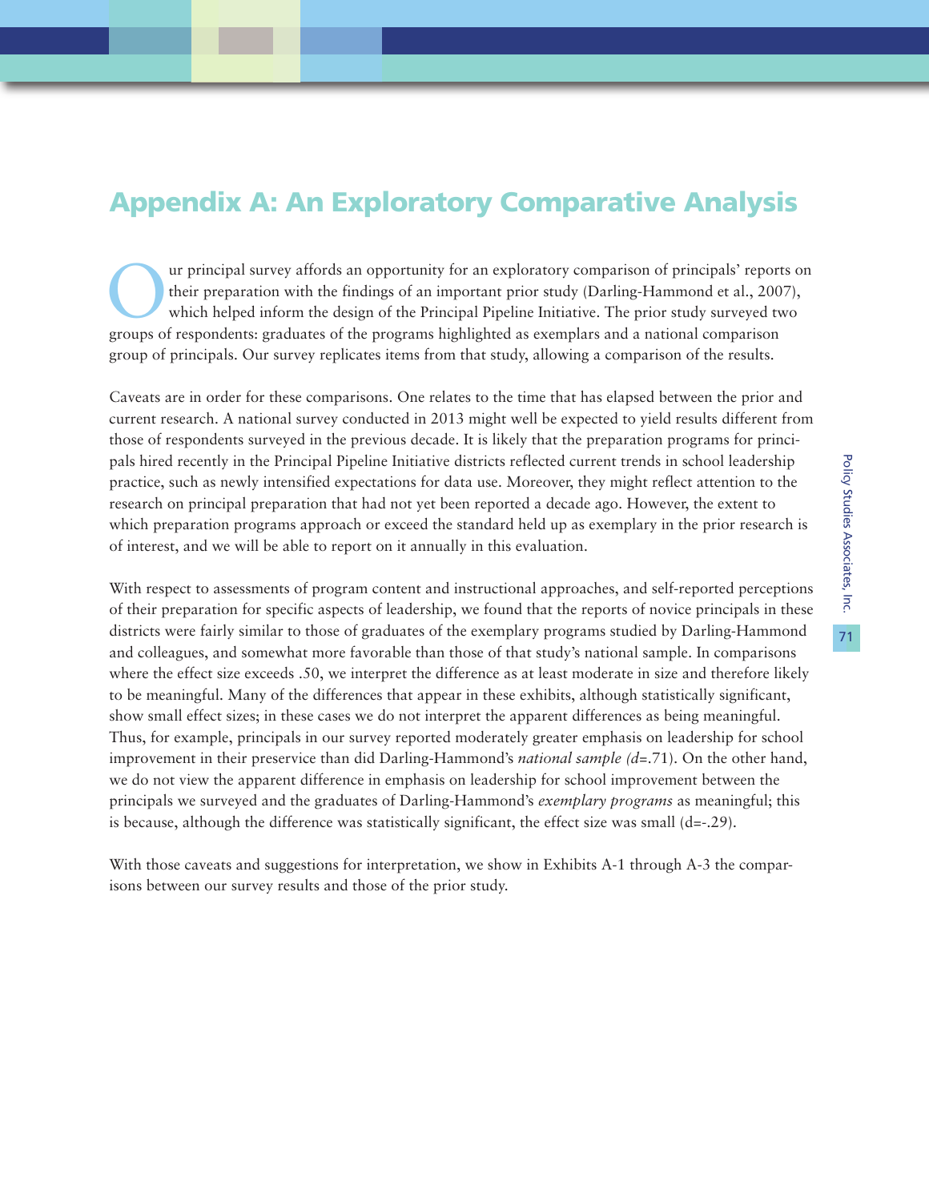# Appendix A: An Exploratory Comparative Analysis

Our principal survey affords an opportunity for an exploratory comparison of principals' reports on their preparation with the findings of an important prior study (Darling-Hammond et al., 2007), which helped inform the design of the Principal Pipeline Initiative. The prior study surveyed two groups of respondents: graduates of the programs highlighted as exemplars and a national comparison group of principals. Our survey replicates items from that study, allowing a comparison of the results.

Caveats are in order for these comparisons. One relates to the time that has elapsed between the prior and current research. A national survey conducted in 2013 might well be expected to yield results different from those of respondents surveyed in the previous decade. It is likely that the preparation programs for principals hired recently in the Principal Pipeline Initiative districts reflected current trends in school leadership practice, such as newly intensified expectations for data use. Moreover, they might reflect attention to the research on principal preparation that had not yet been reported a decade ago. However, the extent to which preparation programs approach or exceed the standard held up as exemplary in the prior research is of interest, and we will be able to report on it annually in this evaluation.

With respect to assessments of program content and instructional approaches, and self-reported perceptions of their preparation for specific aspects of leadership, we found that the reports of novice principals in these districts were fairly similar to those of graduates of the exemplary programs studied by Darling-Hammond and colleagues, and somewhat more favorable than those of that study's national sample. In comparisons where the effect size exceeds .50, we interpret the difference as at least moderate in size and therefore likely to be meaningful. Many of the differences that appear in these exhibits, although statistically significant, show small effect sizes; in these cases we do not interpret the apparent differences as being meaningful. Thus, for example, principals in our survey reported moderately greater emphasis on leadership for school improvement in their preservice than did Darling-Hammond's *national sample (d*=.71). On the other hand, we do not view the apparent difference in emphasis on leadership for school improvement between the principals we surveyed and the graduates of Darling-Hammond's *exemplary programs* as meaningful; this is because, although the difference was statistically significant, the effect size was small (d=-.29).

With those caveats and suggestions for interpretation, we show in Exhibits A-1 through A-3 the comparisons between our survey results and those of the prior study.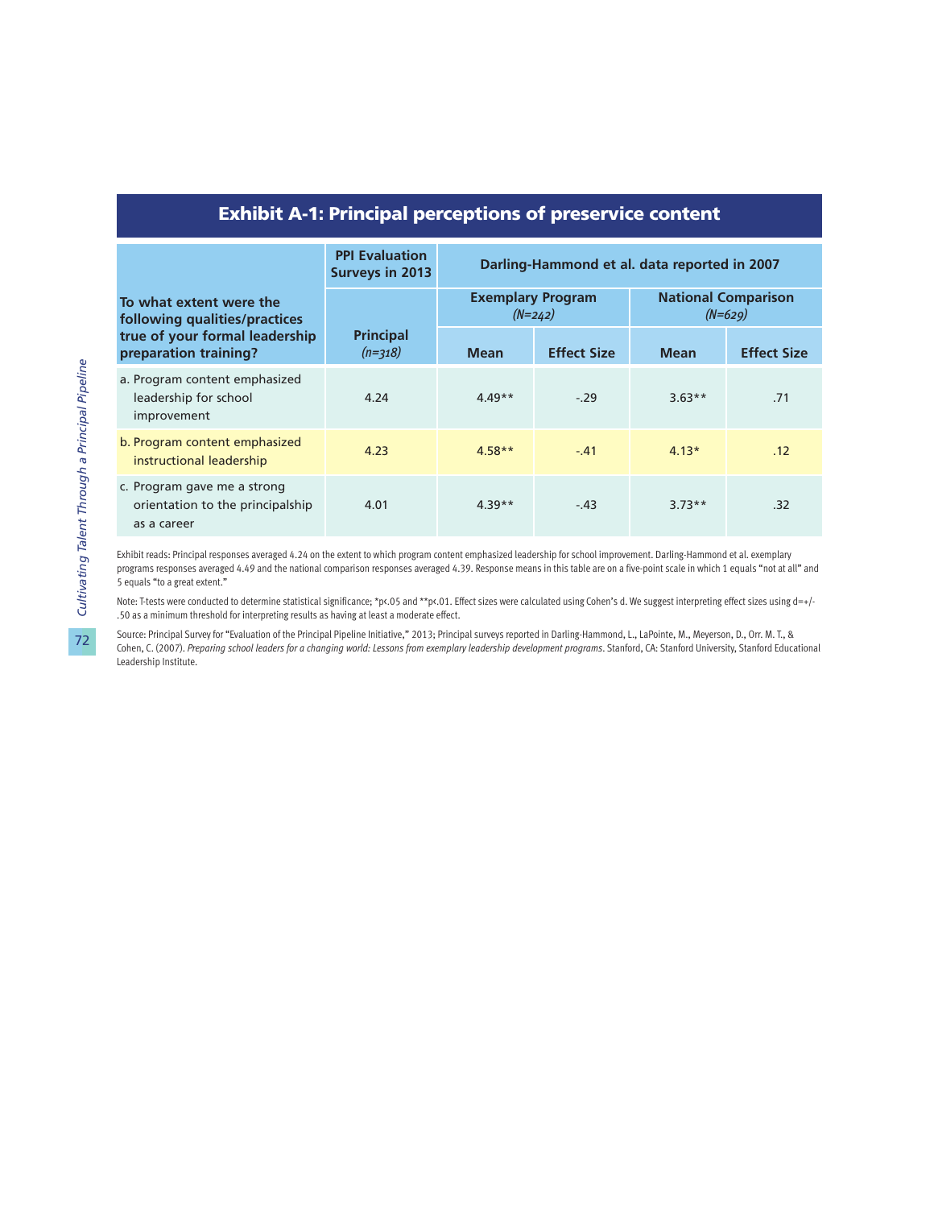## Exhibit A-1: Principal perceptions of preservice content

| To what extent were the following qualities/practices true of your formal leadership preparation training? | PPI Evaluation Surveys in 2013 | Darling-Hammond et al. data reported in 2007 | | | |
|---|---|---|---|---|---|
| | Principal *(n=318)* | Exemplary Program *(N=242)* | | National Comparison *(N=629)* | |
| | | Mean | Effect Size | Mean | Effect Size |
| a. Program content emphasized leadership for school improvement | 4.24 | 4.49** | -.29 | 3.63** | .71 |
| b. Program content emphasized instructional leadership | 4.23 | 4.58** | -.41 | 4.13* | .12 |
| c. Program gave me a strong orientation to the principalship as a career | 4.01 | 4.39** | -.43 | 3.73** | .32 |

Exhibit reads: Principal responses averaged 4.24 on the extent to which program content emphasized leadership for school improvement. Darling-Hammond et al. exemplary programs responses averaged 4.49 and the national comparison responses averaged 4.39. Response means in this table are on a five-point scale in which 1 equals "not at all" and 5 equals "to a great extent."

Note: T-tests were conducted to determine statistical significance; *p<.05 and **p<.01. Effect sizes were calculated using Cohen's d. We suggest interpreting effect sizes using d=+/-.50 as a minimum threshold for interpreting results as having at least a moderate effect.

Source: Principal Survey for "Evaluation of the Principal Pipeline Initiative," 2013; Principal surveys reported in Darling-Hammond, L., LaPointe, M., Meyerson, D., Orr. M. T., & Cohen, C. (2007). *Preparing school leaders for a changing world: Lessons from exemplary leadership development programs*. Stanford, CA: Stanford University, Stanford Educational Leadership Institute.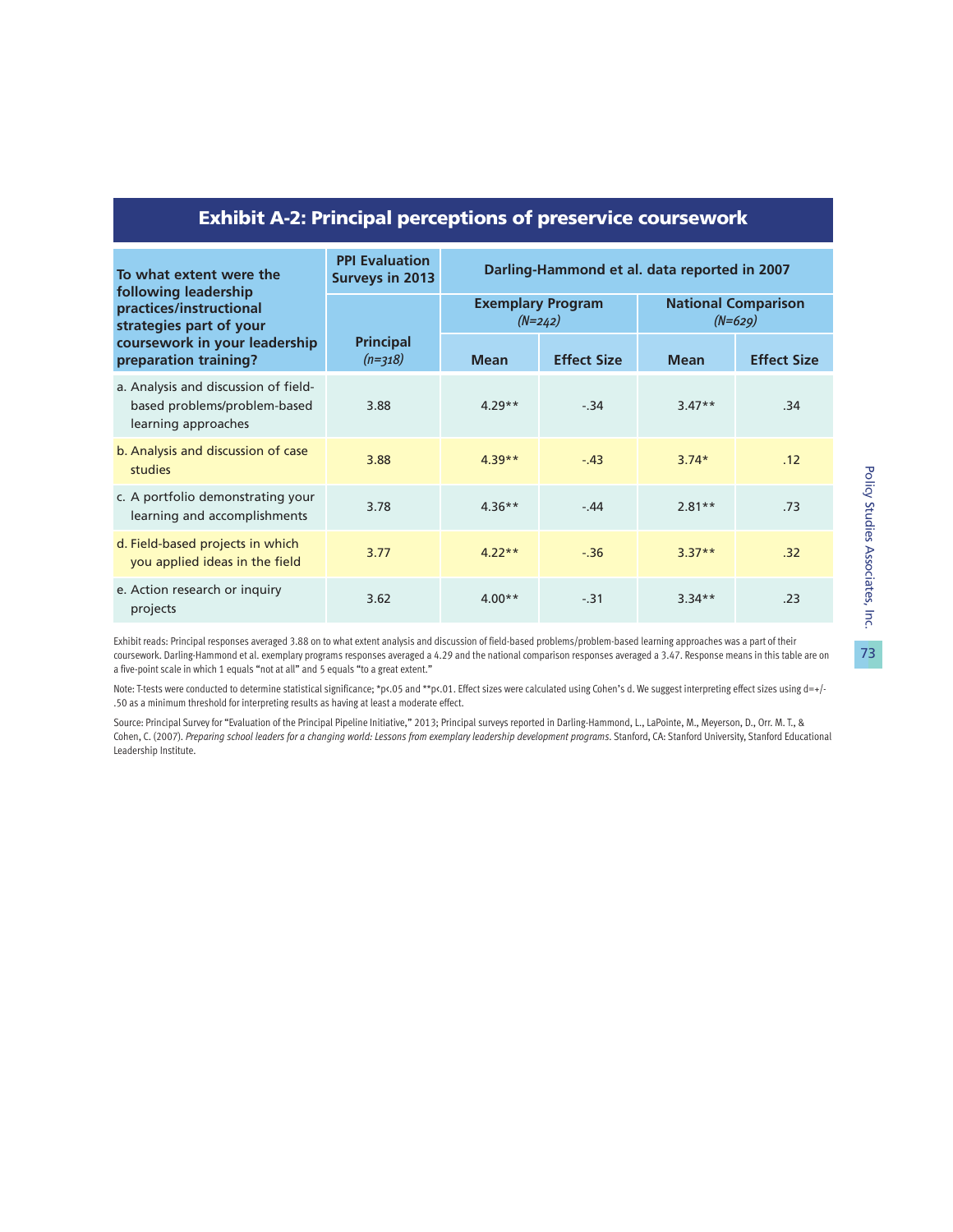## Exhibit A-2: Principal perceptions of preservice coursework

| To what extent were the following leadership practices/instructional strategies part of your coursework in your leadership preparation training? | PPI Evaluation Surveys in 2013 | Darling-Hammond et al. data reported in 2007 | | | |
|---|---|---|---|---|---|
| | | Exemplary Program *(N=242)* | | National Comparison *(N=629)* | |
| | Principal *(n=318)* | Mean | Effect Size | Mean | Effect Size |
| a. Analysis and discussion of field-based problems/problem-based learning approaches | 3.88 | 4.29** | -.34 | 3.47** | .34 |
| b. Analysis and discussion of case studies | 3.88 | 4.39** | -.43 | 3.74* | .12 |
| c. A portfolio demonstrating your learning and accomplishments | 3.78 | 4.36** | -.44 | 2.81** | .73 |
| d. Field-based projects in which you applied ideas in the field | 3.77 | 4.22** | -.36 | 3.37** | .32 |
| e. Action research or inquiry projects | 3.62 | 4.00** | -.31 | 3.34** | .23 |

Exhibit reads: Principal responses averaged 3.88 on to what extent analysis and discussion of field-based problems/problem-based learning approaches was a part of their coursework. Darling-Hammond et al. exemplary programs responses averaged a 4.29 and the national comparison responses averaged a 3.47. Response means in this table are on a five-point scale in which 1 equals "not at all" and 5 equals "to a great extent."

Note: T-tests were conducted to determine statistical significance; *$p<.05$ and **$p<.01$. Effect sizes were calculated using Cohen's d. We suggest interpreting effect sizes using d=+/-.50 as a minimum threshold for interpreting results as having at least a moderate effect.

Source: Principal Survey for "Evaluation of the Principal Pipeline Initiative," 2013; Principal surveys reported in Darling-Hammond, L., LaPointe, M., Meyerson, D., Orr. M. T., & Cohen, C. (2007). *Preparing school leaders for a changing world: Lessons from exemplary leadership development programs*. Stanford, CA: Stanford University, Stanford Educational Leadership Institute.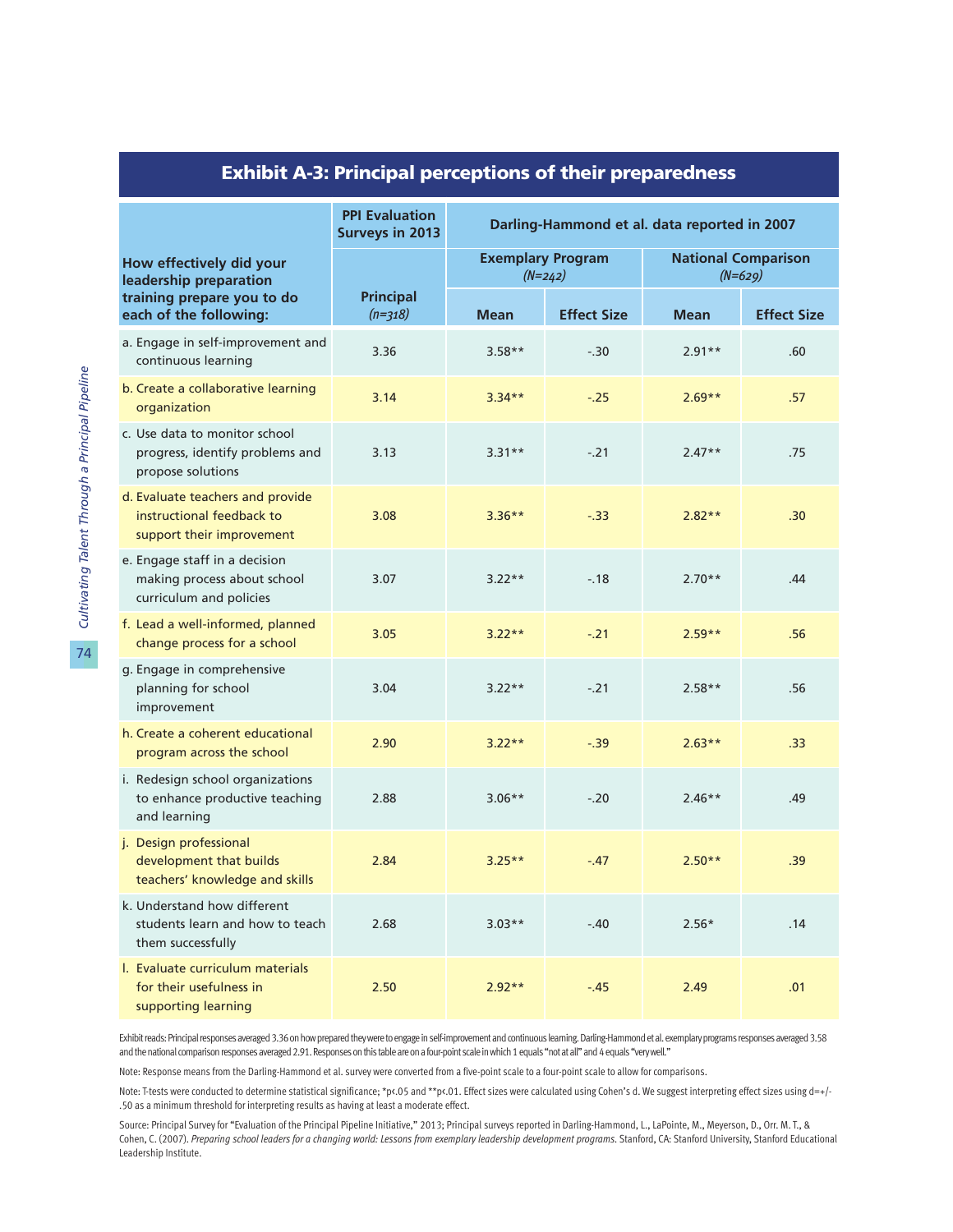## Exhibit A-3: Principal perceptions of their preparedness

| How effectively did your leadership preparation training prepare you to do each of the following: | PPI Evaluation Surveys in 2013 | Darling-Hammond et al. data reported in 2007 | | | |
|---|---|---|---|---|---|
| | | Exemplary Program *(N=242)* | | National Comparison *(N=629)* | |
| | Principal *(n=318)* | Mean | Effect Size | Mean | Effect Size |
| a. Engage in self-improvement and continuous learning | 3.36 | 3.58** | -.30 | 2.91** | .60 |
| b. Create a collaborative learning organization | 3.14 | 3.34** | -.25 | 2.69** | .57 |
| c. Use data to monitor school progress, identify problems and propose solutions | 3.13 | 3.31** | -.21 | 2.47** | .75 |
| d. Evaluate teachers and provide instructional feedback to support their improvement | 3.08 | 3.36** | -.33 | 2.82** | .30 |
| e. Engage staff in a decision making process about school curriculum and policies | 3.07 | 3.22** | -.18 | 2.70** | .44 |
| f. Lead a well-informed, planned change process for a school | 3.05 | 3.22** | -.21 | 2.59** | .56 |
| g. Engage in comprehensive planning for school improvement | 3.04 | 3.22** | -.21 | 2.58** | .56 |
| h. Create a coherent educational program across the school | 2.90 | 3.22** | -.39 | 2.63** | .33 |
| i. Redesign school organizations to enhance productive teaching and learning | 2.88 | 3.06** | -.20 | 2.46** | .49 |
| j. Design professional development that builds teachers' knowledge and skills | 2.84 | 3.25** | -.47 | 2.50** | .39 |
| k. Understand how different students learn and how to teach them successfully | 2.68 | 3.03** | -.40 | 2.56* | .14 |
| l. Evaluate curriculum materials for their usefulness in supporting learning | 2.50 | 2.92** | -.45 | 2.49 | .01 |

Exhibit reads: Principal responses averaged 3.36 on how prepared they were to engage in self-improvement and continuous learning. Darling-Hammond et al. exemplary programs responses averaged 3.58 and the national comparison responses averaged 2.91. Responses on this table are on a four-point scale in which 1 equals "not at all" and 4 equals "very well."

Note: Response means from the Darling-Hammond et al. survey were converted from a five-point scale to a four-point scale to allow for comparisons.

Note: T-tests were conducted to determine statistical significance; *p<.05 and **p<.01. Effect sizes were calculated using Cohen's d. We suggest interpreting effect sizes using d=+/-.50 as a minimum threshold for interpreting results as having at least a moderate effect.

Source: Principal Survey for "Evaluation of the Principal Pipeline Initiative," 2013; Principal surveys reported in Darling-Hammond, L., LaPointe, M., Meyerson, D., Orr. M. T., & Cohen, C. (2007). *Preparing school leaders for a changing world: Lessons from exemplary leadership development programs.* Stanford, CA: Stanford University, Stanford Educational Leadership Institute.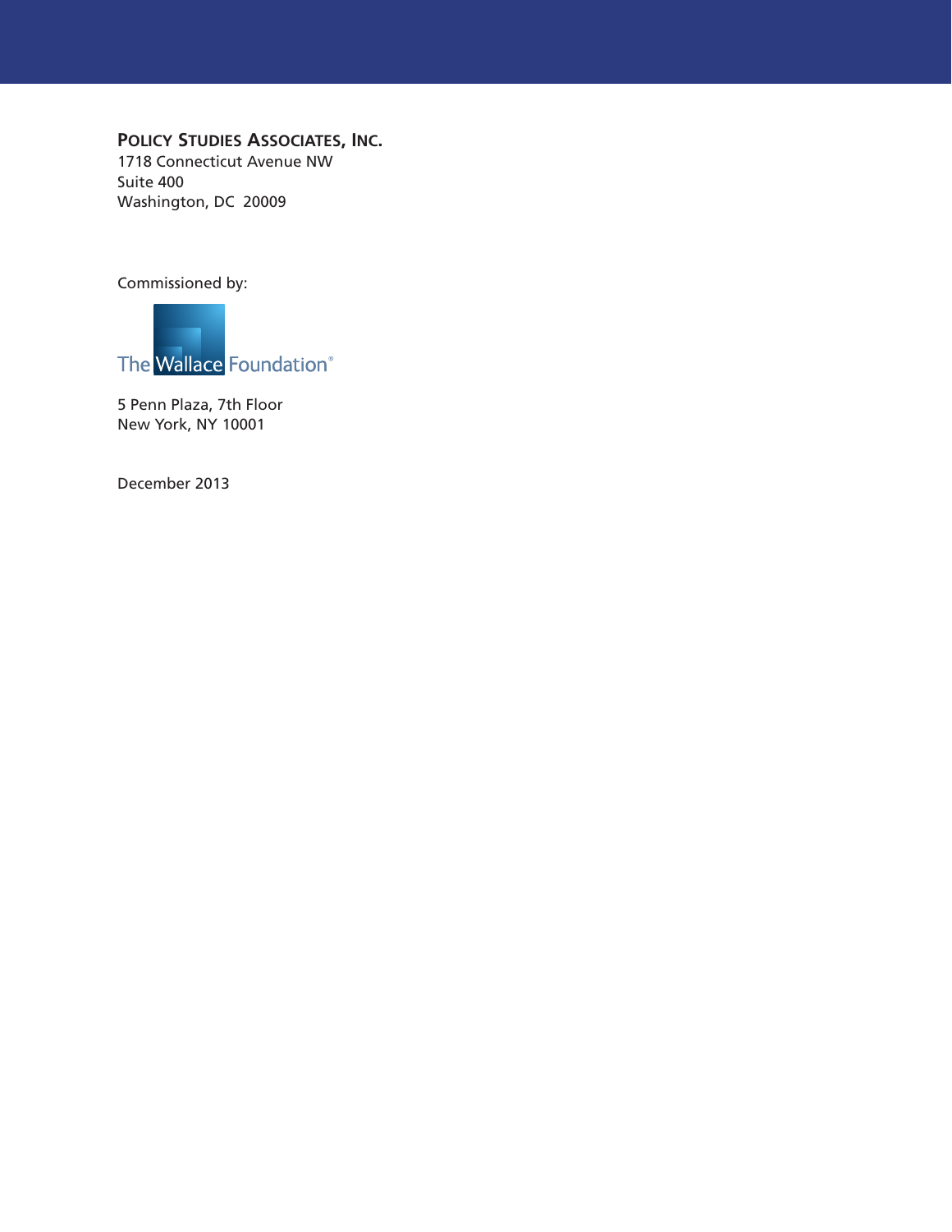**POLICY STUDIES ASSOCIATES, INC.**
1718 Connecticut Avenue NW
Suite 400
Washington, DC 20009

Commissioned by:

The Wallace Foundation®

5 Penn Plaza, 7th Floor
New York, NY 10001

December 2013